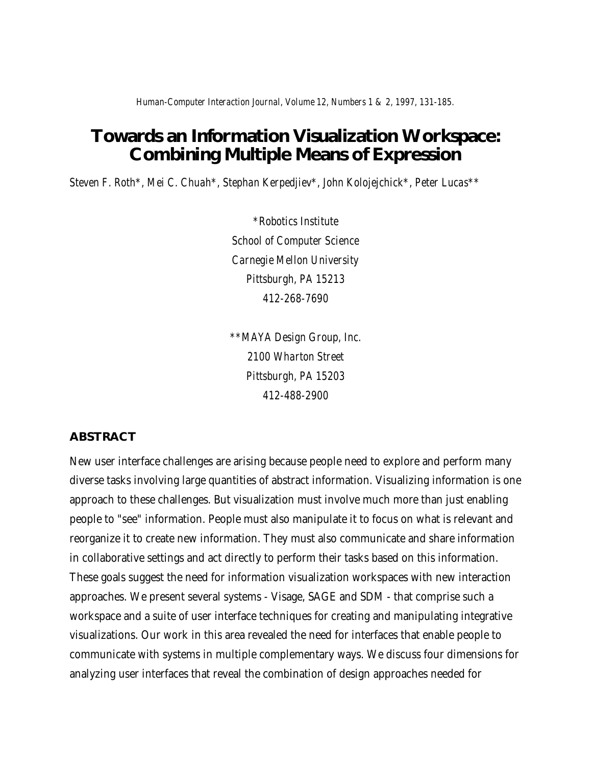*Human-Computer Interaction Journal, Volume 12, Numbers 1 & 2, 1997, 131-185.*

# Towards an Information Visualization Workspace: Combining Multiple Means of Expression

*Steven F. Roth\*, Mei C. Chuah\*, Stephan Kerpedjiev\*, John Kolojejchick\*, Peter Lucas\*\**

*\*Robotics Institute*
*School of Computer Science*
*Carnegie Mellon University*
*Pittsburgh, PA 15213*
*412-268-7690*

*\*\*MAYA Design Group, Inc.*
*2100 Wharton Street*
*Pittsburgh, PA 15203*
*412-488-2900*

## ABSTRACT

New user interface challenges are arising because people need to explore and perform many diverse tasks involving large quantities of abstract information. Visualizing information is one approach to these challenges. But visualization must involve much more than just enabling people to "see" information. People must also manipulate it to focus on what is relevant and reorganize it to create new information. They must also communicate and share information in collaborative settings and act directly to perform their tasks based on this information. These goals suggest the need for information visualization workspaces with new interaction approaches. We present several systems - Visage, SAGE and SDM - that comprise such a workspace and a suite of user interface techniques for creating and manipulating integrative visualizations. Our work in this area revealed the need for interfaces that enable people to communicate with systems in multiple complementary ways. We discuss four dimensions for analyzing user interfaces that reveal the combination of design approaches needed for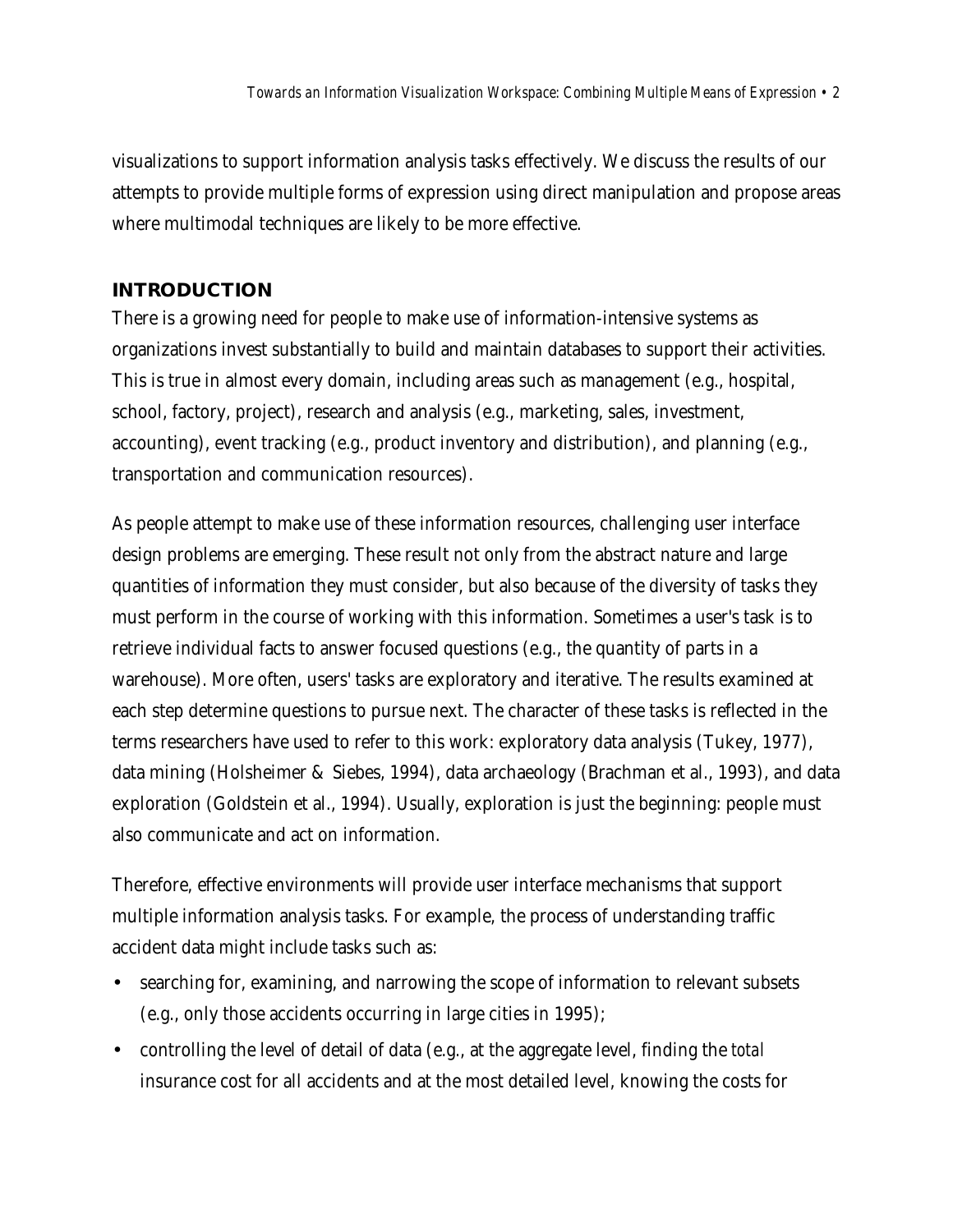visualizations to support information analysis tasks effectively. We discuss the results of our attempts to provide multiple forms of expression using direct manipulation and propose areas where multimodal techniques are likely to be more effective.

## INTRODUCTION

There is a growing need for people to make use of information-intensive systems as organizations invest substantially to build and maintain databases to support their activities. This is true in almost every domain, including areas such as management (e.g., hospital, school, factory, project), research and analysis (e.g., marketing, sales, investment, accounting), event tracking (e.g., product inventory and distribution), and planning (e.g., transportation and communication resources).

As people attempt to make use of these information resources, challenging user interface design problems are emerging. These result not only from the abstract nature and large quantities of information they must consider, but also because of the diversity of tasks they must perform in the course of working with this information. Sometimes a user's task is to retrieve individual facts to answer focused questions (e.g., the quantity of parts in a warehouse). More often, users' tasks are exploratory and iterative. The results examined at each step determine questions to pursue next. The character of these tasks is reflected in the terms researchers have used to refer to this work: exploratory data analysis (Tukey, 1977), data mining (Holsheimer & Siebes, 1994), data archaeology (Brachman et al., 1993), and data exploration (Goldstein et al., 1994). Usually, exploration is just the beginning: people must also communicate and act on information.

Therefore, effective environments will provide user interface mechanisms that support multiple information analysis tasks. For example, the process of understanding traffic accident data might include tasks such as:

- searching for, examining, and narrowing the scope of information to relevant subsets (e.g., only those accidents occurring in large cities in 1995);
- controlling the level of detail of data (e.g., at the aggregate level, finding the *total* insurance cost for all accidents and at the most detailed level, knowing the costs for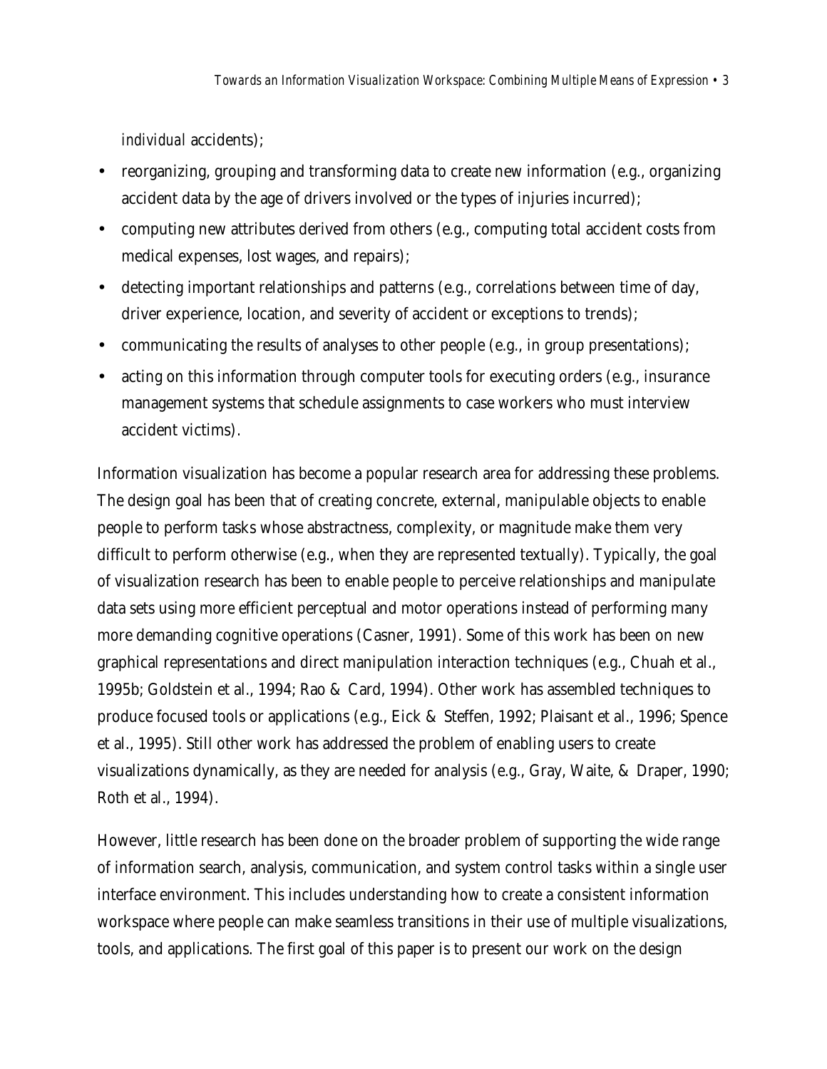*individual* accidents);

- reorganizing, grouping and transforming data to create new information (e.g., organizing accident data by the age of drivers involved or the types of injuries incurred);
- computing new attributes derived from others (e.g., computing total accident costs from medical expenses, lost wages, and repairs);
- detecting important relationships and patterns (e.g., correlations between time of day, driver experience, location, and severity of accident or exceptions to trends);
- communicating the results of analyses to other people (e.g., in group presentations);
- acting on this information through computer tools for executing orders (e.g., insurance management systems that schedule assignments to case workers who must interview accident victims).

Information visualization has become a popular research area for addressing these problems. The design goal has been that of creating concrete, external, manipulable objects to enable people to perform tasks whose abstractness, complexity, or magnitude make them very difficult to perform otherwise (e.g., when they are represented textually). Typically, the goal of visualization research has been to enable people to perceive relationships and manipulate data sets using more efficient perceptual and motor operations instead of performing many more demanding cognitive operations (Casner, 1991). Some of this work has been on new graphical representations and direct manipulation interaction techniques (e.g., Chuah et al., 1995b; Goldstein et al., 1994; Rao & Card, 1994). Other work has assembled techniques to produce focused tools or applications (e.g., Eick & Steffen, 1992; Plaisant et al., 1996; Spence et al., 1995). Still other work has addressed the problem of enabling users to create visualizations dynamically, as they are needed for analysis (e.g., Gray, Waite, & Draper, 1990; Roth et al., 1994).

However, little research has been done on the broader problem of supporting the wide range of information search, analysis, communication, and system control tasks within a single user interface environment. This includes understanding how to create a consistent information workspace where people can make seamless transitions in their use of multiple visualizations, tools, and applications. The first goal of this paper is to present our work on the design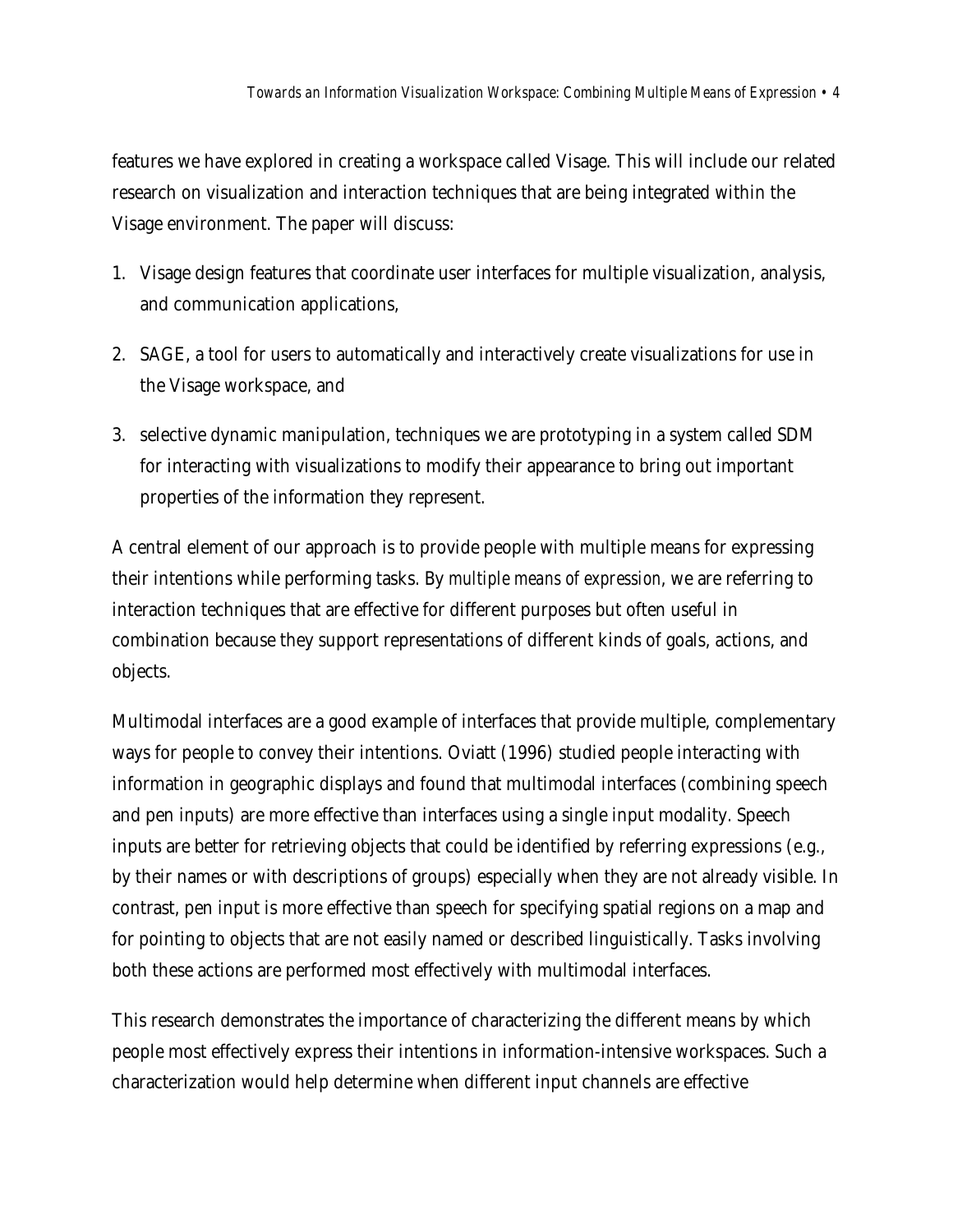features we have explored in creating a workspace called Visage. This will include our related research on visualization and interaction techniques that are being integrated within the Visage environment. The paper will discuss:

1. Visage design features that coordinate user interfaces for multiple visualization, analysis, and communication applications,
2. SAGE, a tool for users to automatically and interactively create visualizations for use in the Visage workspace, and
3. selective dynamic manipulation, techniques we are prototyping in a system called SDM for interacting with visualizations to modify their appearance to bring out important properties of the information they represent.

A central element of our approach is to provide people with multiple means for expressing their intentions while performing tasks. By *multiple means of expression*, we are referring to interaction techniques that are effective for different purposes but often useful in combination because they support representations of different kinds of goals, actions, and objects.

Multimodal interfaces are a good example of interfaces that provide multiple, complementary ways for people to convey their intentions. Oviatt (1996) studied people interacting with information in geographic displays and found that multimodal interfaces (combining speech and pen inputs) are more effective than interfaces using a single input modality. Speech inputs are better for retrieving objects that could be identified by referring expressions (e.g., by their names or with descriptions of groups) especially when they are not already visible. In contrast, pen input is more effective than speech for specifying spatial regions on a map and for pointing to objects that are not easily named or described linguistically. Tasks involving both these actions are performed most effectively with multimodal interfaces.

This research demonstrates the importance of characterizing the different means by which people most effectively express their intentions in information-intensive workspaces. Such a characterization would help determine when different input channels are effective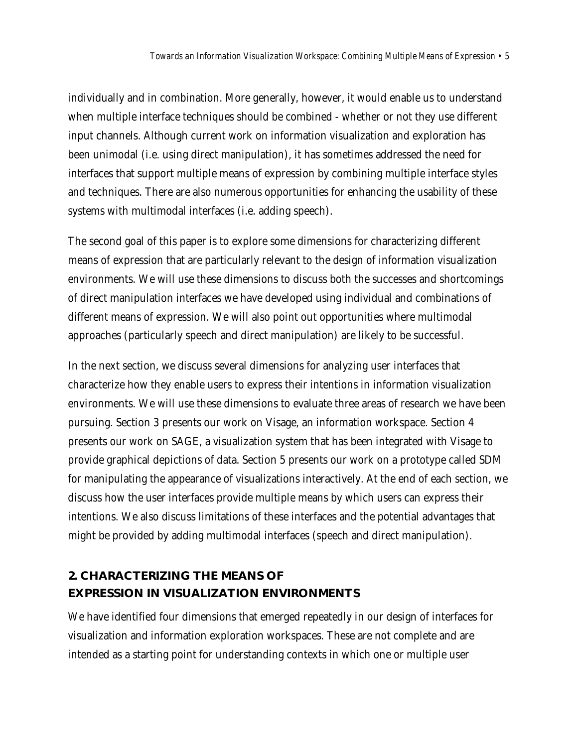individually and in combination. More generally, however, it would enable us to understand when multiple interface techniques should be combined - whether or not they use different input channels. Although current work on information visualization and exploration has been unimodal (i.e. using direct manipulation), it has sometimes addressed the need for interfaces that support multiple means of expression by combining multiple interface styles and techniques. There are also numerous opportunities for enhancing the usability of these systems with multimodal interfaces (i.e. adding speech).

The second goal of this paper is to explore some dimensions for characterizing different means of expression that are particularly relevant to the design of information visualization environments. We will use these dimensions to discuss both the successes and shortcomings of direct manipulation interfaces we have developed using individual and combinations of different means of expression. We will also point out opportunities where multimodal approaches (particularly speech and direct manipulation) are likely to be successful.

In the next section, we discuss several dimensions for analyzing user interfaces that characterize how they enable users to express their intentions in information visualization environments. We will use these dimensions to evaluate three areas of research we have been pursuing. Section 3 presents our work on Visage, an information workspace. Section 4 presents our work on SAGE, a visualization system that has been integrated with Visage to provide graphical depictions of data. Section 5 presents our work on a prototype called SDM for manipulating the appearance of visualizations interactively. At the end of each section, we discuss how the user interfaces provide multiple means by which users can express their intentions. We also discuss limitations of these interfaces and the potential advantages that might be provided by adding multimodal interfaces (speech and direct manipulation).

## 2. CHARACTERIZING THE MEANS OF EXPRESSION IN VISUALIZATION ENVIRONMENTS

We have identified four dimensions that emerged repeatedly in our design of interfaces for visualization and information exploration workspaces. These are not complete and are intended as a starting point for understanding contexts in which one or multiple user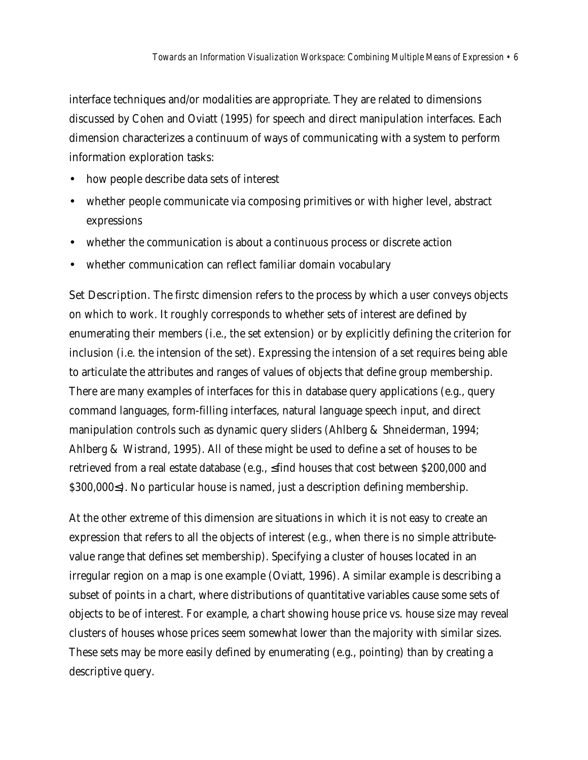interface techniques and/or modalities are appropriate. They are related to dimensions discussed by Cohen and Oviatt (1995) for speech and direct manipulation interfaces. Each dimension characterizes a continuum of ways of communicating with a system to perform information exploration tasks:

- how people describe data sets of interest
- whether people communicate via composing primitives or with higher level, abstract expressions
- whether the communication is about a continuous process or discrete action
- whether communication can reflect familiar domain vocabulary

Set Description. The firstc dimension refers to the process by which a user conveys objects on which to work. It roughly corresponds to whether sets of interest are defined by enumerating their members (i.e., the set extension) or by explicitly defining the criterion for inclusion (i.e. the intension of the set). Expressing the intension of a set requires being able to articulate the attributes and ranges of values of objects that define group membership. There are many examples of interfaces for this in database query applications (e.g., query command languages, form-filling interfaces, natural language speech input, and direct manipulation controls such as dynamic query sliders (Ahlberg & Shneiderman, 1994; Ahlberg & Wistrand, 1995). All of these might be used to define a set of houses to be retrieved from a real estate database (e.g., ≤find houses that cost between $200,000 and $300,000≤). No particular house is named, just a description defining membership.

At the other extreme of this dimension are situations in which it is not easy to create an expression that refers to all the objects of interest (e.g., when there is no simple attribute-value range that defines set membership). Specifying a cluster of houses located in an irregular region on a map is one example (Oviatt, 1996). A similar example is describing a subset of points in a chart, where distributions of quantitative variables cause some sets of objects to be of interest. For example, a chart showing house price vs. house size may reveal clusters of houses whose prices seem somewhat lower than the majority with similar sizes. These sets may be more easily defined by enumerating (e.g., pointing) than by creating a descriptive query.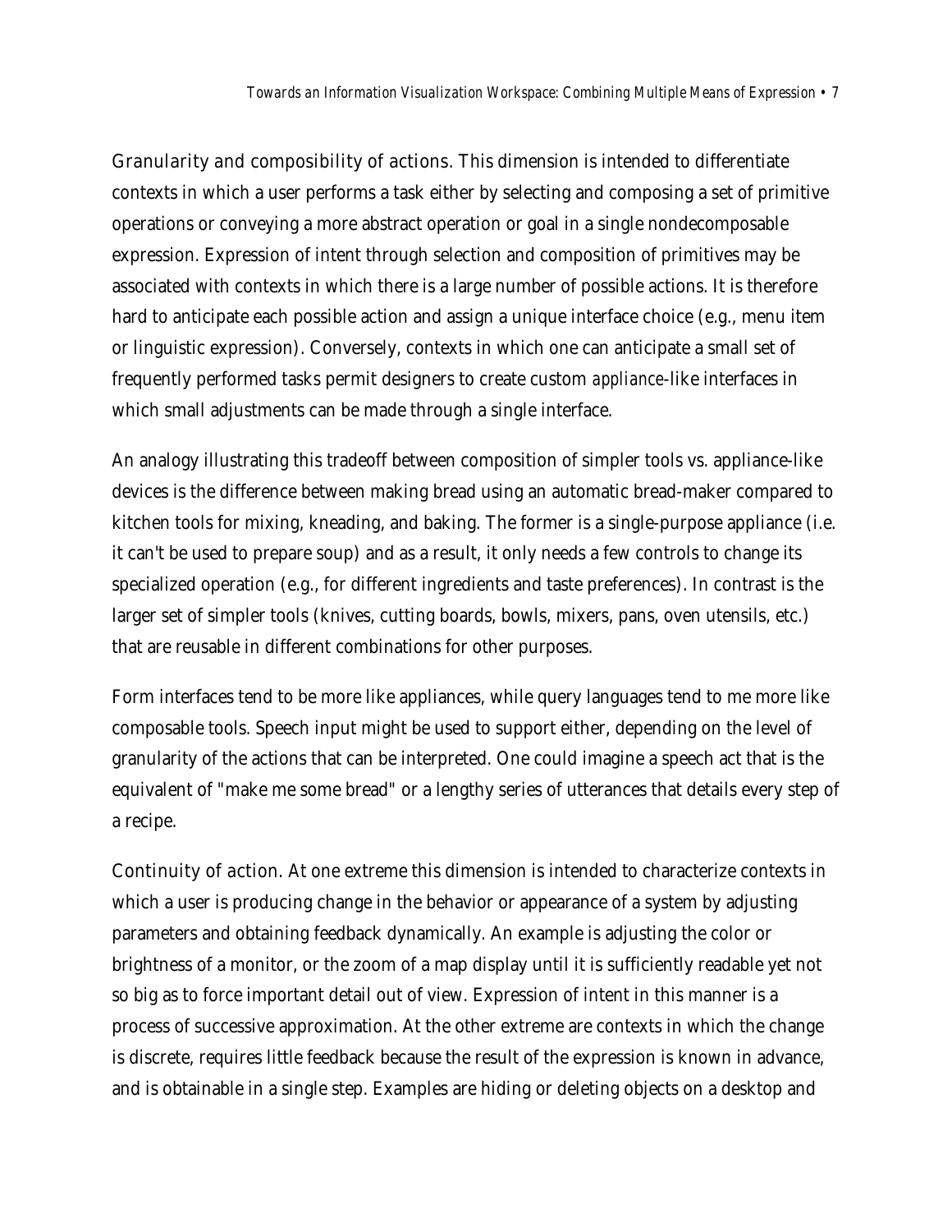*Granularity and composibility of actions*. This dimension is intended to differentiate contexts in which a user performs a task either by selecting and composing a set of primitive operations or conveying a more abstract operation or goal in a single nondecomposable expression. Expression of intent through selection and composition of primitives may be associated with contexts in which there is a large number of possible actions. It is therefore hard to anticipate each possible action and assign a unique interface choice (e.g., menu item or linguistic expression). Conversely, contexts in which one can anticipate a small set of frequently performed tasks permit designers to create custom *appliance*-like interfaces in which small adjustments can be made through a single interface.

An analogy illustrating this tradeoff between composition of simpler tools vs. appliance-like devices is the difference between making bread using an automatic bread-maker compared to kitchen tools for mixing, kneading, and baking. The former is a single-purpose appliance (i.e. it can't be used to prepare soup) and as a result, it only needs a few controls to change its specialized operation (e.g., for different ingredients and taste preferences). In contrast is the larger set of simpler tools (knives, cutting boards, bowls, mixers, pans, oven utensils, etc.) that are reusable in different combinations for other purposes.

Form interfaces tend to be more like appliances, while query languages tend to me more like composable tools. Speech input might be used to support either, depending on the level of granularity of the actions that can be interpreted. One could imagine a speech act that is the equivalent of "make me some bread" or a lengthy series of utterances that details every step of a recipe.

*Continuity of action*. At one extreme this dimension is intended to characterize contexts in which a user is producing change in the behavior or appearance of a system by adjusting parameters and obtaining feedback dynamically. An example is adjusting the color or brightness of a monitor, or the zoom of a map display until it is sufficiently readable yet not so big as to force important detail out of view. Expression of intent in this manner is a process of successive approximation. At the other extreme are contexts in which the change is discrete, requires little feedback because the result of the expression is known in advance, and is obtainable in a single step. Examples are hiding or deleting objects on a desktop and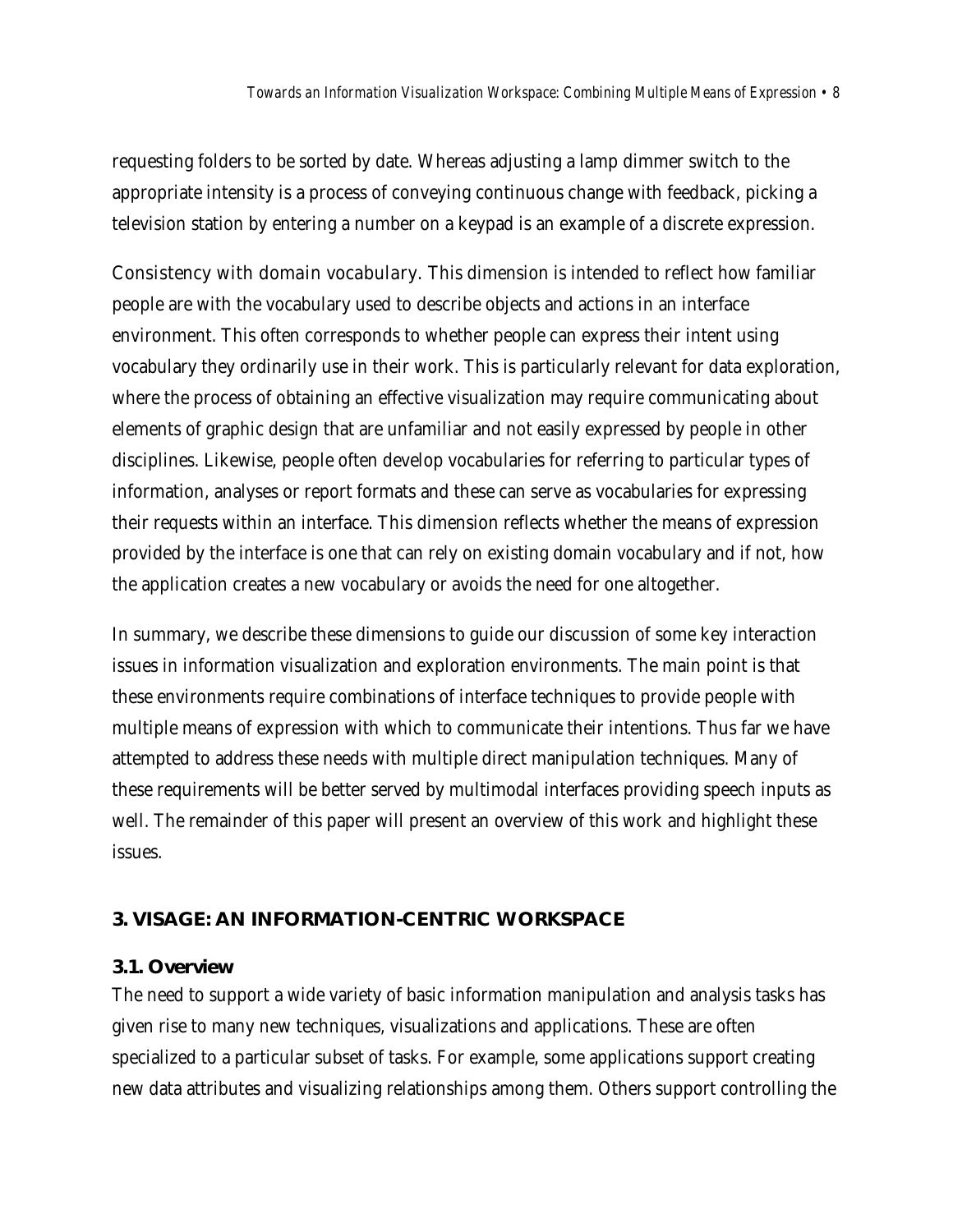requesting folders to be sorted by date. Whereas adjusting a lamp dimmer switch to the appropriate intensity is a process of conveying continuous change with feedback, picking a television station by entering a number on a keypad is an example of a discrete expression.

*Consistency with domain vocabulary.* This dimension is intended to reflect how familiar people are with the vocabulary used to describe objects and actions in an interface environment. This often corresponds to whether people can express their intent using vocabulary they ordinarily use in their work. This is particularly relevant for data exploration, where the process of obtaining an effective visualization may require communicating about elements of graphic design that are unfamiliar and not easily expressed by people in other disciplines. Likewise, people often develop vocabularies for referring to particular types of information, analyses or report formats and these can serve as vocabularies for expressing their requests within an interface. This dimension reflects whether the means of expression provided by the interface is one that can rely on existing domain vocabulary and if not, how the application creates a new vocabulary or avoids the need for one altogether.

In summary, we describe these dimensions to guide our discussion of some key interaction issues in information visualization and exploration environments. The main point is that these environments require combinations of interface techniques to provide people with multiple means of expression with which to communicate their intentions. Thus far we have attempted to address these needs with multiple direct manipulation techniques. Many of these requirements will be better served by multimodal interfaces providing speech inputs as well. The remainder of this paper will present an overview of this work and highlight these issues.

## 3. VISAGE: AN INFORMATION-CENTRIC WORKSPACE

### 3.1. Overview

The need to support a wide variety of basic information manipulation and analysis tasks has given rise to many new techniques, visualizations and applications. These are often specialized to a particular subset of tasks. For example, some applications support creating new data attributes and visualizing relationships among them. Others support controlling the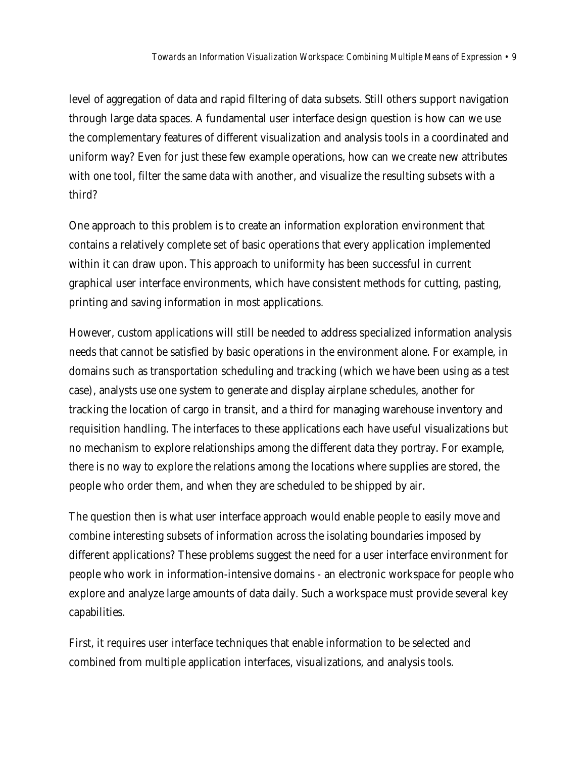level of aggregation of data and rapid filtering of data subsets. Still others support navigation through large data spaces. A fundamental user interface design question is how can we use the complementary features of different visualization and analysis tools in a coordinated and uniform way? Even for just these few example operations, how can we create new attributes with one tool, filter the same data with another, and visualize the resulting subsets with a third?

One approach to this problem is to create an information exploration environment that contains a relatively complete set of basic operations that every application implemented within it can draw upon. This approach to uniformity has been successful in current graphical user interface environments, which have consistent methods for cutting, pasting, printing and saving information in most applications.

However, custom applications will still be needed to address specialized information analysis needs that cannot be satisfied by basic operations in the environment alone. For example, in domains such as transportation scheduling and tracking (which we have been using as a test case), analysts use one system to generate and display airplane schedules, another for tracking the location of cargo in transit, and a third for managing warehouse inventory and requisition handling. The interfaces to these applications each have useful visualizations but no mechanism to explore relationships among the different data they portray. For example, there is no way to explore the relations among the locations where supplies are stored, the people who order them, and when they are scheduled to be shipped by air.

The question then is what user interface approach would enable people to easily move and combine interesting subsets of information across the isolating boundaries imposed by different applications? These problems suggest the need for a user interface environment for people who work in information-intensive domains - an electronic workspace for people who explore and analyze large amounts of data daily. Such a workspace must provide several key capabilities.

First, it requires user interface techniques that enable information to be selected and combined from multiple application interfaces, visualizations, and analysis tools.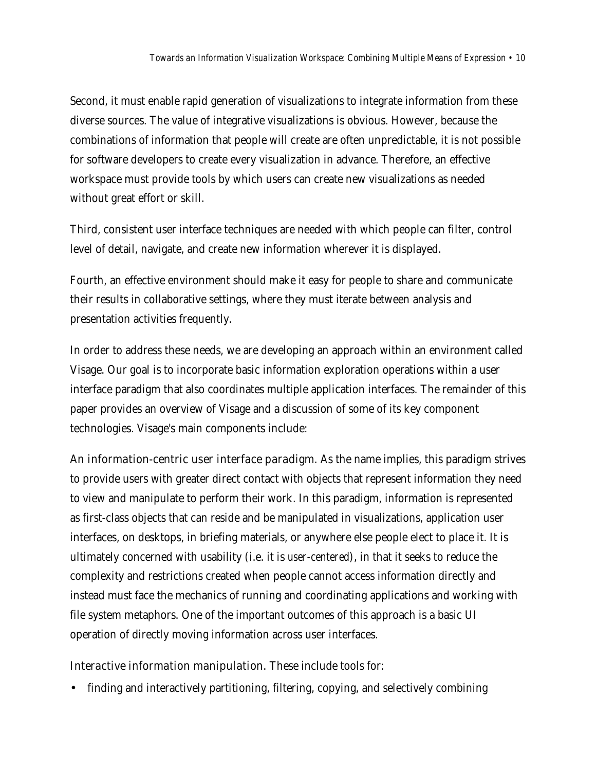Second, it must enable rapid generation of visualizations to integrate information from these diverse sources. The value of integrative visualizations is obvious. However, because the combinations of information that people will create are often unpredictable, it is not possible for software developers to create every visualization in advance. Therefore, an effective workspace must provide tools by which users can create new visualizations as needed without great effort or skill.

Third, consistent user interface techniques are needed with which people can filter, control level of detail, navigate, and create new information wherever it is displayed.

Fourth, an effective environment should make it easy for people to share and communicate their results in collaborative settings, where they must iterate between analysis and presentation activities frequently.

In order to address these needs, we are developing an approach within an environment called Visage. Our goal is to incorporate basic information exploration operations within a user interface paradigm that also coordinates multiple application interfaces. The remainder of this paper provides an overview of Visage and a discussion of some of its key component technologies. Visage's main components include:

*An information-centric user interface paradigm.* As the name implies, this paradigm strives to provide users with greater direct contact with objects that represent information they need to view and manipulate to perform their work. In this paradigm, information is represented as first-class objects that can reside and be manipulated in visualizations, application user interfaces, on desktops, in briefing materials, or anywhere else people elect to place it. It is ultimately concerned with usability (i.e. it is *user-centered*), in that it seeks to reduce the complexity and restrictions created when people cannot access information directly and instead must face the mechanics of running and coordinating applications and working with file system metaphors. One of the important outcomes of this approach is a basic UI operation of directly moving information across user interfaces.

*Interactive information manipulation.* These include tools for:

- finding and interactively partitioning, filtering, copying, and selectively combining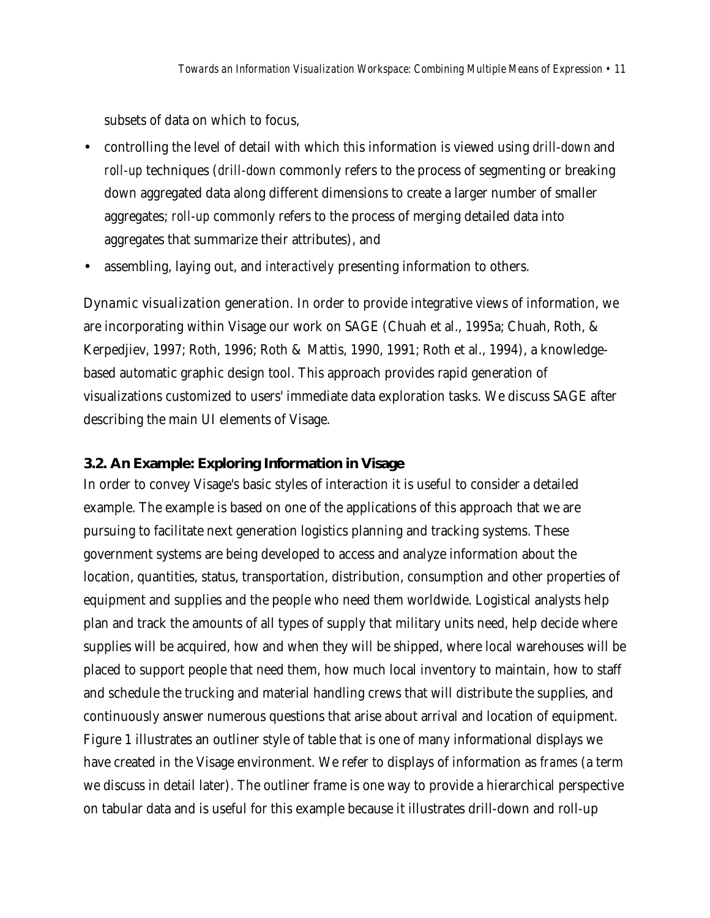subsets of data on which to focus,

- controlling the level of detail with which this information is viewed using *drill-down* and *roll-up* techniques (*drill-down* commonly refers to the process of segmenting or breaking down aggregated data along different dimensions to create a larger number of smaller aggregates; *roll-up* commonly refers to the process of merging detailed data into aggregates that summarize their attributes), and
- assembling, laying out, and *interactively* presenting information to others.

*Dynamic visualization generation.* In order to provide integrative views of information, we are incorporating within Visage our work on SAGE (Chuah et al., 1995a; Chuah, Roth, & Kerpedjiev, 1997; Roth, 1996; Roth & Mattis, 1990, 1991; Roth et al., 1994), a knowledge-based automatic graphic design tool. This approach provides rapid generation of visualizations customized to users' immediate data exploration tasks. We discuss SAGE after describing the main UI elements of Visage.

### 3.2. An Example: Exploring Information in Visage

In order to convey Visage's basic styles of interaction it is useful to consider a detailed example. The example is based on one of the applications of this approach that we are pursuing to facilitate next generation logistics planning and tracking systems. These government systems are being developed to access and analyze information about the location, quantities, status, transportation, distribution, consumption and other properties of equipment and supplies and the people who need them worldwide. Logistical analysts help plan and track the amounts of all types of supply that military units need, help decide where supplies will be acquired, how and when they will be shipped, where local warehouses will be placed to support people that need them, how much local inventory to maintain, how to staff and schedule the trucking and material handling crews that will distribute the supplies, and continuously answer numerous questions that arise about arrival and location of equipment. Figure 1 illustrates an outliner style of table that is one of many informational displays we have created in the Visage environment. We refer to displays of information as *frames* (a term we discuss in detail later). The outliner frame is one way to provide a hierarchical perspective on tabular data and is useful for this example because it illustrates drill-down and roll-up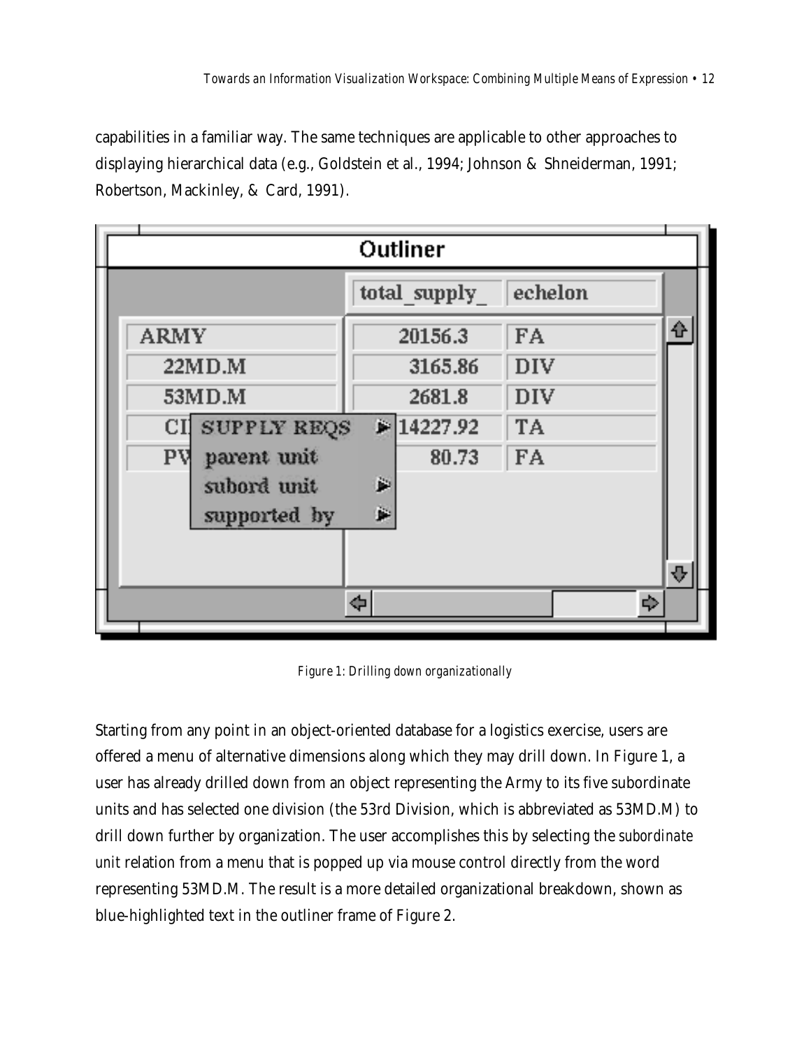capabilities in a familiar way. The same techniques are applicable to other approaches to displaying hierarchical data (e.g., Goldstein et al., 1994; Johnson & Shneiderman, 1991; Robertson, Mackinley, & Card, 1991).

Figure 1: Drilling down organizationally

Starting from any point in an object-oriented database for a logistics exercise, users are offered a menu of alternative dimensions along which they may drill down. In Figure 1, a user has already drilled down from an object representing the Army to its five subordinate units and has selected one division (the 53rd Division, which is abbreviated as 53MD.M) to drill down further by organization. The user accomplishes this by selecting the *subordinate unit* relation from a menu that is popped up via mouse control directly from the word representing 53MD.M. The result is a more detailed organizational breakdown, shown as blue-highlighted text in the outliner frame of Figure 2.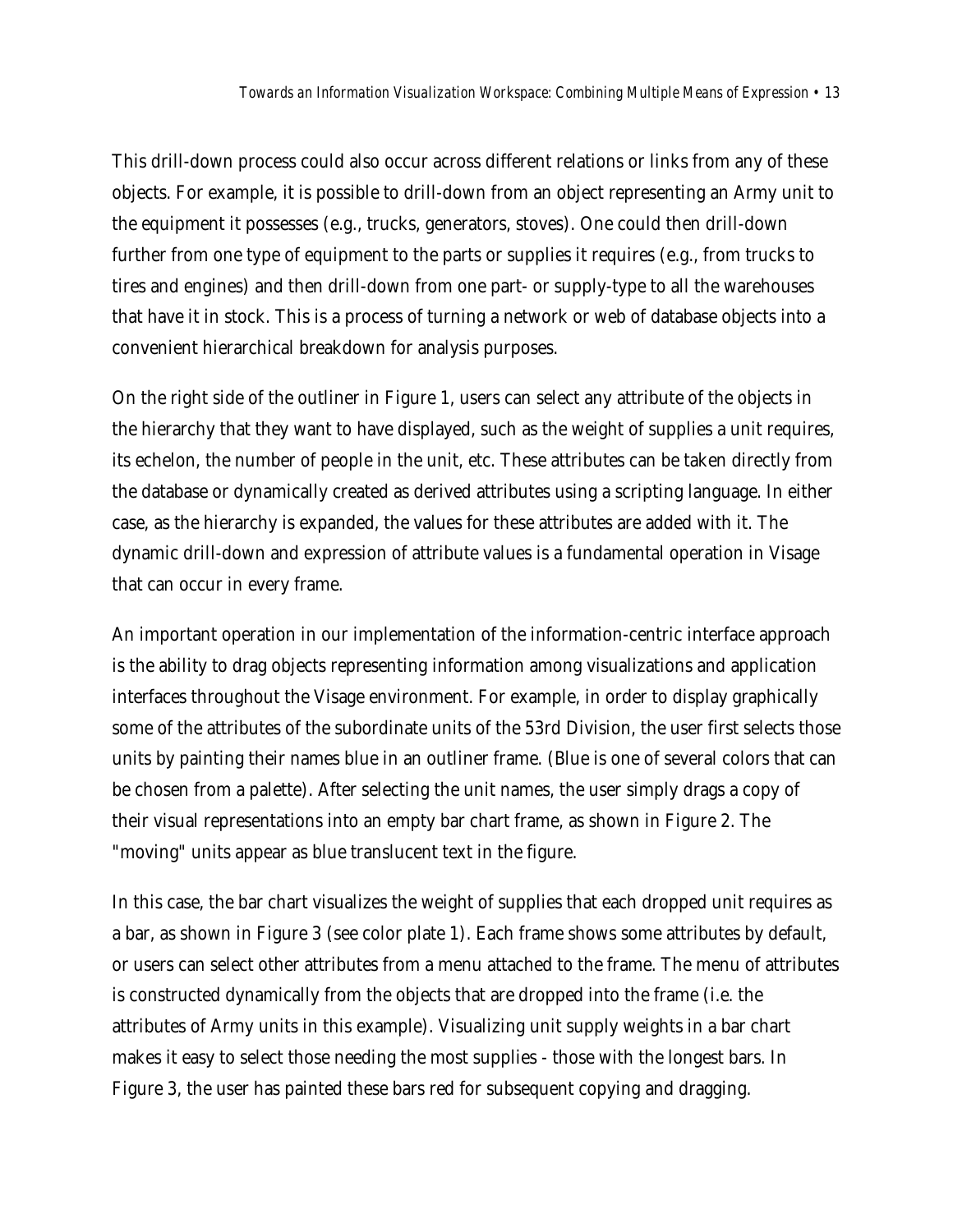This drill-down process could also occur across different relations or links from any of these objects. For example, it is possible to drill-down from an object representing an Army unit to the equipment it possesses (e.g., trucks, generators, stoves). One could then drill-down further from one type of equipment to the parts or supplies it requires (e.g., from trucks to tires and engines) and then drill-down from one part- or supply-type to all the warehouses that have it in stock. This is a process of turning a network or web of database objects into a convenient hierarchical breakdown for analysis purposes.

On the right side of the outliner in Figure 1, users can select any attribute of the objects in the hierarchy that they want to have displayed, such as the weight of supplies a unit requires, its echelon, the number of people in the unit, etc. These attributes can be taken directly from the database or dynamically created as derived attributes using a scripting language. In either case, as the hierarchy is expanded, the values for these attributes are added with it. The dynamic drill-down and expression of attribute values is a fundamental operation in Visage that can occur in every frame.

An important operation in our implementation of the information-centric interface approach is the ability to drag objects representing information among visualizations and application interfaces throughout the Visage environment. For example, in order to display graphically some of the attributes of the subordinate units of the 53rd Division, the user first selects those units by painting their names blue in an outliner frame. (Blue is one of several colors that can be chosen from a palette). After selecting the unit names, the user simply drags a copy of their visual representations into an empty bar chart frame, as shown in Figure 2. The "moving" units appear as blue translucent text in the figure.

In this case, the bar chart visualizes the weight of supplies that each dropped unit requires as a bar, as shown in Figure 3 (see color plate 1). Each frame shows some attributes by default, or users can select other attributes from a menu attached to the frame. The menu of attributes is constructed dynamically from the objects that are dropped into the frame (i.e. the attributes of Army units in this example). Visualizing unit supply weights in a bar chart makes it easy to select those needing the most supplies - those with the longest bars. In Figure 3, the user has painted these bars red for subsequent copying and dragging.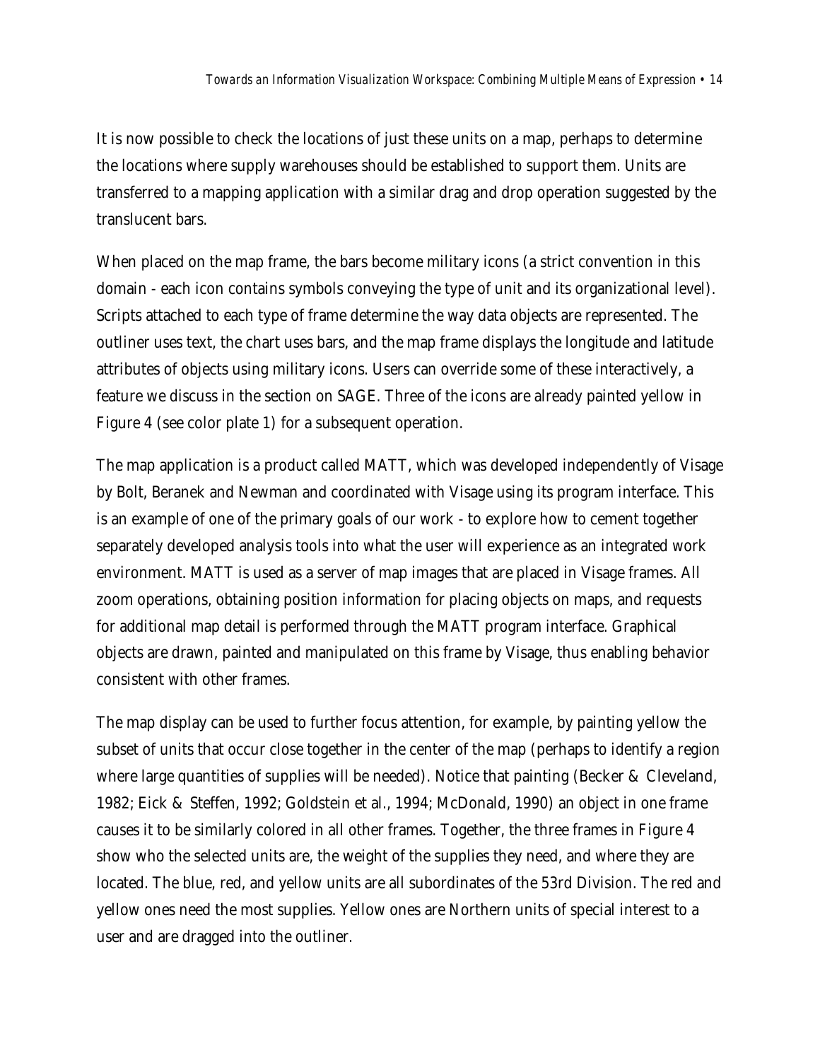It is now possible to check the locations of just these units on a map, perhaps to determine the locations where supply warehouses should be established to support them. Units are transferred to a mapping application with a similar drag and drop operation suggested by the translucent bars.

When placed on the map frame, the bars become military icons (a strict convention in this domain - each icon contains symbols conveying the type of unit and its organizational level). Scripts attached to each type of frame determine the way data objects are represented. The outliner uses text, the chart uses bars, and the map frame displays the longitude and latitude attributes of objects using military icons. Users can override some of these interactively, a feature we discuss in the section on SAGE. Three of the icons are already painted yellow in Figure 4 (see color plate 1) for a subsequent operation.

The map application is a product called MATT, which was developed independently of Visage by Bolt, Beranek and Newman and coordinated with Visage using its program interface. This is an example of one of the primary goals of our work - to explore how to cement together separately developed analysis tools into what the user will experience as an integrated work environment. MATT is used as a server of map images that are placed in Visage frames. All zoom operations, obtaining position information for placing objects on maps, and requests for additional map detail is performed through the MATT program interface. Graphical objects are drawn, painted and manipulated on this frame by Visage, thus enabling behavior consistent with other frames.

The map display can be used to further focus attention, for example, by painting yellow the subset of units that occur close together in the center of the map (perhaps to identify a region where large quantities of supplies will be needed). Notice that painting (Becker & Cleveland, 1982; Eick & Steffen, 1992; Goldstein et al., 1994; McDonald, 1990) an object in one frame causes it to be similarly colored in all other frames. Together, the three frames in Figure 4 show who the selected units are, the weight of the supplies they need, and where they are located. The blue, red, and yellow units are all subordinates of the 53rd Division. The red and yellow ones need the most supplies. Yellow ones are Northern units of special interest to a user and are dragged into the outliner.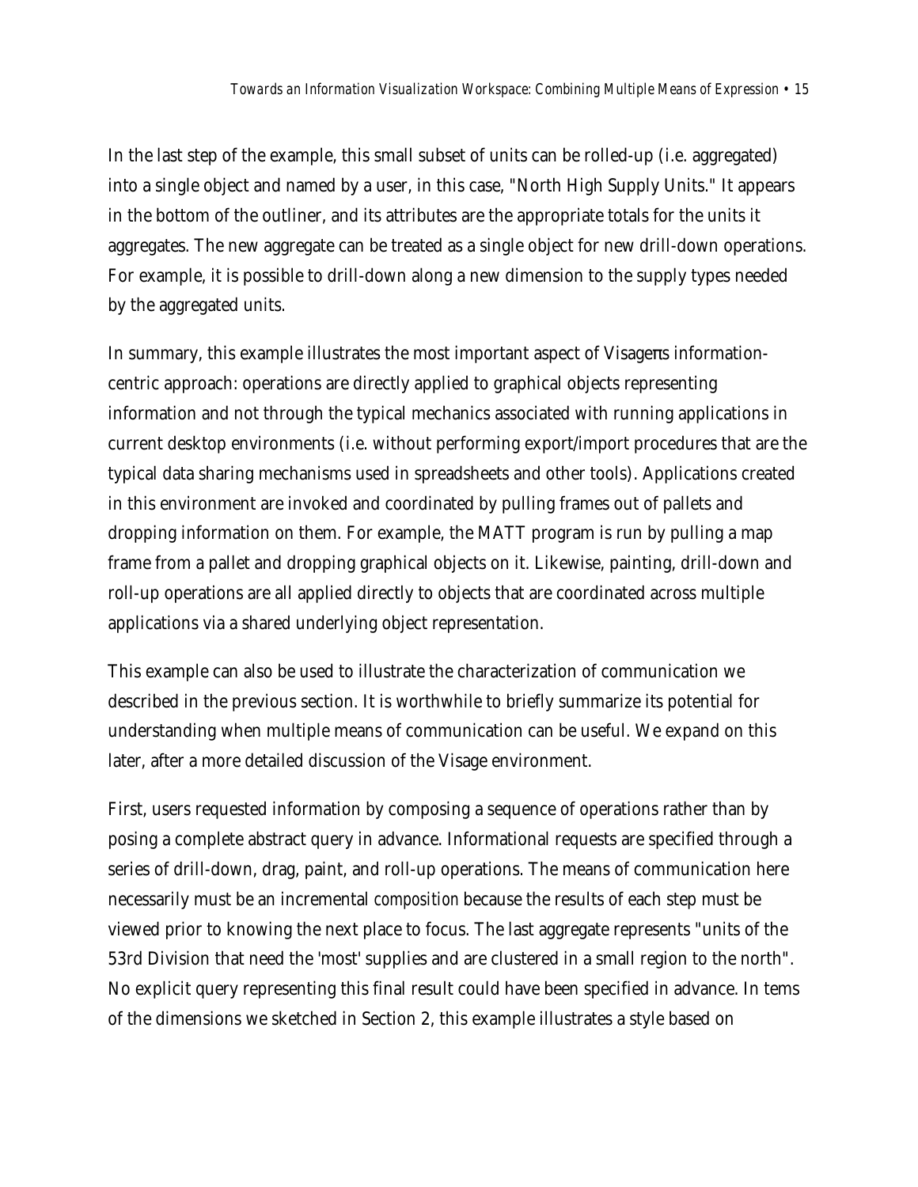In the last step of the example, this small subset of units can be rolled-up (i.e. aggregated) into a single object and named by a user, in this case, "North High Supply Units." It appears in the bottom of the outliner, and its attributes are the appropriate totals for the units it aggregates. The new aggregate can be treated as a single object for new drill-down operations. For example, it is possible to drill-down along a new dimension to the supply types needed by the aggregated units.

In summary, this example illustrates the most important aspect of Visage=s information-centric approach: operations are directly applied to graphical objects representing information and not through the typical mechanics associated with running applications in current desktop environments (i.e. without performing export/import procedures that are the typical data sharing mechanisms used in spreadsheets and other tools). Applications created in this environment are invoked and coordinated by pulling frames out of pallets and dropping information on them. For example, the MATT program is run by pulling a map frame from a pallet and dropping graphical objects on it. Likewise, painting, drill-down and roll-up operations are all applied directly to objects that are coordinated across multiple applications via a shared underlying object representation.

This example can also be used to illustrate the characterization of communication we described in the previous section. It is worthwhile to briefly summarize its potential for understanding when multiple means of communication can be useful. We expand on this later, after a more detailed discussion of the Visage environment.

First, users requested information by composing a sequence of operations rather than by posing a complete abstract query in advance. Informational requests are specified through a series of drill-down, drag, paint, and roll-up operations. The means of communication here necessarily must be an incremental *composition* because the results of each step must be viewed prior to knowing the next place to focus. The last aggregate represents "units of the 53rd Division that need the 'most' supplies and are clustered in a small region to the north". No explicit query representing this final result could have been specified in advance. In tems of the dimensions we sketched in Section 2, this example illustrates a style based on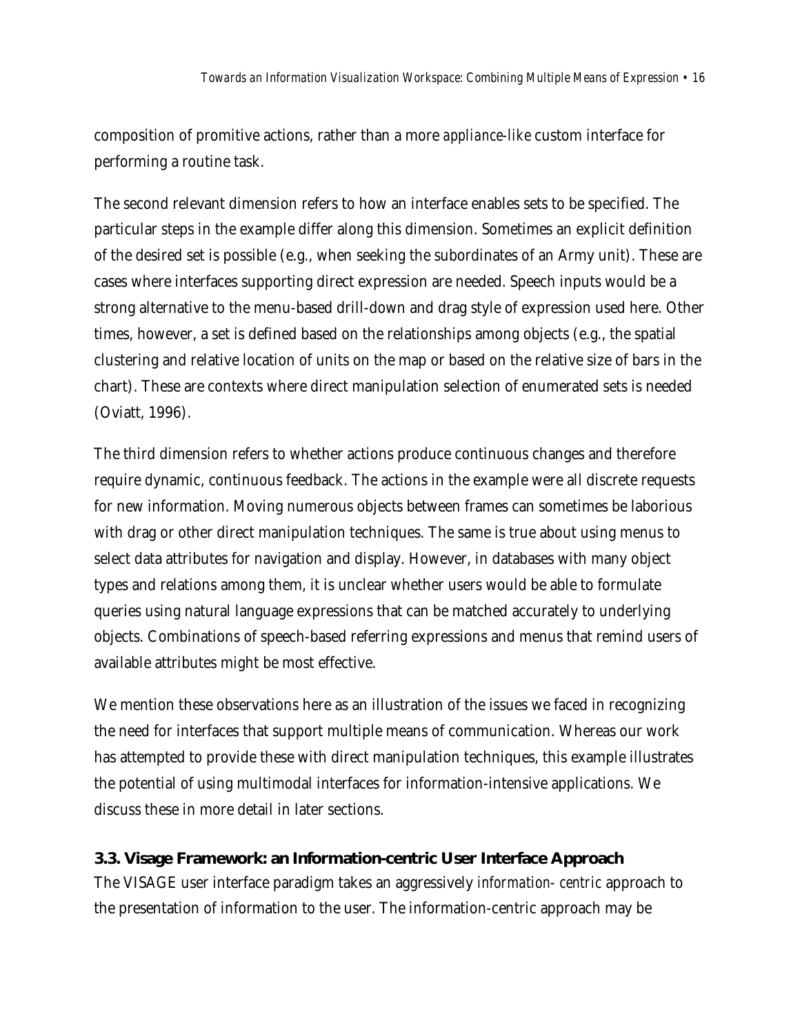composition of promitive actions, rather than a more *appliance-like* custom interface for performing a routine task.

The second relevant dimension refers to how an interface enables sets to be specified. The particular steps in the example differ along this dimension. Sometimes an explicit definition of the desired set is possible (e.g., when seeking the subordinates of an Army unit). These are cases where interfaces supporting direct expression are needed. Speech inputs would be a strong alternative to the menu-based drill-down and drag style of expression used here. Other times, however, a set is defined based on the relationships among objects (e.g., the spatial clustering and relative location of units on the map or based on the relative size of bars in the chart). These are contexts where direct manipulation selection of enumerated sets is needed (Oviatt, 1996).

The third dimension refers to whether actions produce continuous changes and therefore require dynamic, continuous feedback. The actions in the example were all discrete requests for new information. Moving numerous objects between frames can sometimes be laborious with drag or other direct manipulation techniques. The same is true about using menus to select data attributes for navigation and display. However, in databases with many object types and relations among them, it is unclear whether users would be able to formulate queries using natural language expressions that can be matched accurately to underlying objects. Combinations of speech-based referring expressions and menus that remind users of available attributes might be most effective.

We mention these observations here as an illustration of the issues we faced in recognizing the need for interfaces that support multiple means of communication. Whereas our work has attempted to provide these with direct manipulation techniques, this example illustrates the potential of using multimodal interfaces for information-intensive applications. We discuss these in more detail in later sections.

### 3.3. Visage Framework: an Information-centric User Interface Approach

The VISAGE user interface paradigm takes an aggressively *information- centric* approach to the presentation of information to the user. The information-centric approach may be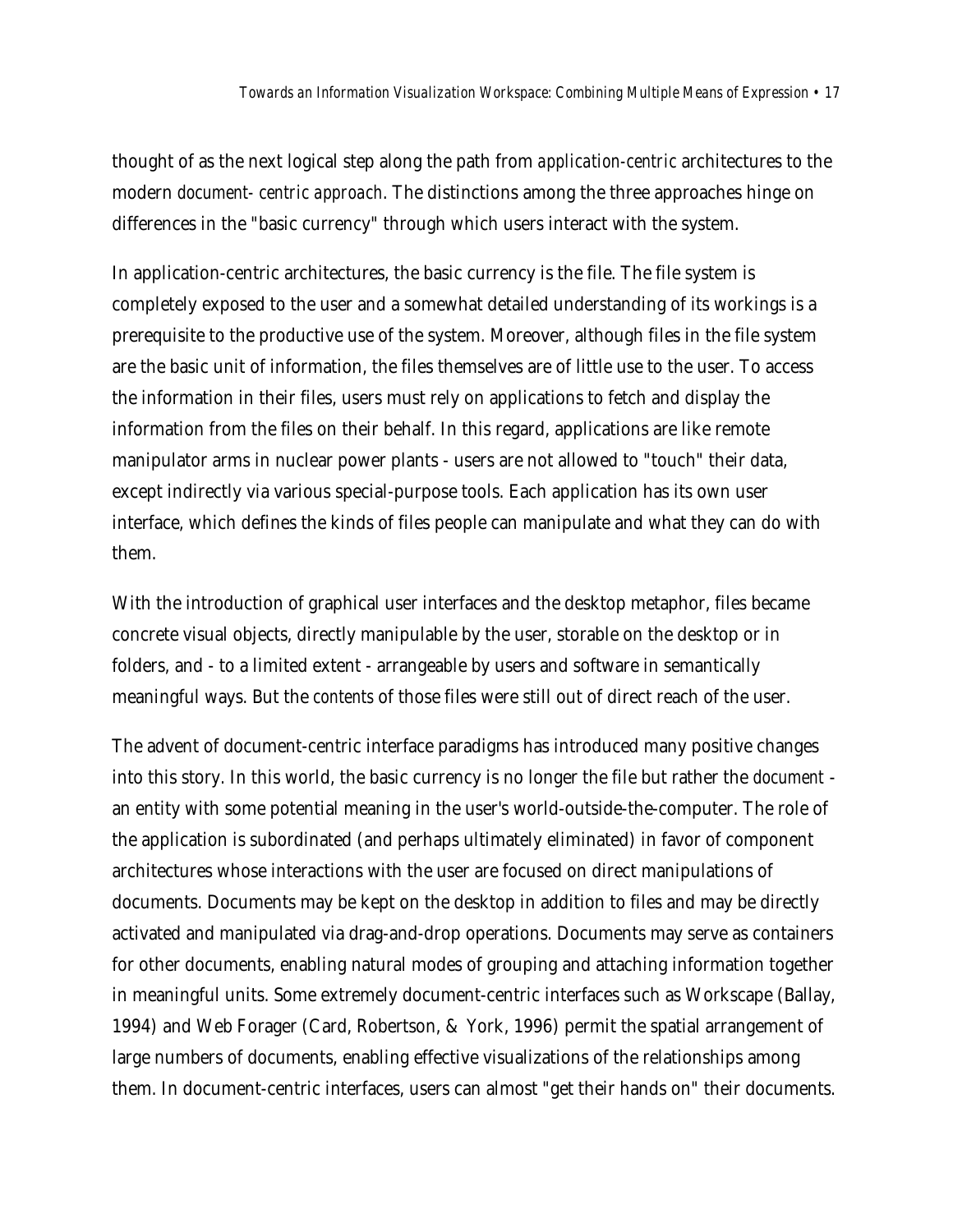thought of as the next logical step along the path from *application-centric* architectures to the modern *document- centric approach*. The distinctions among the three approaches hinge on differences in the "basic currency" through which users interact with the system.

In application-centric architectures, the basic currency is the file. The file system is completely exposed to the user and a somewhat detailed understanding of its workings is a prerequisite to the productive use of the system. Moreover, although files in the file system are the basic unit of information, the files themselves are of little use to the user. To access the information in their files, users must rely on applications to fetch and display the information from the files on their behalf. In this regard, applications are like remote manipulator arms in nuclear power plants - users are not allowed to "touch" their data, except indirectly via various special-purpose tools. Each application has its own user interface, which defines the kinds of files people can manipulate and what they can do with them.

With the introduction of graphical user interfaces and the desktop metaphor, files became concrete visual objects, directly manipulable by the user, storable on the desktop or in folders, and - to a limited extent - arrangeable by users and software in semantically meaningful ways. But the *contents* of those files were still out of direct reach of the user.

The advent of document-centric interface paradigms has introduced many positive changes into this story. In this world, the basic currency is no longer the file but rather the *document* - an entity with some potential meaning in the user's world-outside-the-computer. The role of the application is subordinated (and perhaps ultimately eliminated) in favor of component architectures whose interactions with the user are focused on direct manipulations of documents. Documents may be kept on the desktop in addition to files and may be directly activated and manipulated via drag-and-drop operations. Documents may serve as containers for other documents, enabling natural modes of grouping and attaching information together in meaningful units. Some extremely document-centric interfaces such as Workscape (Ballay, 1994) and Web Forager (Card, Robertson, & York, 1996) permit the spatial arrangement of large numbers of documents, enabling effective visualizations of the relationships among them. In document-centric interfaces, users can almost "get their hands on" their documents.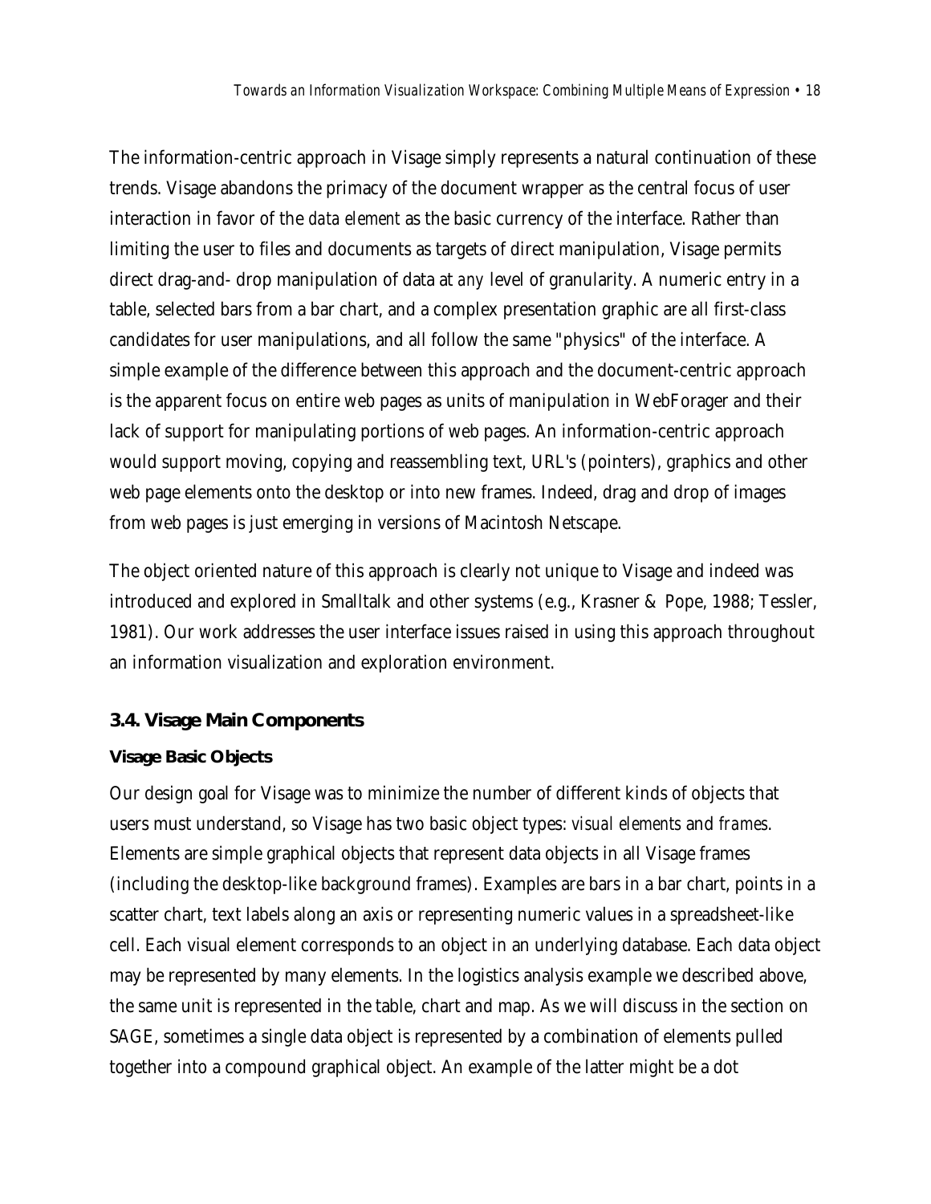The information-centric approach in Visage simply represents a natural continuation of these trends. Visage abandons the primacy of the document wrapper as the central focus of user interaction in favor of the *data element* as the basic currency of the interface. Rather than limiting the user to files and documents as targets of direct manipulation, Visage permits direct drag-and- drop manipulation of data at *any* level of granularity. A numeric entry in a table, selected bars from a bar chart, and a complex presentation graphic are all first-class candidates for user manipulations, and all follow the same "physics" of the interface. A simple example of the difference between this approach and the document-centric approach is the apparent focus on entire web pages as units of manipulation in WebForager and their lack of support for manipulating portions of web pages. An information-centric approach would support moving, copying and reassembling text, URL's (pointers), graphics and other web page elements onto the desktop or into new frames. Indeed, drag and drop of images from web pages is just emerging in versions of Macintosh Netscape.

The object oriented nature of this approach is clearly not unique to Visage and indeed was introduced and explored in Smalltalk and other systems (e.g., Krasner & Pope, 1988; Tessler, 1981). Our work addresses the user interface issues raised in using this approach throughout an information visualization and exploration environment.

### 3.4. Visage Main Components

#### Visage Basic Objects

Our design goal for Visage was to minimize the number of different kinds of objects that users must understand, so Visage has two basic object types: *visual elements* and *frames*. Elements are simple graphical objects that represent data objects in all Visage frames (including the desktop-like background frames). Examples are bars in a bar chart, points in a scatter chart, text labels along an axis or representing numeric values in a spreadsheet-like cell. Each visual element corresponds to an object in an underlying database. Each data object may be represented by many elements. In the logistics analysis example we described above, the same unit is represented in the table, chart and map. As we will discuss in the section on SAGE, sometimes a single data object is represented by a combination of elements pulled together into a compound graphical object. An example of the latter might be a dot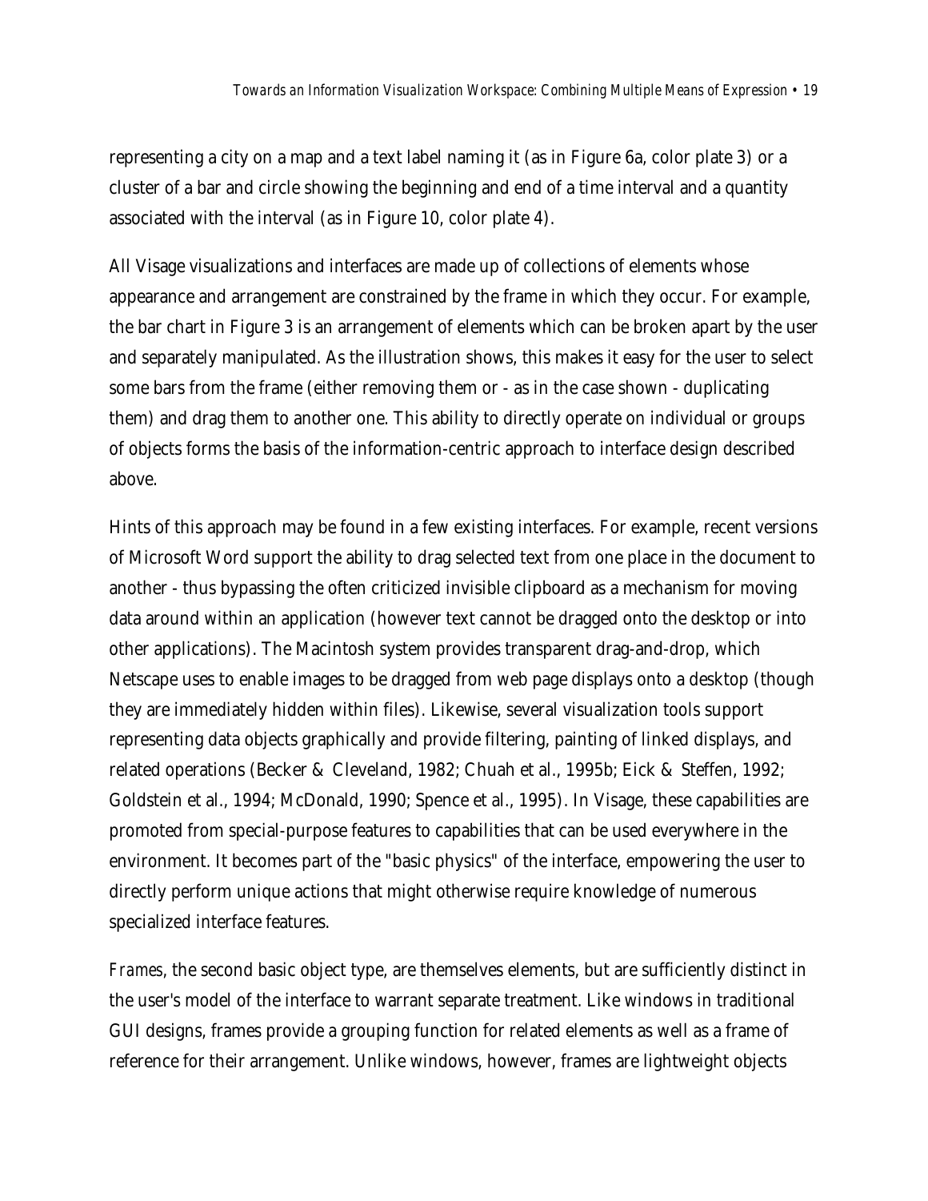representing a city on a map and a text label naming it (as in Figure 6a, color plate 3) or a cluster of a bar and circle showing the beginning and end of a time interval and a quantity associated with the interval (as in Figure 10, color plate 4).

All Visage visualizations and interfaces are made up of collections of elements whose appearance and arrangement are constrained by the frame in which they occur. For example, the bar chart in Figure 3 is an arrangement of elements which can be broken apart by the user and separately manipulated. As the illustration shows, this makes it easy for the user to select some bars from the frame (either removing them or - as in the case shown - duplicating them) and drag them to another one. This ability to directly operate on individual or groups of objects forms the basis of the information-centric approach to interface design described above.

Hints of this approach may be found in a few existing interfaces. For example, recent versions of Microsoft Word support the ability to drag selected text from one place in the document to another - thus bypassing the often criticized invisible clipboard as a mechanism for moving data around within an application (however text cannot be dragged onto the desktop or into other applications). The Macintosh system provides transparent drag-and-drop, which Netscape uses to enable images to be dragged from web page displays onto a desktop (though they are immediately hidden within files). Likewise, several visualization tools support representing data objects graphically and provide filtering, painting of linked displays, and related operations (Becker & Cleveland, 1982; Chuah et al., 1995b; Eick & Steffen, 1992; Goldstein et al., 1994; McDonald, 1990; Spence et al., 1995). In Visage, these capabilities are promoted from special-purpose features to capabilities that can be used everywhere in the environment. It becomes part of the "basic physics" of the interface, empowering the user to directly perform unique actions that might otherwise require knowledge of numerous specialized interface features.

*Frames*, the second basic object type, are themselves elements, but are sufficiently distinct in the user's model of the interface to warrant separate treatment. Like windows in traditional GUI designs, frames provide a grouping function for related elements as well as a frame of reference for their arrangement. Unlike windows, however, frames are lightweight objects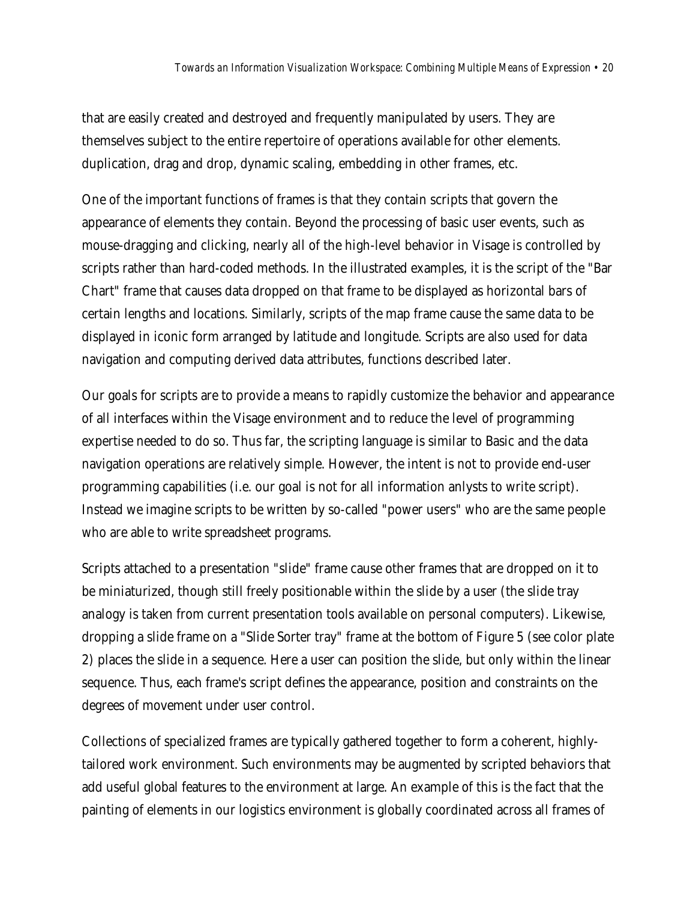that are easily created and destroyed and frequently manipulated by users. They are themselves subject to the entire repertoire of operations available for other elements. duplication, drag and drop, dynamic scaling, embedding in other frames, etc.

One of the important functions of frames is that they contain scripts that govern the appearance of elements they contain. Beyond the processing of basic user events, such as mouse-dragging and clicking, nearly all of the high-level behavior in Visage is controlled by scripts rather than hard-coded methods. In the illustrated examples, it is the script of the "Bar Chart" frame that causes data dropped on that frame to be displayed as horizontal bars of certain lengths and locations. Similarly, scripts of the map frame cause the same data to be displayed in iconic form arranged by latitude and longitude. Scripts are also used for data navigation and computing derived data attributes, functions described later.

Our goals for scripts are to provide a means to rapidly customize the behavior and appearance of all interfaces within the Visage environment and to reduce the level of programming expertise needed to do so. Thus far, the scripting language is similar to Basic and the data navigation operations are relatively simple. However, the intent is not to provide end-user programming capabilities (i.e. our goal is not for all information anlysts to write script). Instead we imagine scripts to be written by so-called "power users" who are the same people who are able to write spreadsheet programs.

Scripts attached to a presentation "slide" frame cause other frames that are dropped on it to be miniaturized, though still freely positionable within the slide by a user (the slide tray analogy is taken from current presentation tools available on personal computers). Likewise, dropping a slide frame on a "Slide Sorter tray" frame at the bottom of Figure 5 (see color plate 2) places the slide in a sequence. Here a user can position the slide, but only within the linear sequence. Thus, each frame's script defines the appearance, position and constraints on the degrees of movement under user control.

Collections of specialized frames are typically gathered together to form a coherent, highly-tailored work environment. Such environments may be augmented by scripted behaviors that add useful global features to the environment at large. An example of this is the fact that the painting of elements in our logistics environment is globally coordinated across all frames of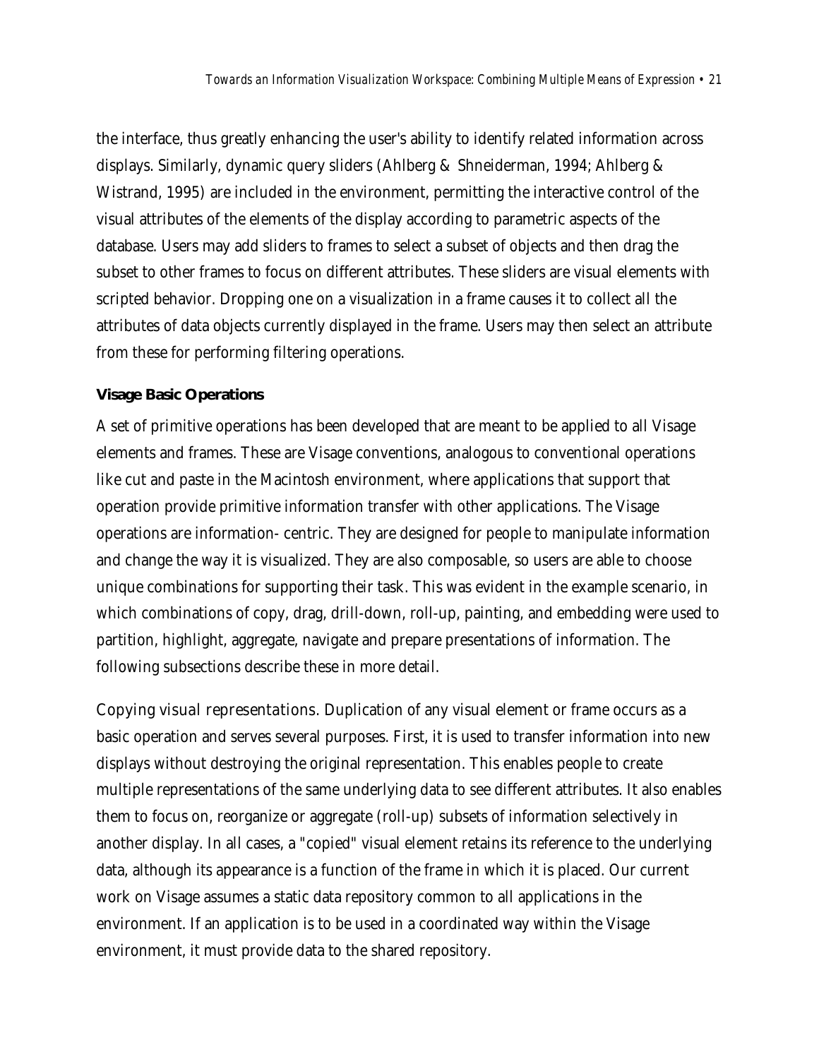the interface, thus greatly enhancing the user's ability to identify related information across displays. Similarly, dynamic query sliders (Ahlberg & Shneiderman, 1994; Ahlberg & Wistrand, 1995) are included in the environment, permitting the interactive control of the visual attributes of the elements of the display according to parametric aspects of the database. Users may add sliders to frames to select a subset of objects and then drag the subset to other frames to focus on different attributes. These sliders are visual elements with scripted behavior. Dropping one on a visualization in a frame causes it to collect all the attributes of data objects currently displayed in the frame. Users may then select an attribute from these for performing filtering operations.

**Visage Basic Operations**

A set of primitive operations has been developed that are meant to be applied to all Visage elements and frames. These are Visage conventions, analogous to conventional operations like cut and paste in the Macintosh environment, where applications that support that operation provide primitive information transfer with other applications. The Visage operations are information- centric. They are designed for people to manipulate information and change the way it is visualized. They are also composable, so users are able to choose unique combinations for supporting their task. This was evident in the example scenario, in which combinations of copy, drag, drill-down, roll-up, painting, and embedding were used to partition, highlight, aggregate, navigate and prepare presentations of information. The following subsections describe these in more detail.

*Copying visual representations.* Duplication of any visual element or frame occurs as a basic operation and serves several purposes. First, it is used to transfer information into new displays without destroying the original representation. This enables people to create multiple representations of the same underlying data to see different attributes. It also enables them to focus on, reorganize or aggregate (roll-up) subsets of information selectively in another display. In all cases, a "copied" visual element retains its reference to the underlying data, although its appearance is a function of the frame in which it is placed. Our current work on Visage assumes a static data repository common to all applications in the environment. If an application is to be used in a coordinated way within the Visage environment, it must provide data to the shared repository.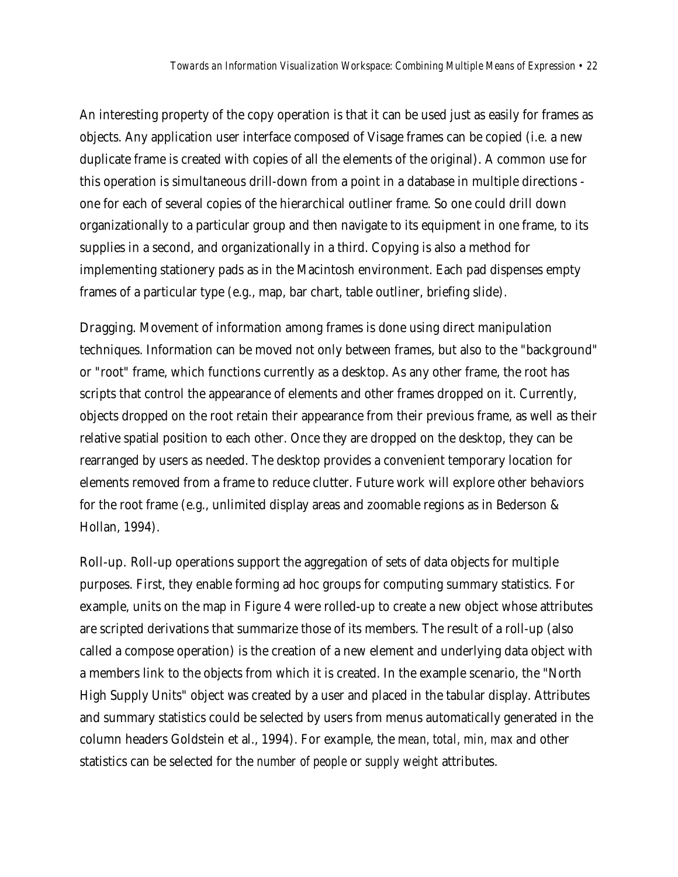An interesting property of the copy operation is that it can be used just as easily for frames as objects. Any application user interface composed of Visage frames can be copied (i.e. a new duplicate frame is created with copies of all the elements of the original). A common use for this operation is simultaneous drill-down from a point in a database in multiple directions - one for each of several copies of the hierarchical outliner frame. So one could drill down organizationally to a particular group and then navigate to its equipment in one frame, to its supplies in a second, and organizationally in a third. Copying is also a method for implementing stationery pads as in the Macintosh environment. Each pad dispenses empty frames of a particular type (e.g., map, bar chart, table outliner, briefing slide).

*Dragging.* Movement of information among frames is done using direct manipulation techniques. Information can be moved not only between frames, but also to the "background" or "root" frame, which functions currently as a desktop. As any other frame, the root has scripts that control the appearance of elements and other frames dropped on it. Currently, objects dropped on the root retain their appearance from their previous frame, as well as their relative spatial position to each other. Once they are dropped on the desktop, they can be rearranged by users as needed. The desktop provides a convenient temporary location for elements removed from a frame to reduce clutter. Future work will explore other behaviors for the root frame (e.g., unlimited display areas and zoomable regions as in Bederson & Hollan, 1994).

*Roll-up.* Roll-up operations support the aggregation of sets of data objects for multiple purposes. First, they enable forming ad hoc groups for computing summary statistics. For example, units on the map in Figure 4 were rolled-up to create a new object whose attributes are scripted derivations that summarize those of its members. The result of a roll-up (also called a compose operation) is the creation of a new element and underlying data object with a members link to the objects from which it is created. In the example scenario, the "North High Supply Units" object was created by a user and placed in the tabular display. Attributes and summary statistics could be selected by users from menus automatically generated in the column headers Goldstein et al., 1994). For example, the *mean*, *total*, *min*, *max* and other statistics can be selected for the *number of people* or *supply weight* attributes.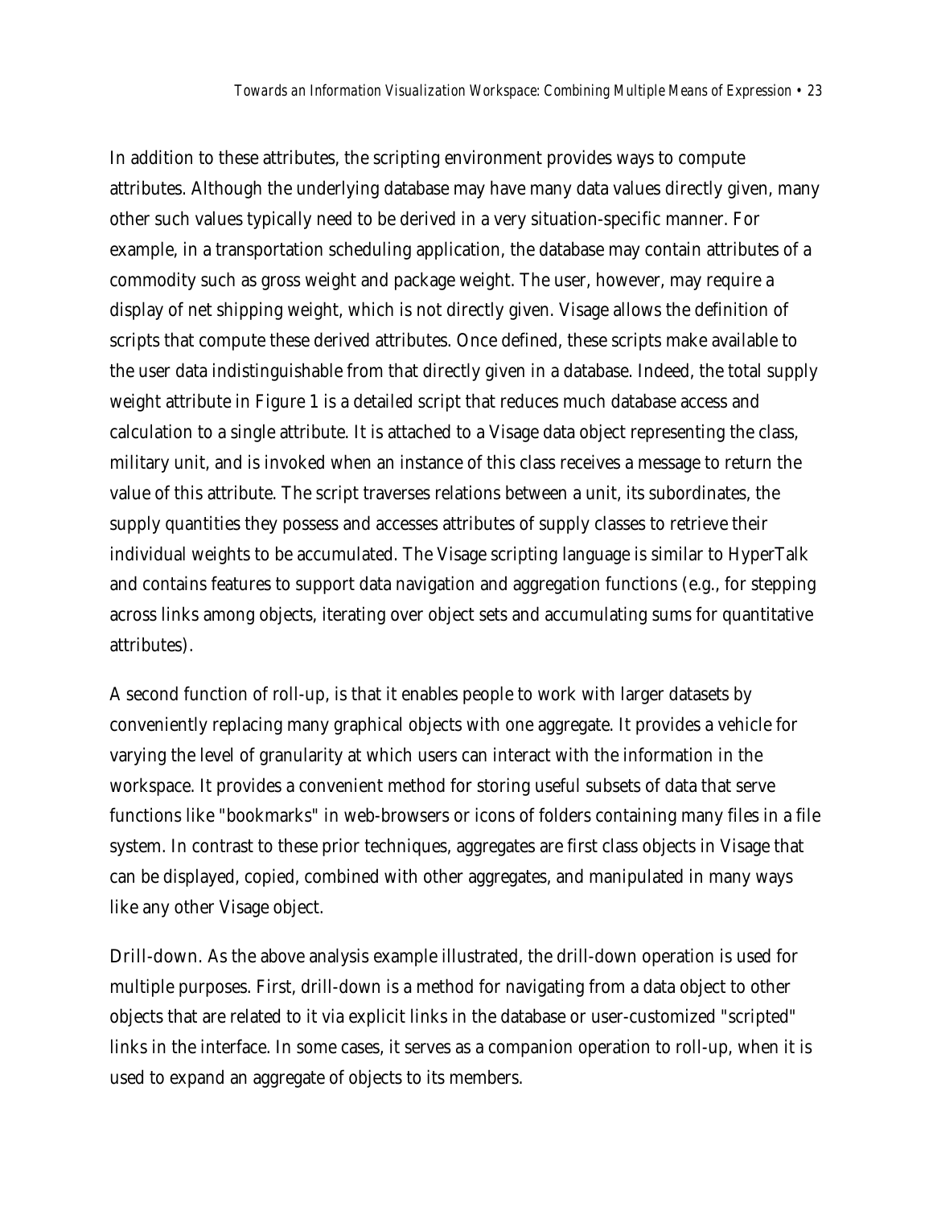In addition to these attributes, the scripting environment provides ways to compute attributes. Although the underlying database may have many data values directly given, many other such values typically need to be derived in a very situation-specific manner. For example, in a transportation scheduling application, the database may contain attributes of a commodity such as gross weight and package weight. The user, however, may require a display of net shipping weight, which is not directly given. Visage allows the definition of scripts that compute these derived attributes. Once defined, these scripts make available to the user data indistinguishable from that directly given in a database. Indeed, the total supply weight attribute in Figure 1 is a detailed script that reduces much database access and calculation to a single attribute. It is attached to a Visage data object representing the class, military unit, and is invoked when an instance of this class receives a message to return the value of this attribute. The script traverses relations between a unit, its subordinates, the supply quantities they possess and accesses attributes of supply classes to retrieve their individual weights to be accumulated. The Visage scripting language is similar to HyperTalk and contains features to support data navigation and aggregation functions (e.g., for stepping across links among objects, iterating over object sets and accumulating sums for quantitative attributes).

A second function of roll-up, is that it enables people to work with larger datasets by conveniently replacing many graphical objects with one aggregate. It provides a vehicle for varying the level of granularity at which users can interact with the information in the workspace. It provides a convenient method for storing useful subsets of data that serve functions like "bookmarks" in web-browsers or icons of folders containing many files in a file system. In contrast to these prior techniques, aggregates are first class objects in Visage that can be displayed, copied, combined with other aggregates, and manipulated in many ways like any other Visage object.

Drill-down. As the above analysis example illustrated, the drill-down operation is used for multiple purposes. First, drill-down is a method for navigating from a data object to other objects that are related to it via explicit links in the database or user-customized "scripted" links in the interface. In some cases, it serves as a companion operation to roll-up, when it is used to expand an aggregate of objects to its members.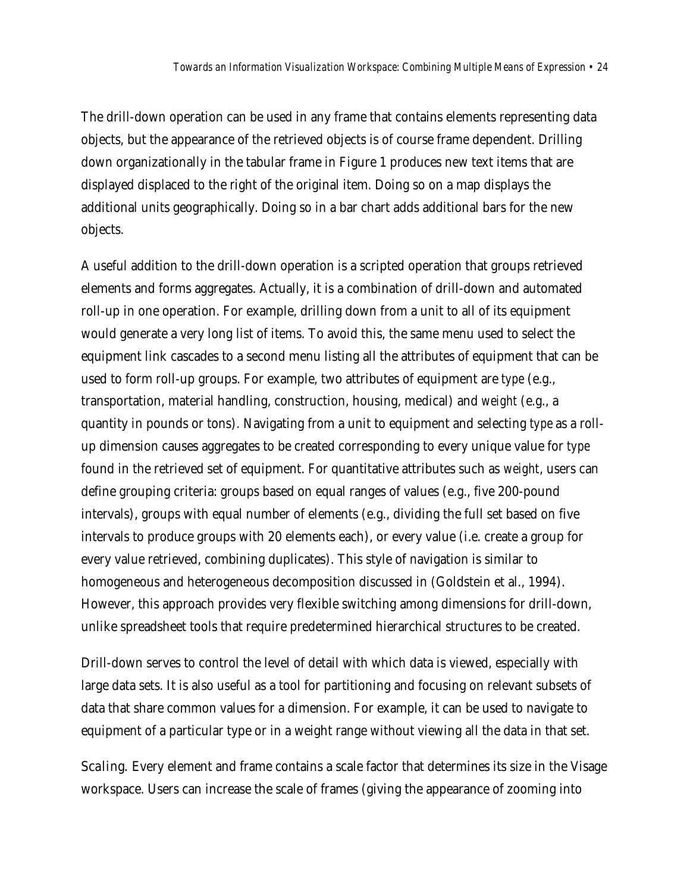The drill-down operation can be used in any frame that contains elements representing data objects, but the appearance of the retrieved objects is of course frame dependent. Drilling down organizationally in the tabular frame in Figure 1 produces new text items that are displayed displaced to the right of the original item. Doing so on a map displays the additional units geographically. Doing so in a bar chart adds additional bars for the new objects.

A useful addition to the drill-down operation is a scripted operation that groups retrieved elements and forms aggregates. Actually, it is a combination of drill-down and automated roll-up in one operation. For example, drilling down from a unit to all of its equipment would generate a very long list of items. To avoid this, the same menu used to select the equipment link cascades to a second menu listing all the attributes of equipment that can be used to form roll-up groups. For example, two attributes of equipment are *type* (e.g., transportation, material handling, construction, housing, medical) and *weight* (e.g., a quantity in pounds or tons). Navigating from a unit to equipment and selecting *type* as a roll-up dimension causes aggregates to be created corresponding to every unique value for *type* found in the retrieved set of equipment. For quantitative attributes such as *weight*, users can define grouping criteria: groups based on equal ranges of values (e.g., five 200-pound intervals), groups with equal number of elements (e.g., dividing the full set based on five intervals to produce groups with 20 elements each), or every value (i.e. create a group for every value retrieved, combining duplicates). This style of navigation is similar to homogeneous and heterogeneous decomposition discussed in (Goldstein et al., 1994). However, this approach provides very flexible switching among dimensions for drill-down, unlike spreadsheet tools that require predetermined hierarchical structures to be created.

Drill-down serves to control the level of detail with which data is viewed, especially with large data sets. It is also useful as a tool for partitioning and focusing on relevant subsets of data that share common values for a dimension. For example, it can be used to navigate to equipment of a particular type or in a weight range without viewing all the data in that set.

Scaling. Every element and frame contains a scale factor that determines its size in the Visage workspace. Users can increase the scale of frames (giving the appearance of zooming into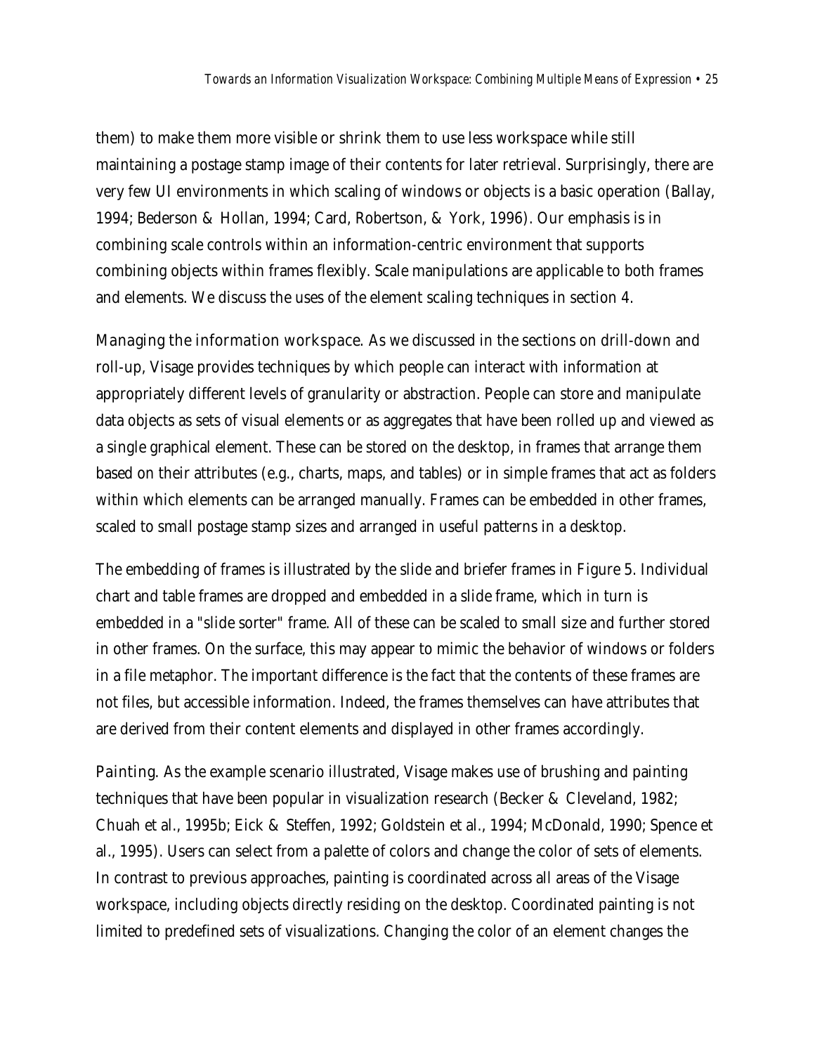them) to make them more visible or shrink them to use less workspace while still maintaining a postage stamp image of their contents for later retrieval. Surprisingly, there are very few UI environments in which scaling of windows or objects is a basic operation (Ballay, 1994; Bederson & Hollan, 1994; Card, Robertson, & York, 1996). Our emphasis is in combining scale controls within an information-centric environment that supports combining objects within frames flexibly. Scale manipulations are applicable to both frames and elements. We discuss the uses of the element scaling techniques in section 4.

Managing the information workspace. As we discussed in the sections on drill-down and roll-up, Visage provides techniques by which people can interact with information at appropriately different levels of granularity or abstraction. People can store and manipulate data objects as sets of visual elements or as aggregates that have been rolled up and viewed as a single graphical element. These can be stored on the desktop, in frames that arrange them based on their attributes (e.g., charts, maps, and tables) or in simple frames that act as folders within which elements can be arranged manually. Frames can be embedded in other frames, scaled to small postage stamp sizes and arranged in useful patterns in a desktop.

The embedding of frames is illustrated by the slide and briefer frames in Figure 5. Individual chart and table frames are dropped and embedded in a slide frame, which in turn is embedded in a "slide sorter" frame. All of these can be scaled to small size and further stored in other frames. On the surface, this may appear to mimic the behavior of windows or folders in a file metaphor. The important difference is the fact that the contents of these frames are not files, but accessible information. Indeed, the frames themselves can have attributes that are derived from their content elements and displayed in other frames accordingly.

Painting. As the example scenario illustrated, Visage makes use of brushing and painting techniques that have been popular in visualization research (Becker & Cleveland, 1982; Chuah et al., 1995b; Eick & Steffen, 1992; Goldstein et al., 1994; McDonald, 1990; Spence et al., 1995). Users can select from a palette of colors and change the color of sets of elements. In contrast to previous approaches, painting is coordinated across all areas of the Visage workspace, including objects directly residing on the desktop. Coordinated painting is not limited to predefined sets of visualizations. Changing the color of an element changes the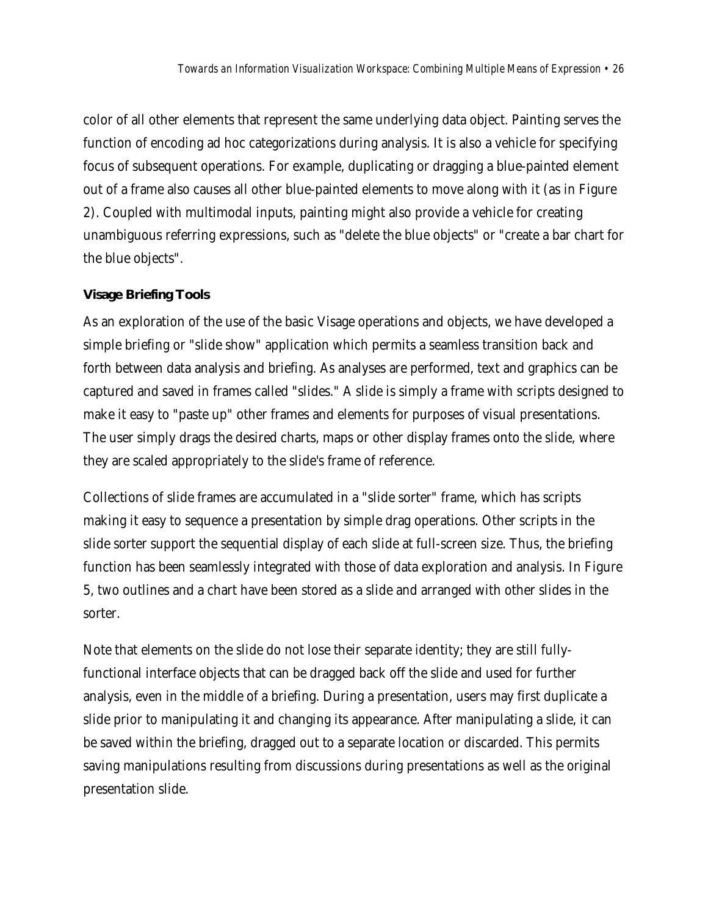color of all other elements that represent the same underlying data object. Painting serves the function of encoding ad hoc categorizations during analysis. It is also a vehicle for specifying focus of subsequent operations. For example, duplicating or dragging a blue-painted element out of a frame also causes all other blue-painted elements to move along with it (as in Figure 2). Coupled with multimodal inputs, painting might also provide a vehicle for creating unambiguous referring expressions, such as "delete the blue objects" or "create a bar chart for the blue objects".

### Visage Briefing Tools

As an exploration of the use of the basic Visage operations and objects, we have developed a simple briefing or "slide show" application which permits a seamless transition back and forth between data analysis and briefing. As analyses are performed, text and graphics can be captured and saved in frames called "slides." A slide is simply a frame with scripts designed to make it easy to "paste up" other frames and elements for purposes of visual presentations. The user simply drags the desired charts, maps or other display frames onto the slide, where they are scaled appropriately to the slide's frame of reference.

Collections of slide frames are accumulated in a "slide sorter" frame, which has scripts making it easy to sequence a presentation by simple drag operations. Other scripts in the slide sorter support the sequential display of each slide at full-screen size. Thus, the briefing function has been seamlessly integrated with those of data exploration and analysis. In Figure 5, two outlines and a chart have been stored as a slide and arranged with other slides in the sorter.

Note that elements on the slide do not lose their separate identity; they are still fully-functional interface objects that can be dragged back off the slide and used for further analysis, even in the middle of a briefing. During a presentation, users may first duplicate a slide prior to manipulating it and changing its appearance. After manipulating a slide, it can be saved within the briefing, dragged out to a separate location or discarded. This permits saving manipulations resulting from discussions during presentations as well as the original presentation slide.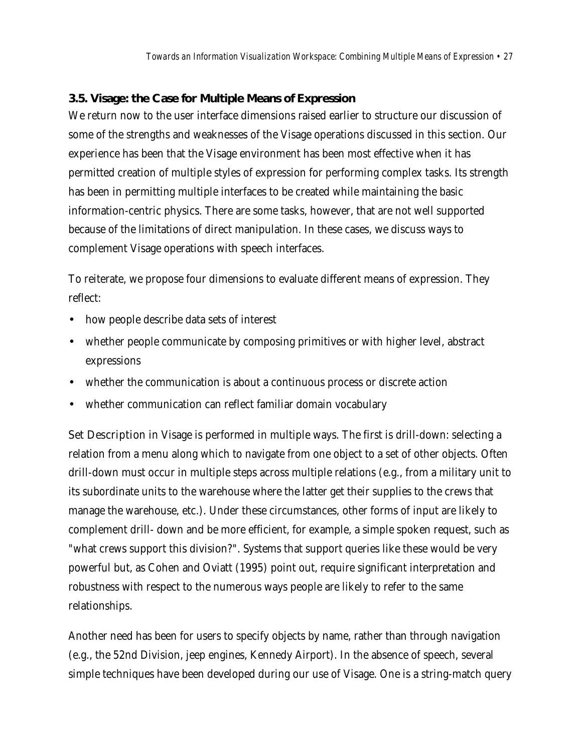### 3.5. Visage: the Case for Multiple Means of Expression

We return now to the user interface dimensions raised earlier to structure our discussion of some of the strengths and weaknesses of the Visage operations discussed in this section. Our experience has been that the Visage environment has been most effective when it has permitted creation of multiple styles of expression for performing complex tasks. Its strength has been in permitting multiple interfaces to be created while maintaining the basic information-centric physics. There are some tasks, however, that are not well supported because of the limitations of direct manipulation. In these cases, we discuss ways to complement Visage operations with speech interfaces.

To reiterate, we propose four dimensions to evaluate different means of expression. They reflect:

- how people describe data sets of interest
- whether people communicate by composing primitives or with higher level, abstract expressions
- whether the communication is about a continuous process or discrete action
- whether communication can reflect familiar domain vocabulary

Set Description in Visage is performed in multiple ways. The first is drill-down: selecting a relation from a menu along which to navigate from one object to a set of other objects. Often drill-down must occur in multiple steps across multiple relations (e.g., from a military unit to its subordinate units to the warehouse where the latter get their supplies to the crews that manage the warehouse, etc.). Under these circumstances, other forms of input are likely to complement drill- down and be more efficient, for example, a simple spoken request, such as "what crews support this division?". Systems that support queries like these would be very powerful but, as Cohen and Oviatt (1995) point out, require significant interpretation and robustness with respect to the numerous ways people are likely to refer to the same relationships.

Another need has been for users to specify objects by name, rather than through navigation (e.g., the 52nd Division, jeep engines, Kennedy Airport). In the absence of speech, several simple techniques have been developed during our use of Visage. One is a string-match query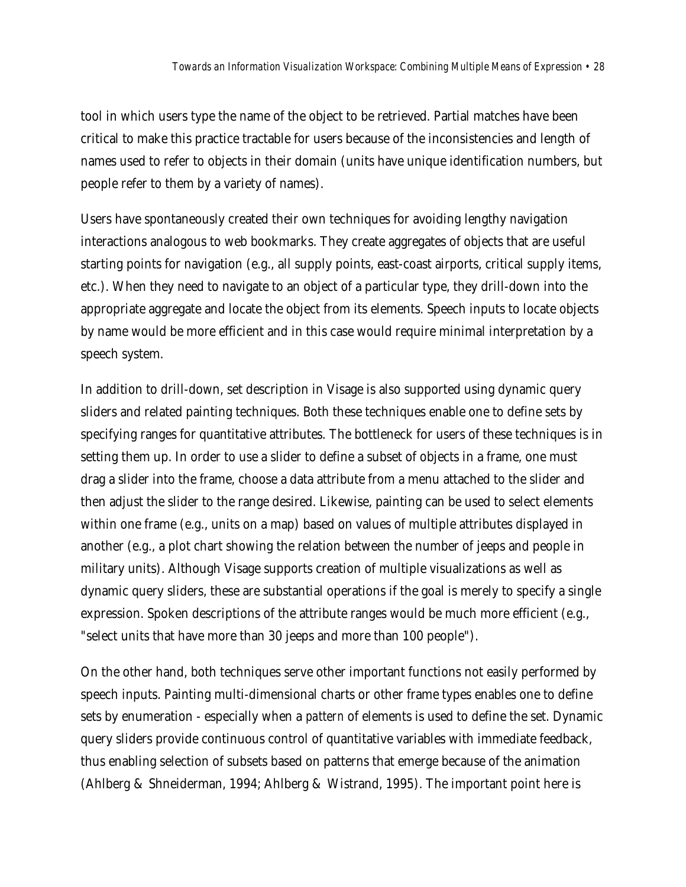tool in which users type the name of the object to be retrieved. Partial matches have been critical to make this practice tractable for users because of the inconsistencies and length of names used to refer to objects in their domain (units have unique identification numbers, but people refer to them by a variety of names).

Users have spontaneously created their own techniques for avoiding lengthy navigation interactions analogous to web bookmarks. They create aggregates of objects that are useful starting points for navigation (e.g., all supply points, east-coast airports, critical supply items, etc.). When they need to navigate to an object of a particular type, they drill-down into the appropriate aggregate and locate the object from its elements. Speech inputs to locate objects by name would be more efficient and in this case would require minimal interpretation by a speech system.

In addition to drill-down, set description in Visage is also supported using dynamic query sliders and related painting techniques. Both these techniques enable one to define sets by specifying ranges for quantitative attributes. The bottleneck for users of these techniques is in setting them up. In order to use a slider to define a subset of objects in a frame, one must drag a slider into the frame, choose a data attribute from a menu attached to the slider and then adjust the slider to the range desired. Likewise, painting can be used to select elements within one frame (e.g., units on a map) based on values of multiple attributes displayed in another (e.g., a plot chart showing the relation between the number of jeeps and people in military units). Although Visage supports creation of multiple visualizations as well as dynamic query sliders, these are substantial operations if the goal is merely to specify a single expression. Spoken descriptions of the attribute ranges would be much more efficient (e.g., "select units that have more than 30 jeeps and more than 100 people").

On the other hand, both techniques serve other important functions not easily performed by speech inputs. Painting multi-dimensional charts or other frame types enables one to define sets by enumeration - especially when a *pattern* of elements is used to define the set. Dynamic query sliders provide continuous control of quantitative variables with immediate feedback, thus enabling selection of subsets based on patterns that emerge because of the animation (Ahlberg & Shneiderman, 1994; Ahlberg & Wistrand, 1995). The important point here is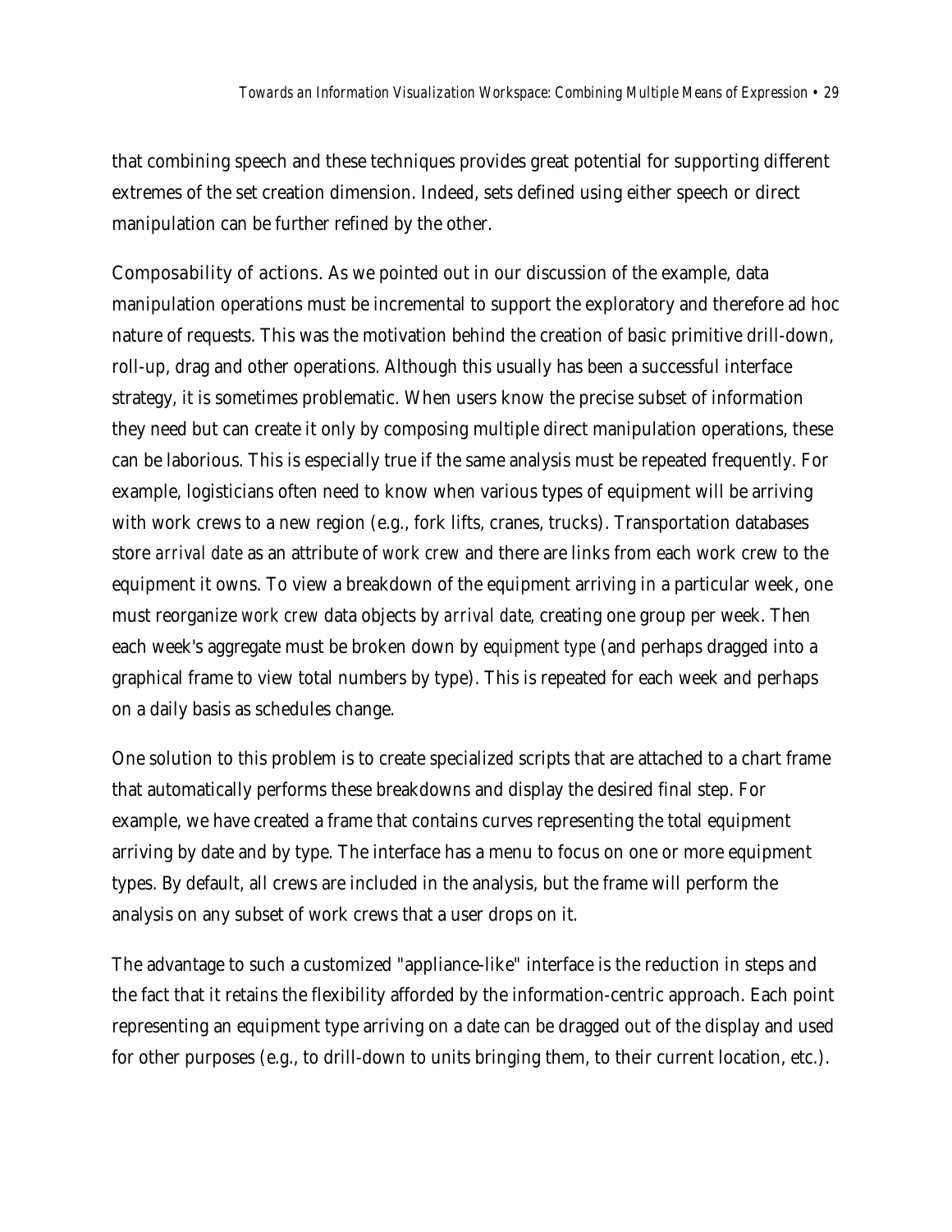that combining speech and these techniques provides great potential for supporting different extremes of the set creation dimension. Indeed, sets defined using either speech or direct manipulation can be further refined by the other.

Composability of actions. As we pointed out in our discussion of the example, data manipulation operations must be incremental to support the exploratory and therefore ad hoc nature of requests. This was the motivation behind the creation of basic primitive drill-down, roll-up, drag and other operations. Although this usually has been a successful interface strategy, it is sometimes problematic. When users know the precise subset of information they need but can create it only by composing multiple direct manipulation operations, these can be laborious. This is especially true if the same analysis must be repeated frequently. For example, logisticians often need to know when various types of equipment will be arriving with work crews to a new region (e.g., fork lifts, cranes, trucks). Transportation databases store *arrival date* as an attribute of *work crew* and there are links from each work crew to the equipment it owns. To view a breakdown of the equipment arriving in a particular week, one must reorganize *work crew* data objects by *arrival date*, creating one group per week. Then each week's aggregate must be broken down by *equipment type* (and perhaps dragged into a graphical frame to view total numbers by type). This is repeated for each week and perhaps on a daily basis as schedules change.

One solution to this problem is to create specialized scripts that are attached to a chart frame that automatically performs these breakdowns and display the desired final step. For example, we have created a frame that contains curves representing the total equipment arriving by date and by type. The interface has a menu to focus on one or more equipment types. By default, all crews are included in the analysis, but the frame will perform the analysis on any subset of work crews that a user drops on it.

The advantage to such a customized "appliance-like" interface is the reduction in steps and the fact that it retains the flexibility afforded by the information-centric approach. Each point representing an equipment type arriving on a date can be dragged out of the display and used for other purposes (e.g., to drill-down to units bringing them, to their current location, etc.).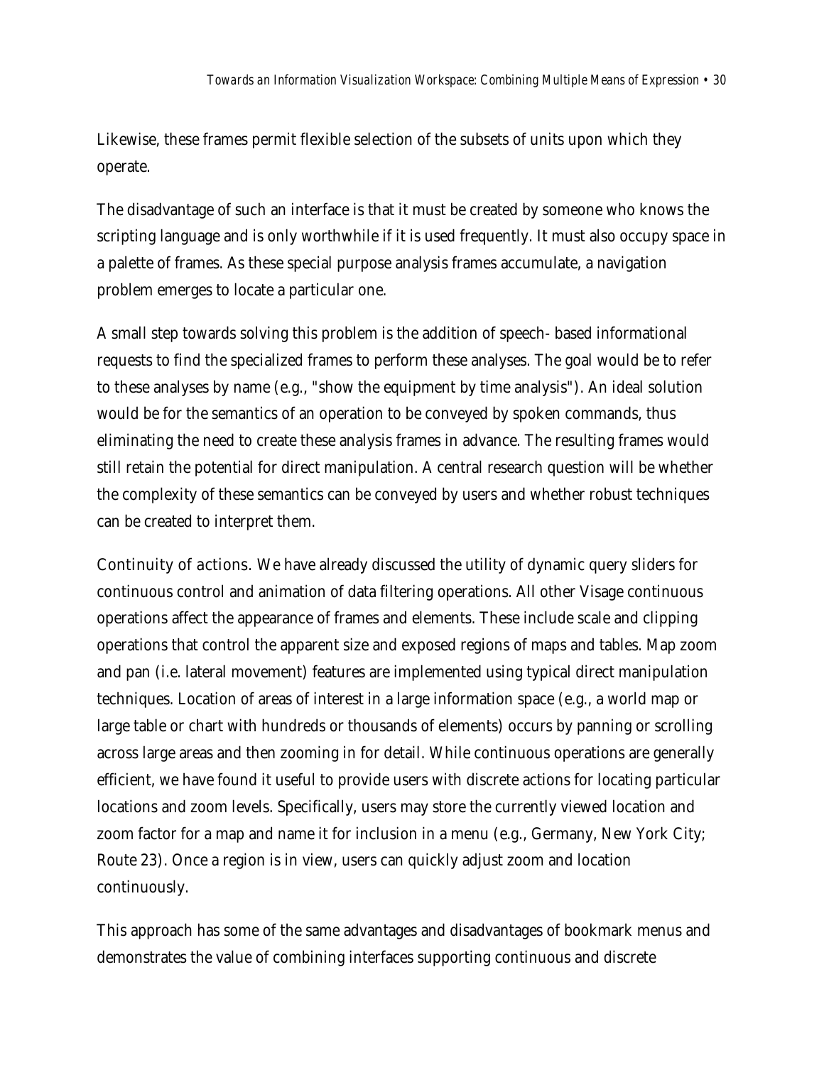Likewise, these frames permit flexible selection of the subsets of units upon which they operate.

The disadvantage of such an interface is that it must be created by someone who knows the scripting language and is only worthwhile if it is used frequently. It must also occupy space in a palette of frames. As these special purpose analysis frames accumulate, a navigation problem emerges to locate a particular one.

A small step towards solving this problem is the addition of speech- based informational requests to find the specialized frames to perform these analyses. The goal would be to refer to these analyses by name (e.g., "show the equipment by time analysis"). An ideal solution would be for the semantics of an operation to be conveyed by spoken commands, thus eliminating the need to create these analysis frames in advance. The resulting frames would still retain the potential for direct manipulation. A central research question will be whether the complexity of these semantics can be conveyed by users and whether robust techniques can be created to interpret them.

*Continuity of actions.* We have already discussed the utility of dynamic query sliders for continuous control and animation of data filtering operations. All other Visage continuous operations affect the appearance of frames and elements. These include scale and clipping operations that control the apparent size and exposed regions of maps and tables. Map zoom and pan (i.e. lateral movement) features are implemented using typical direct manipulation techniques. Location of areas of interest in a large information space (e.g., a world map or large table or chart with hundreds or thousands of elements) occurs by panning or scrolling across large areas and then zooming in for detail. While continuous operations are generally efficient, we have found it useful to provide users with discrete actions for locating particular locations and zoom levels. Specifically, users may store the currently viewed location and zoom factor for a map and name it for inclusion in a menu (e.g., Germany, New York City; Route 23). Once a region is in view, users can quickly adjust zoom and location continuously.

This approach has some of the same advantages and disadvantages of bookmark menus and demonstrates the value of combining interfaces supporting continuous and discrete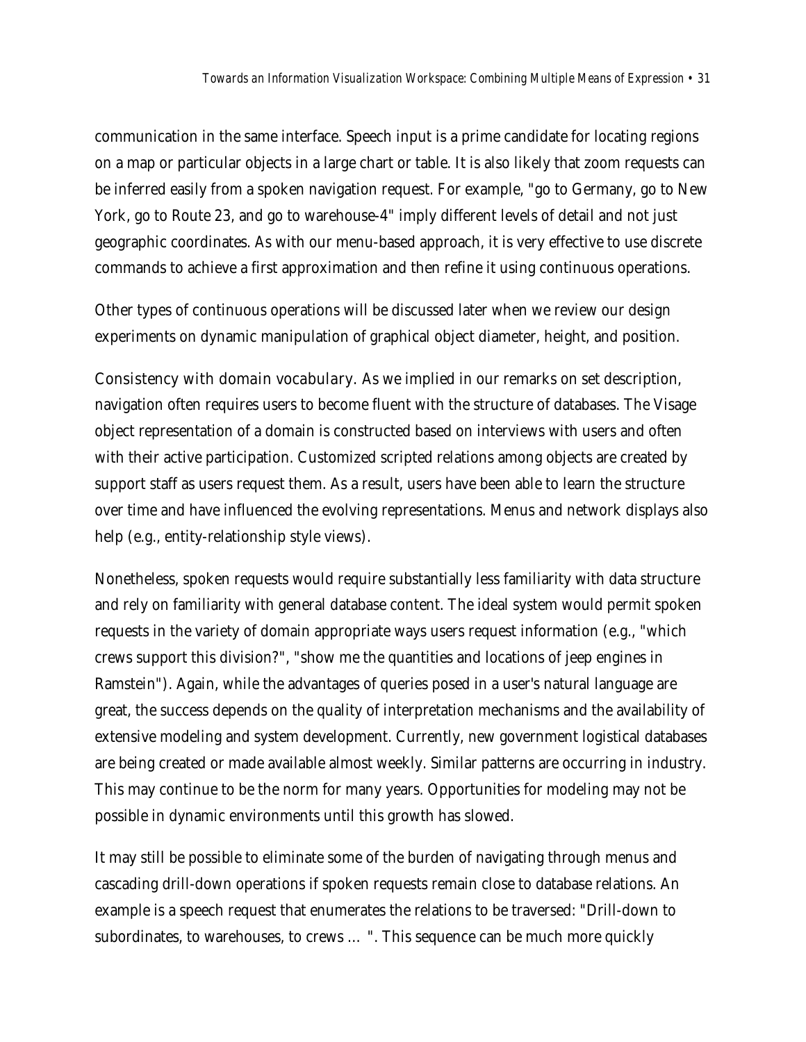communication in the same interface. Speech input is a prime candidate for locating regions on a map or particular objects in a large chart or table. It is also likely that zoom requests can be inferred easily from a spoken navigation request. For example, "go to Germany, go to New York, go to Route 23, and go to warehouse-4" imply different levels of detail and not just geographic coordinates. As with our menu-based approach, it is very effective to use discrete commands to achieve a first approximation and then refine it using continuous operations.

Other types of continuous operations will be discussed later when we review our design experiments on dynamic manipulation of graphical object diameter, height, and position.

*Consistency with domain vocabulary.* As we implied in our remarks on set description, navigation often requires users to become fluent with the structure of databases. The Visage object representation of a domain is constructed based on interviews with users and often with their active participation. Customized scripted relations among objects are created by support staff as users request them. As a result, users have been able to learn the structure over time and have influenced the evolving representations. Menus and network displays also help (e.g., entity-relationship style views).

Nonetheless, spoken requests would require substantially less familiarity with data structure and rely on familiarity with general database content. The ideal system would permit spoken requests in the variety of domain appropriate ways users request information (e.g., "which crews support this division?", "show me the quantities and locations of jeep engines in Ramstein"). Again, while the advantages of queries posed in a user's natural language are great, the success depends on the quality of interpretation mechanisms and the availability of extensive modeling and system development. Currently, new government logistical databases are being created or made available almost weekly. Similar patterns are occurring in industry. This may continue to be the norm for many years. Opportunities for modeling may not be possible in dynamic environments until this growth has slowed.

It may still be possible to eliminate some of the burden of navigating through menus and cascading drill-down operations if spoken requests remain close to database relations. An example is a speech request that enumerates the relations to be traversed: "Drill-down to subordinates, to warehouses, to crews … ". This sequence can be much more quickly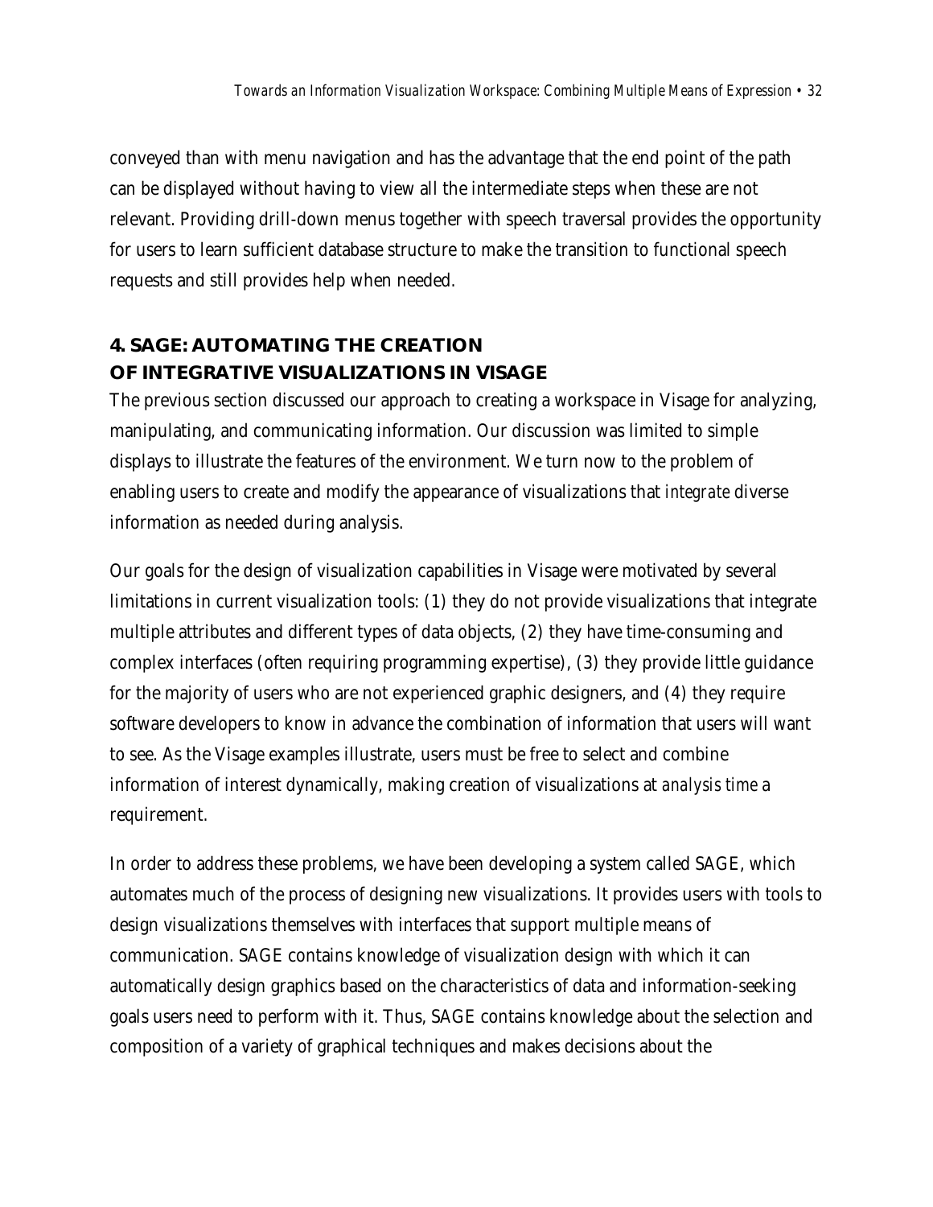conveyed than with menu navigation and has the advantage that the end point of the path can be displayed without having to view all the intermediate steps when these are not relevant. Providing drill-down menus together with speech traversal provides the opportunity for users to learn sufficient database structure to make the transition to functional speech requests and still provides help when needed.

## 4. SAGE: AUTOMATING THE CREATION OF INTEGRATIVE VISUALIZATIONS IN VISAGE

The previous section discussed our approach to creating a workspace in Visage for analyzing, manipulating, and communicating information. Our discussion was limited to simple displays to illustrate the features of the environment. We turn now to the problem of enabling users to create and modify the appearance of visualizations that *integrate* diverse information as needed during analysis.

Our goals for the design of visualization capabilities in Visage were motivated by several limitations in current visualization tools: (1) they do not provide visualizations that integrate multiple attributes and different types of data objects, (2) they have time-consuming and complex interfaces (often requiring programming expertise), (3) they provide little guidance for the majority of users who are not experienced graphic designers, and (4) they require software developers to know in advance the combination of information that users will want to see. As the Visage examples illustrate, users must be free to select and combine information of interest dynamically, making creation of visualizations at *analysis time* a requirement.

In order to address these problems, we have been developing a system called SAGE, which automates much of the process of designing new visualizations. It provides users with tools to design visualizations themselves with interfaces that support multiple means of communication. SAGE contains knowledge of visualization design with which it can automatically design graphics based on the characteristics of data and information-seeking goals users need to perform with it. Thus, SAGE contains knowledge about the selection and composition of a variety of graphical techniques and makes decisions about the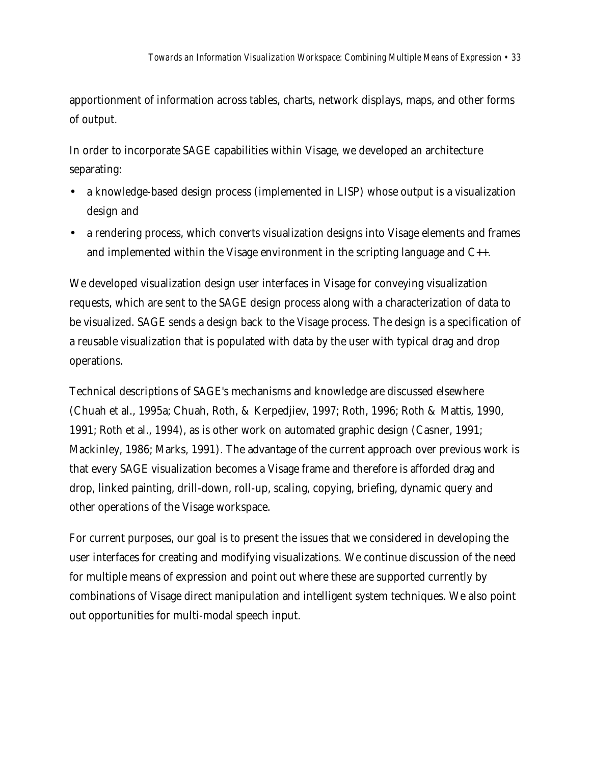apportionment of information across tables, charts, network displays, maps, and other forms of output.

In order to incorporate SAGE capabilities within Visage, we developed an architecture separating:

- a knowledge-based design process (implemented in LISP) whose output is a visualization design and
- a rendering process, which converts visualization designs into Visage elements and frames and implemented within the Visage environment in the scripting language and C++.

We developed visualization design user interfaces in Visage for conveying visualization requests, which are sent to the SAGE design process along with a characterization of data to be visualized. SAGE sends a design back to the Visage process. The design is a specification of a reusable visualization that is populated with data by the user with typical drag and drop operations.

Technical descriptions of SAGE's mechanisms and knowledge are discussed elsewhere (Chuah et al., 1995a; Chuah, Roth, & Kerpedjiev, 1997; Roth, 1996; Roth & Mattis, 1990, 1991; Roth et al., 1994), as is other work on automated graphic design (Casner, 1991; Mackinley, 1986; Marks, 1991). The advantage of the current approach over previous work is that every SAGE visualization becomes a Visage frame and therefore is afforded drag and drop, linked painting, drill-down, roll-up, scaling, copying, briefing, dynamic query and other operations of the Visage workspace.

For current purposes, our goal is to present the issues that we considered in developing the user interfaces for creating and modifying visualizations. We continue discussion of the need for multiple means of expression and point out where these are supported currently by combinations of Visage direct manipulation and intelligent system techniques. We also point out opportunities for multi-modal speech input.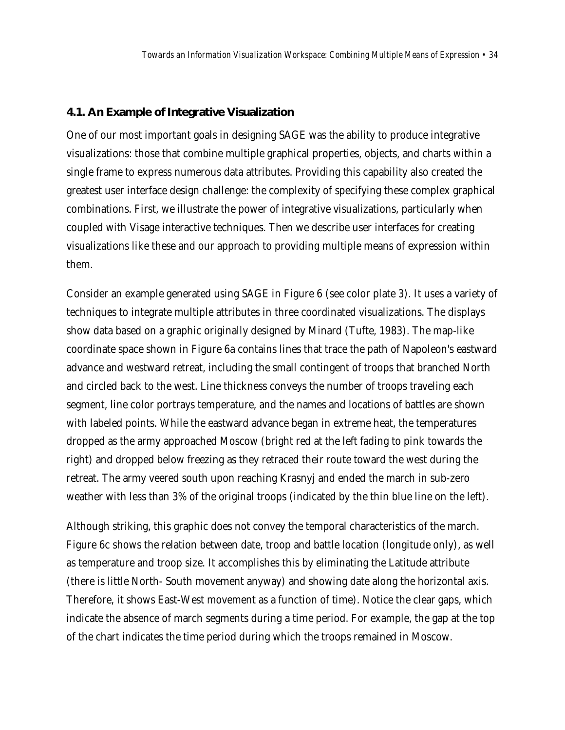### 4.1. An Example of Integrative Visualization

One of our most important goals in designing SAGE was the ability to produce integrative visualizations: those that combine multiple graphical properties, objects, and charts within a single frame to express numerous data attributes. Providing this capability also created the greatest user interface design challenge: the complexity of specifying these complex graphical combinations. First, we illustrate the power of integrative visualizations, particularly when coupled with Visage interactive techniques. Then we describe user interfaces for creating visualizations like these and our approach to providing multiple means of expression within them.

Consider an example generated using SAGE in Figure 6 (see color plate 3). It uses a variety of techniques to integrate multiple attributes in three coordinated visualizations. The displays show data based on a graphic originally designed by Minard (Tufte, 1983). The map-like coordinate space shown in Figure 6a contains lines that trace the path of Napoleon's eastward advance and westward retreat, including the small contingent of troops that branched North and circled back to the west. Line thickness conveys the number of troops traveling each segment, line color portrays temperature, and the names and locations of battles are shown with labeled points. While the eastward advance began in extreme heat, the temperatures dropped as the army approached Moscow (bright red at the left fading to pink towards the right) and dropped below freezing as they retraced their route toward the west during the retreat. The army veered south upon reaching Krasnyj and ended the march in sub-zero weather with less than 3% of the original troops (indicated by the thin blue line on the left).

Although striking, this graphic does not convey the temporal characteristics of the march. Figure 6c shows the relation between date, troop and battle location (longitude only), as well as temperature and troop size. It accomplishes this by eliminating the Latitude attribute (there is little North- South movement anyway) and showing date along the horizontal axis. Therefore, it shows East-West movement as a function of time). Notice the clear gaps, which indicate the absence of march segments during a time period. For example, the gap at the top of the chart indicates the time period during which the troops remained in Moscow.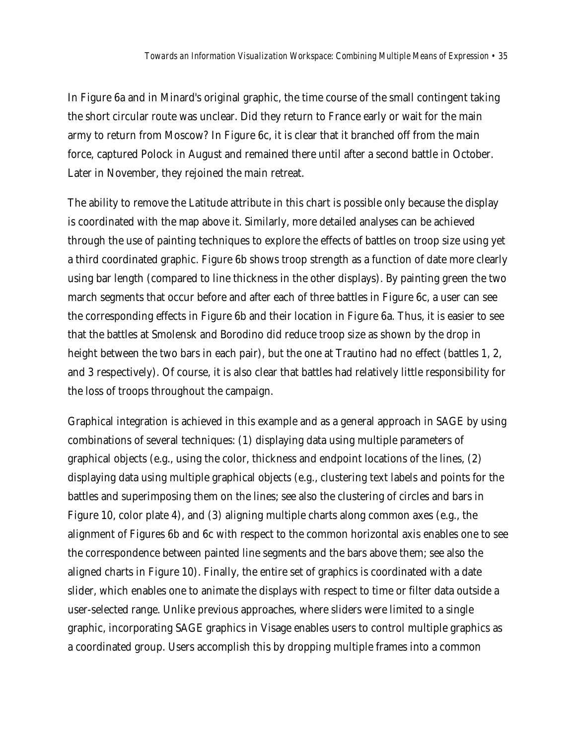In Figure 6a and in Minard's original graphic, the time course of the small contingent taking the short circular route was unclear. Did they return to France early or wait for the main army to return from Moscow? In Figure 6c, it is clear that it branched off from the main force, captured Polock in August and remained there until after a second battle in October. Later in November, they rejoined the main retreat.

The ability to remove the Latitude attribute in this chart is possible only because the display is coordinated with the map above it. Similarly, more detailed analyses can be achieved through the use of painting techniques to explore the effects of battles on troop size using yet a third coordinated graphic. Figure 6b shows troop strength as a function of date more clearly using bar length (compared to line thickness in the other displays). By painting green the two march segments that occur before and after each of three battles in Figure 6c, a user can see the corresponding effects in Figure 6b and their location in Figure 6a. Thus, it is easier to see that the battles at Smolensk and Borodino did reduce troop size as shown by the drop in height between the two bars in each pair), but the one at Trautino had no effect (battles 1, 2, and 3 respectively). Of course, it is also clear that battles had relatively little responsibility for the loss of troops throughout the campaign.

Graphical integration is achieved in this example and as a general approach in SAGE by using combinations of several techniques: (1) displaying data using multiple parameters of graphical objects (e.g., using the color, thickness and endpoint locations of the lines, (2) displaying data using multiple graphical objects (e.g., clustering text labels and points for the battles and superimposing them on the lines; see also the clustering of circles and bars in Figure 10, color plate 4), and (3) aligning multiple charts along common axes (e.g., the alignment of Figures 6b and 6c with respect to the common horizontal axis enables one to see the correspondence between painted line segments and the bars above them; see also the aligned charts in Figure 10). Finally, the entire set of graphics is coordinated with a date slider, which enables one to animate the displays with respect to time or filter data outside a user-selected range. Unlike previous approaches, where sliders were limited to a single graphic, incorporating SAGE graphics in Visage enables users to control multiple graphics as a coordinated group. Users accomplish this by dropping multiple frames into a common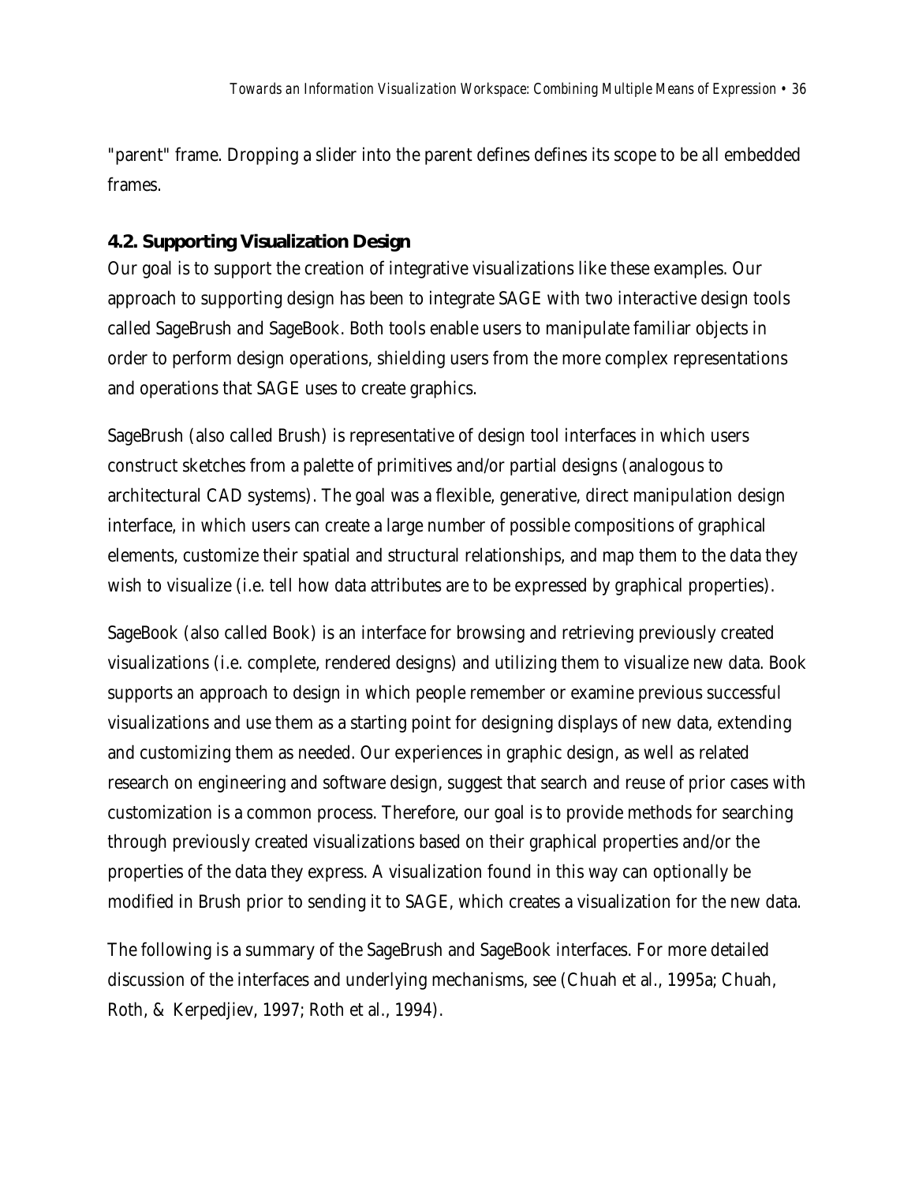"parent" frame. Dropping a slider into the parent defines defines its scope to be all embedded frames.

## 4.2. Supporting Visualization Design

Our goal is to support the creation of integrative visualizations like these examples. Our approach to supporting design has been to integrate SAGE with two interactive design tools called SageBrush and SageBook. Both tools enable users to manipulate familiar objects in order to perform design operations, shielding users from the more complex representations and operations that SAGE uses to create graphics.

SageBrush (also called Brush) is representative of design tool interfaces in which users construct sketches from a palette of primitives and/or partial designs (analogous to architectural CAD systems). The goal was a flexible, generative, direct manipulation design interface, in which users can create a large number of possible compositions of graphical elements, customize their spatial and structural relationships, and map them to the data they wish to visualize (i.e. tell how data attributes are to be expressed by graphical properties).

SageBook (also called Book) is an interface for browsing and retrieving previously created visualizations (i.e. complete, rendered designs) and utilizing them to visualize new data. Book supports an approach to design in which people remember or examine previous successful visualizations and use them as a starting point for designing displays of new data, extending and customizing them as needed. Our experiences in graphic design, as well as related research on engineering and software design, suggest that search and reuse of prior cases with customization is a common process. Therefore, our goal is to provide methods for searching through previously created visualizations based on their graphical properties and/or the properties of the data they express. A visualization found in this way can optionally be modified in Brush prior to sending it to SAGE, which creates a visualization for the new data.

The following is a summary of the SageBrush and SageBook interfaces. For more detailed discussion of the interfaces and underlying mechanisms, see (Chuah et al., 1995a; Chuah, Roth, & Kerpedjiev, 1997; Roth et al., 1994).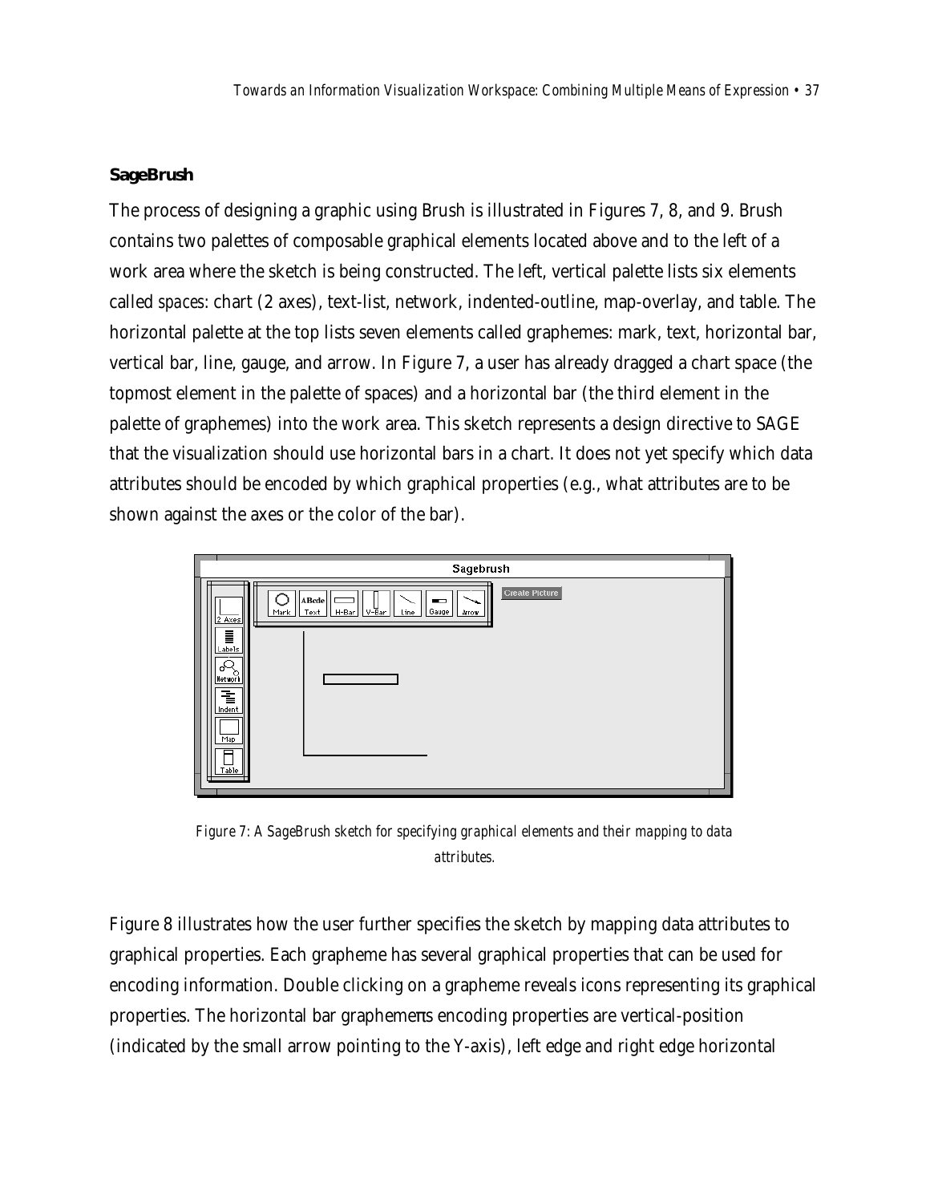### SageBrush

The process of designing a graphic using Brush is illustrated in Figures 7, 8, and 9. Brush contains two palettes of composable graphical elements located above and to the left of a work area where the sketch is being constructed. The left, vertical palette lists six elements called *spaces*: chart (2 axes), text-list, network, indented-outline, map-overlay, and table. The horizontal palette at the top lists seven elements called graphemes: mark, text, horizontal bar, vertical bar, line, gauge, and arrow. In Figure 7, a user has already dragged a chart space (the topmost element in the palette of spaces) and a horizontal bar (the third element in the palette of graphemes) into the work area. This sketch represents a design directive to SAGE that the visualization should use horizontal bars in a chart. It does not yet specify which data attributes should be encoded by which graphical properties (e.g., what attributes are to be shown against the axes or the color of the bar).

*Figure 7: A SageBrush sketch for specifying graphical elements and their mapping to data attributes.*

Figure 8 illustrates how the user further specifies the sketch by mapping data attributes to graphical properties. Each grapheme has several graphical properties that can be used for encoding information. Double clicking on a grapheme reveals icons representing its graphical properties. The horizontal bar graphemeπs encoding properties are vertical-position (indicated by the small arrow pointing to the Y-axis), left edge and right edge horizontal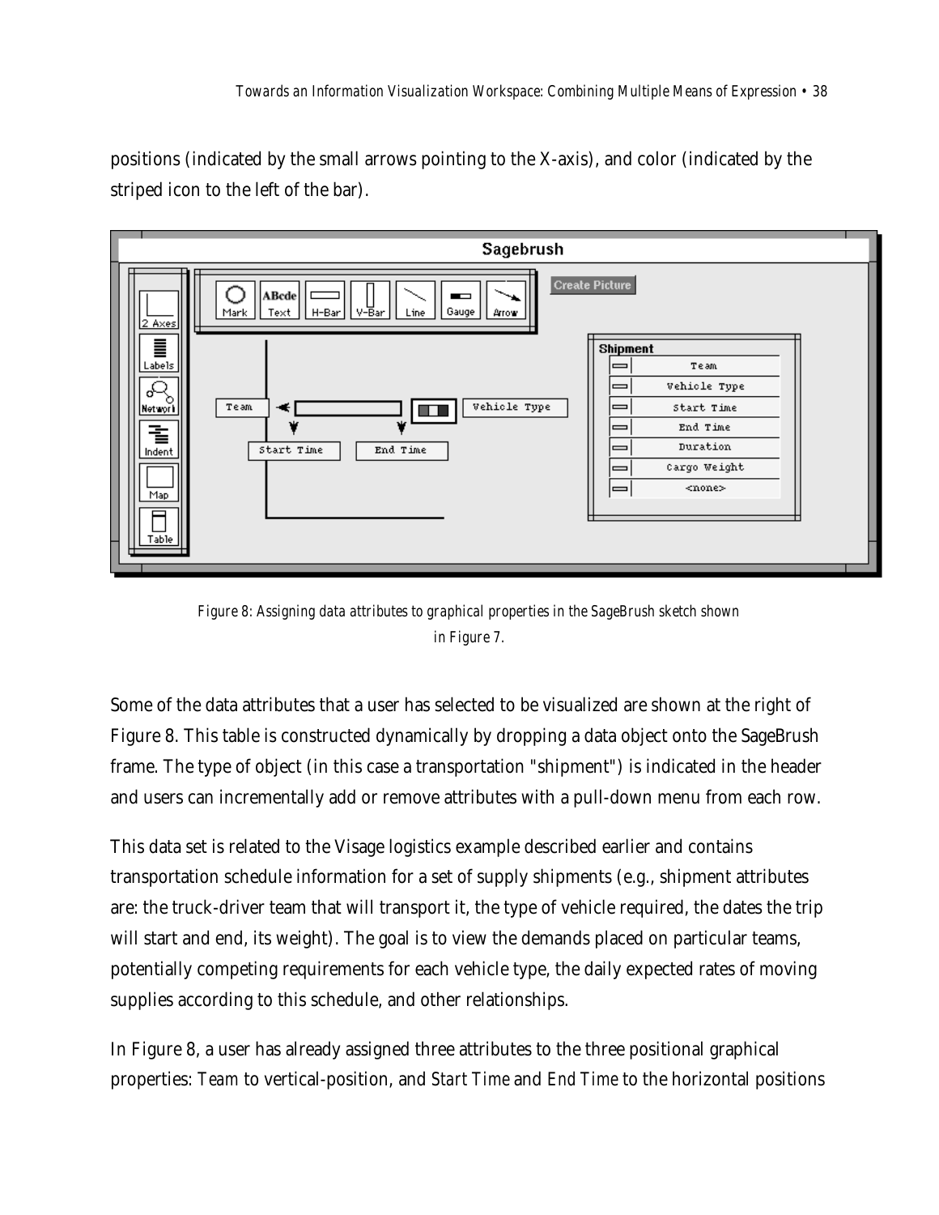positions (indicated by the small arrows pointing to the X-axis), and color (indicated by the striped icon to the left of the bar).

*Figure 8: Assigning data attributes to graphical properties in the SageBrush sketch shown in Figure 7.*

Some of the data attributes that a user has selected to be visualized are shown at the right of Figure 8. This table is constructed dynamically by dropping a data object onto the SageBrush frame. The type of object (in this case a transportation "shipment") is indicated in the header and users can incrementally add or remove attributes with a pull-down menu from each row.

This data set is related to the Visage logistics example described earlier and contains transportation schedule information for a set of supply shipments (e.g., shipment attributes are: the truck-driver team that will transport it, the type of vehicle required, the dates the trip will start and end, its weight). The goal is to view the demands placed on particular teams, potentially competing requirements for each vehicle type, the daily expected rates of moving supplies according to this schedule, and other relationships.

In Figure 8, a user has already assigned three attributes to the three positional graphical properties: *Team* to vertical-position, and *Start Time* and *End Time* to the horizontal positions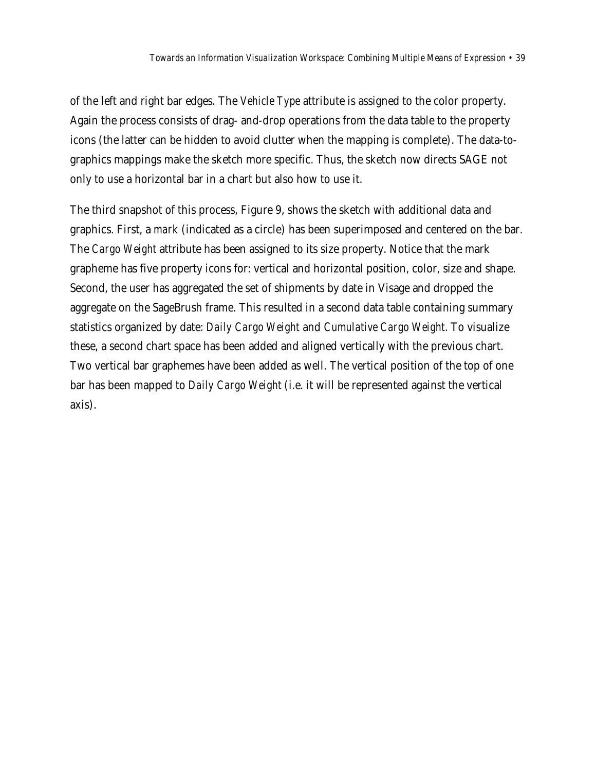of the left and right bar edges. The *Vehicle Type* attribute is assigned to the color property. Again the process consists of drag- and-drop operations from the data table to the property icons (the latter can be hidden to avoid clutter when the mapping is complete). The data-to-graphics mappings make the sketch more specific. Thus, the sketch now directs SAGE not only to use a horizontal bar in a chart but also how to use it.

The third snapshot of this process, Figure 9, shows the sketch with additional data and graphics. First, a *mark* (indicated as a circle) has been superimposed and centered on the bar. The *Cargo Weight* attribute has been assigned to its size property. Notice that the mark grapheme has five property icons for: vertical and horizontal position, color, size and shape. Second, the user has aggregated the set of shipments by date in Visage and dropped the aggregate on the SageBrush frame. This resulted in a second data table containing summary statistics organized by date: *Daily Cargo Weight* and *Cumulative Cargo Weight*. To visualize these, a second chart space has been added and aligned vertically with the previous chart. Two vertical bar graphemes have been added as well. The vertical position of the top of one bar has been mapped to *Daily Cargo Weight* (i.e. it will be represented against the vertical axis).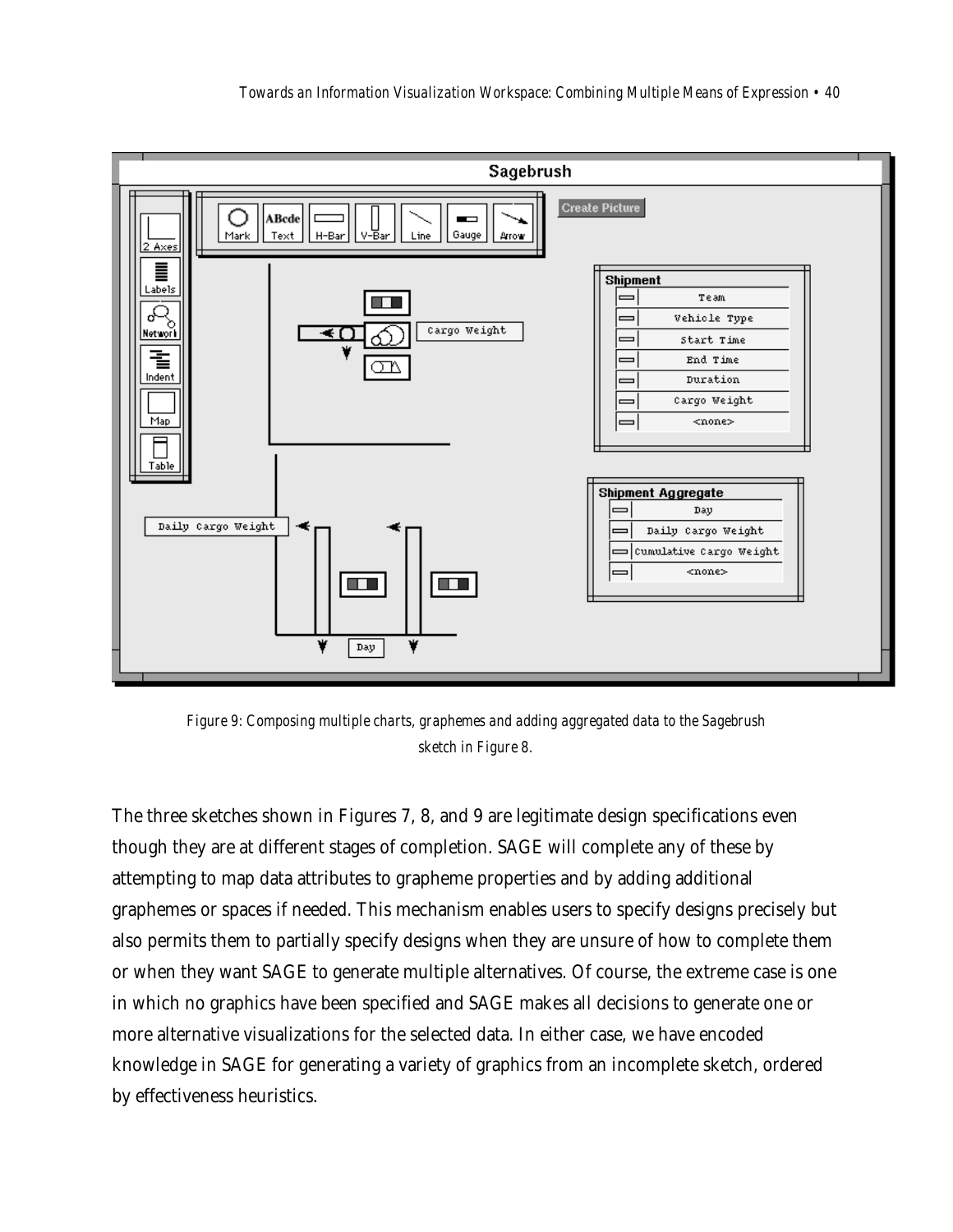*Figure 9: Composing multiple charts, graphemes and adding aggregated data to the Sagebrush sketch in Figure 8.*

The three sketches shown in Figures 7, 8, and 9 are legitimate design specifications even though they are at different stages of completion. SAGE will complete any of these by attempting to map data attributes to grapheme properties and by adding additional graphemes or spaces if needed. This mechanism enables users to specify designs precisely but also permits them to partially specify designs when they are unsure of how to complete them or when they want SAGE to generate multiple alternatives. Of course, the extreme case is one in which no graphics have been specified and SAGE makes all decisions to generate one or more alternative visualizations for the selected data. In either case, we have encoded knowledge in SAGE for generating a variety of graphics from an incomplete sketch, ordered by effectiveness heuristics.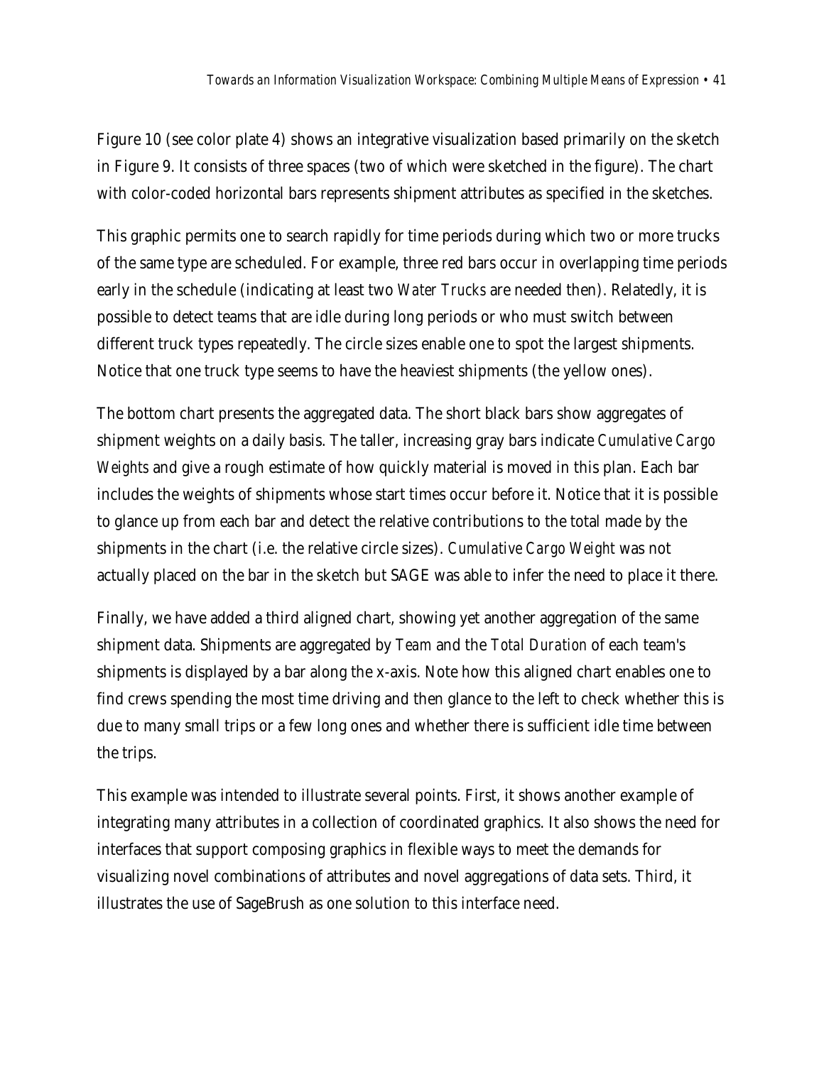Figure 10 (see color plate 4) shows an integrative visualization based primarily on the sketch in Figure 9. It consists of three spaces (two of which were sketched in the figure). The chart with color-coded horizontal bars represents shipment attributes as specified in the sketches.

This graphic permits one to search rapidly for time periods during which two or more trucks of the same type are scheduled. For example, three red bars occur in overlapping time periods early in the schedule (indicating at least two *Water Trucks* are needed then). Relatedly, it is possible to detect teams that are idle during long periods or who must switch between different truck types repeatedly. The circle sizes enable one to spot the largest shipments. Notice that one truck type seems to have the heaviest shipments (the yellow ones).

The bottom chart presents the aggregated data. The short black bars show aggregates of shipment weights on a daily basis. The taller, increasing gray bars indicate *Cumulative Cargo Weights* and give a rough estimate of how quickly material is moved in this plan. Each bar includes the weights of shipments whose start times occur before it. Notice that it is possible to glance up from each bar and detect the relative contributions to the total made by the shipments in the chart (i.e. the relative circle sizes). *Cumulative Cargo Weight* was not actually placed on the bar in the sketch but SAGE was able to infer the need to place it there.

Finally, we have added a third aligned chart, showing yet another aggregation of the same shipment data. Shipments are aggregated by *Team* and the *Total Duration* of each team's shipments is displayed by a bar along the x-axis. Note how this aligned chart enables one to find crews spending the most time driving and then glance to the left to check whether this is due to many small trips or a few long ones and whether there is sufficient idle time between the trips.

This example was intended to illustrate several points. First, it shows another example of integrating many attributes in a collection of coordinated graphics. It also shows the need for interfaces that support composing graphics in flexible ways to meet the demands for visualizing novel combinations of attributes and novel aggregations of data sets. Third, it illustrates the use of SageBrush as one solution to this interface need.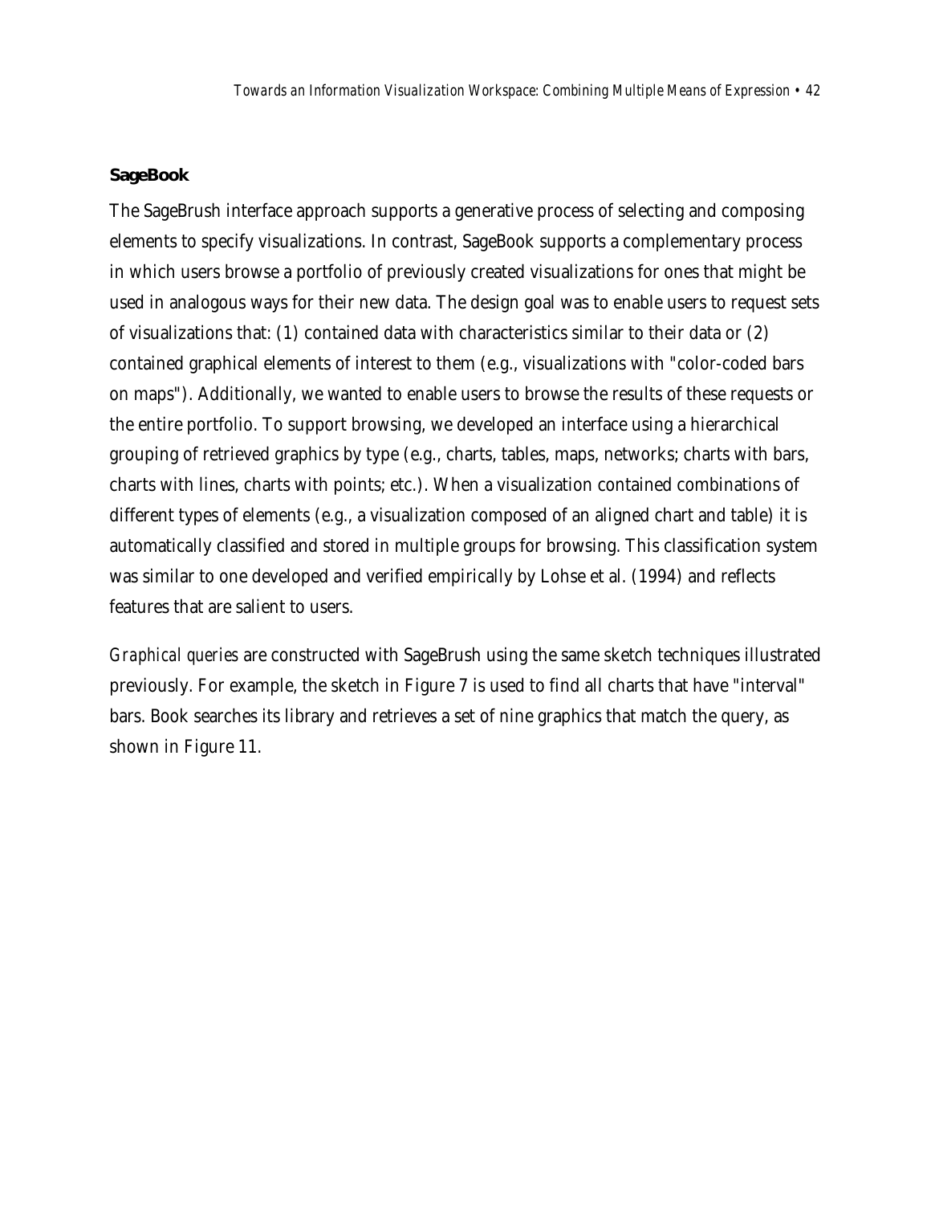**SageBook**

The SageBrush interface approach supports a generative process of selecting and composing elements to specify visualizations. In contrast, SageBook supports a complementary process in which users browse a portfolio of previously created visualizations for ones that might be used in analogous ways for their new data. The design goal was to enable users to request sets of visualizations that: (1) contained data with characteristics similar to their data or (2) contained graphical elements of interest to them (e.g., visualizations with "color-coded bars on maps"). Additionally, we wanted to enable users to browse the results of these requests or the entire portfolio. To support browsing, we developed an interface using a hierarchical grouping of retrieved graphics by type (e.g., charts, tables, maps, networks; charts with bars, charts with lines, charts with points; etc.). When a visualization contained combinations of different types of elements (e.g., a visualization composed of an aligned chart and table) it is automatically classified and stored in multiple groups for browsing. This classification system was similar to one developed and verified empirically by Lohse et al. (1994) and reflects features that are salient to users.

*Graphical queries* are constructed with SageBrush using the same sketch techniques illustrated previously. For example, the sketch in Figure 7 is used to find all charts that have "interval" bars. Book searches its library and retrieves a set of nine graphics that match the query, as shown in Figure 11.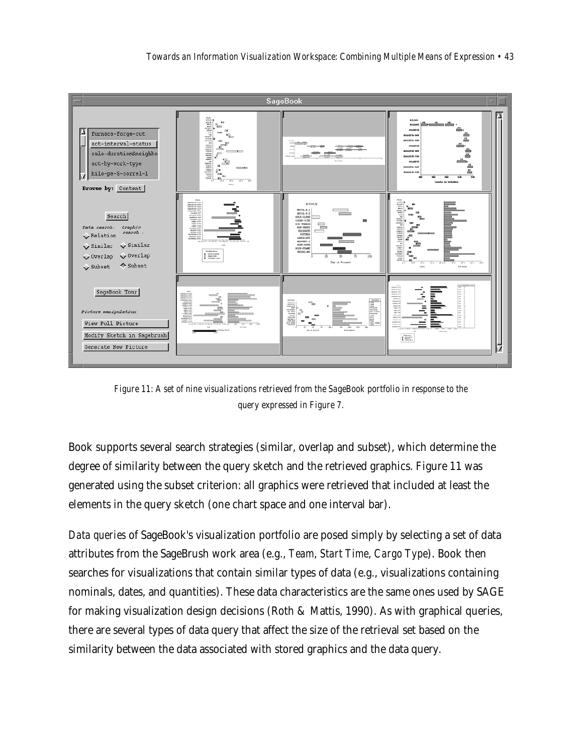Figure 11: A set of nine visualizations retrieved from the SageBook portfolio in response to the query expressed in Figure 7.

Book supports several search strategies (similar, overlap and subset), which determine the degree of similarity between the query sketch and the retrieved graphics. Figure 11 was generated using the subset criterion: all graphics were retrieved that included at least the elements in the query sketch (one chart space and one interval bar).

*Data queries* of SageBook's visualization portfolio are posed simply by selecting a set of data attributes from the SageBrush work area (e.g., *Team*, *Start Time*, *Cargo Type*). Book then searches for visualizations that contain similar types of data (e.g., visualizations containing nominals, dates, and quantities). These data characteristics are the same ones used by SAGE for making visualization design decisions (Roth & Mattis, 1990). As with graphical queries, there are several types of data query that affect the size of the retrieval set based on the similarity between the data associated with stored graphics and the data query.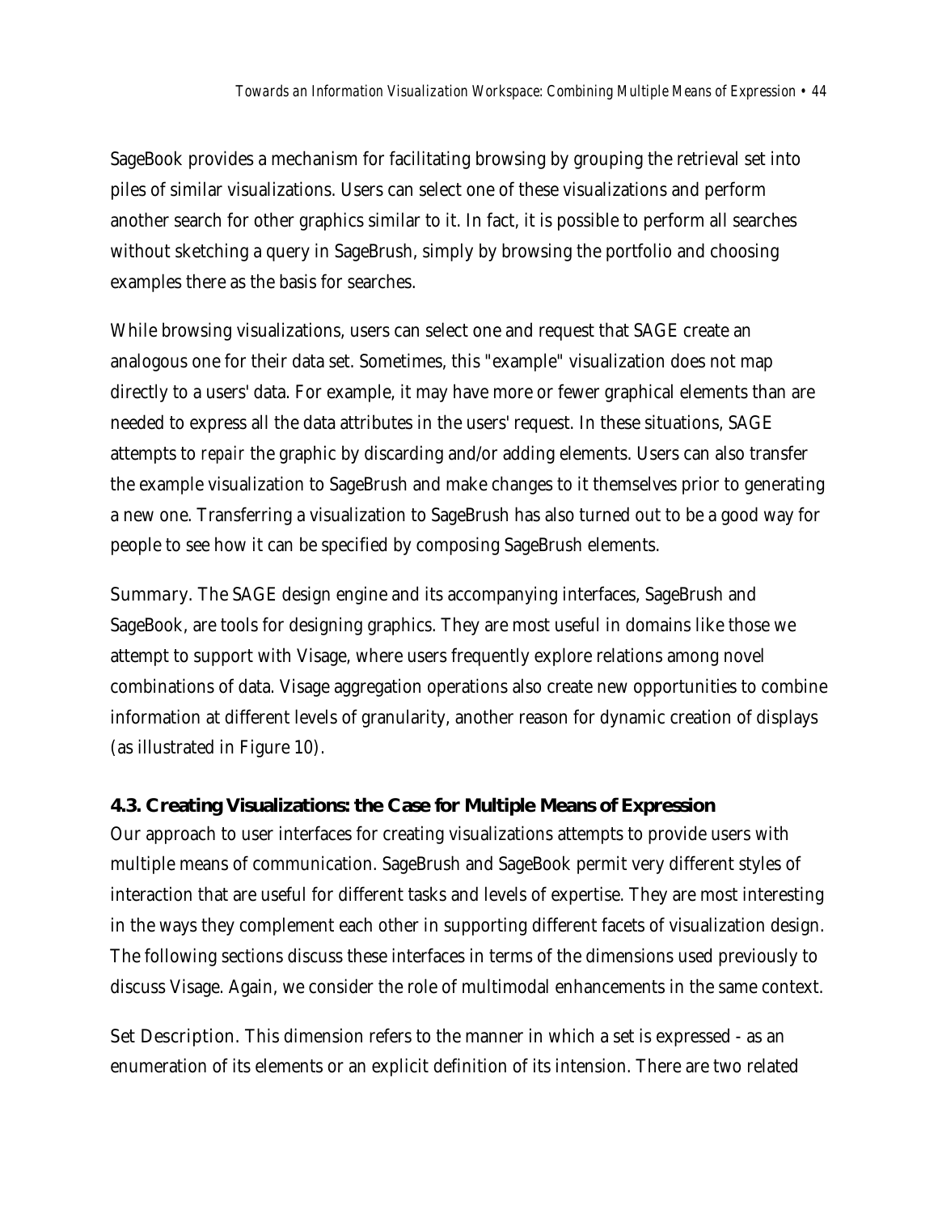SageBook provides a mechanism for facilitating browsing by grouping the retrieval set into piles of similar visualizations. Users can select one of these visualizations and perform another search for other graphics similar to it. In fact, it is possible to perform all searches without sketching a query in SageBrush, simply by browsing the portfolio and choosing examples there as the basis for searches.

While browsing visualizations, users can select one and request that SAGE create an analogous one for their data set. Sometimes, this "example" visualization does not map directly to a users' data. For example, it may have more or fewer graphical elements than are needed to express all the data attributes in the users' request. In these situations, SAGE attempts to *repair* the graphic by discarding and/or adding elements. Users can also transfer the example visualization to SageBrush and make changes to it themselves prior to generating a new one. Transferring a visualization to SageBrush has also turned out to be a good way for people to see how it can be specified by composing SageBrush elements.

Summary. The SAGE design engine and its accompanying interfaces, SageBrush and SageBook, are tools for designing graphics. They are most useful in domains like those we attempt to support with Visage, where users frequently explore relations among novel combinations of data. Visage aggregation operations also create new opportunities to combine information at different levels of granularity, another reason for dynamic creation of displays (as illustrated in Figure 10).

### 4.3. Creating Visualizations: the Case for Multiple Means of Expression

Our approach to user interfaces for creating visualizations attempts to provide users with multiple means of communication. SageBrush and SageBook permit very different styles of interaction that are useful for different tasks and levels of expertise. They are most interesting in the ways they complement each other in supporting different facets of visualization design. The following sections discuss these interfaces in terms of the dimensions used previously to discuss Visage. Again, we consider the role of multimodal enhancements in the same context.

Set Description. This dimension refers to the manner in which a set is expressed - as an enumeration of its elements or an explicit definition of its intension. There are two related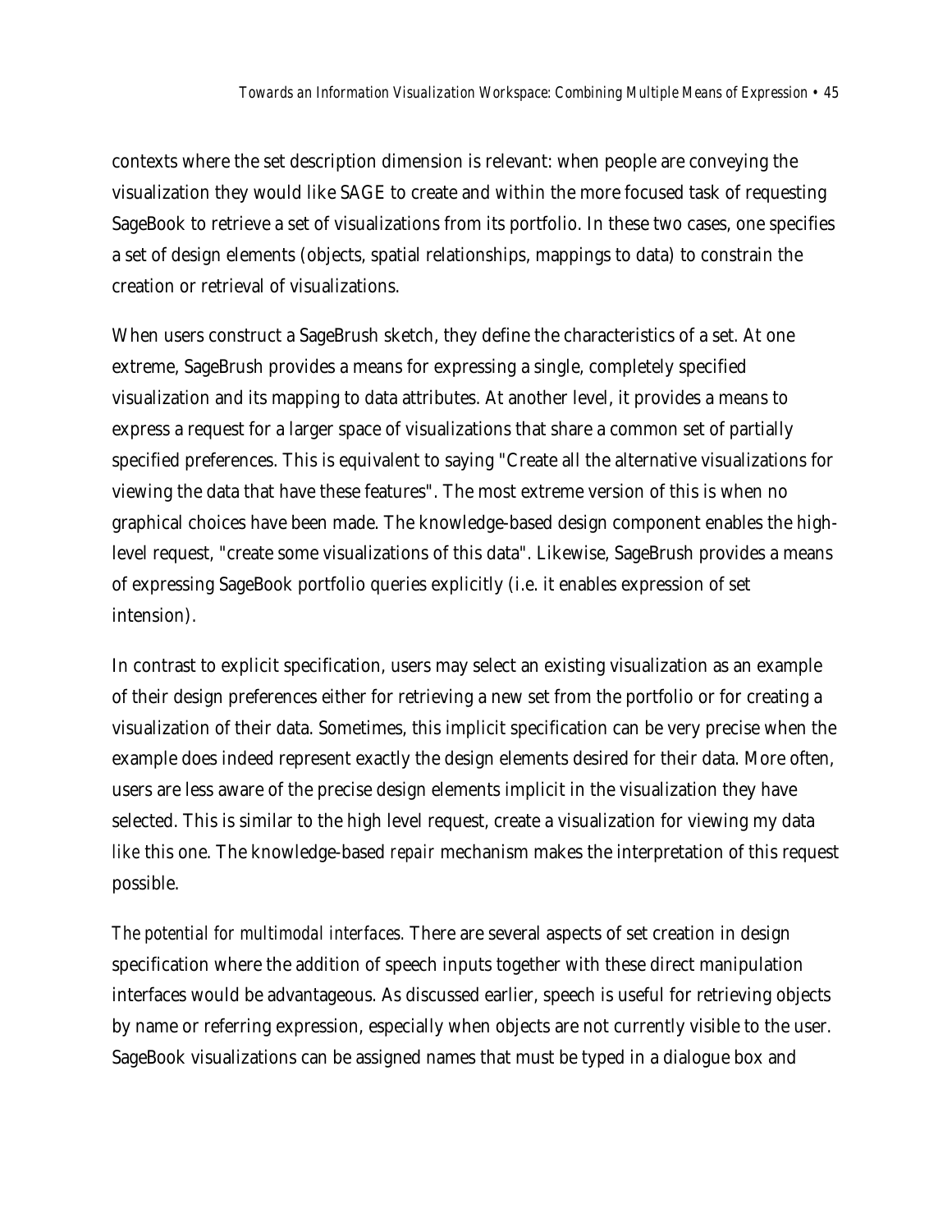contexts where the set description dimension is relevant: when people are conveying the visualization they would like SAGE to create and within the more focused task of requesting SageBook to retrieve a set of visualizations from its portfolio. In these two cases, one specifies a set of design elements (objects, spatial relationships, mappings to data) to constrain the creation or retrieval of visualizations.

When users construct a SageBrush sketch, they define the characteristics of a set. At one extreme, SageBrush provides a means for expressing a single, completely specified visualization and its mapping to data attributes. At another level, it provides a means to express a request for a larger space of visualizations that share a common set of partially specified preferences. This is equivalent to saying "Create all the alternative visualizations for viewing the data that have these features". The most extreme version of this is when no graphical choices have been made. The knowledge-based design component enables the high-level request, "create some visualizations of this data". Likewise, SageBrush provides a means of expressing SageBook portfolio queries explicitly (i.e. it enables expression of set intension).

In contrast to explicit specification, users may select an existing visualization as an example of their design preferences either for retrieving a new set from the portfolio or for creating a visualization of their data. Sometimes, this implicit specification can be very precise when the example does indeed represent exactly the design elements desired for their data. More often, users are less aware of the precise design elements implicit in the visualization they have selected. This is similar to the high level request, create a visualization for viewing my data *like* this one. The knowledge-based *repair* mechanism makes the interpretation of this request possible.

*The potential for multimodal interfaces.* There are several aspects of set creation in design specification where the addition of speech inputs together with these direct manipulation interfaces would be advantageous. As discussed earlier, speech is useful for retrieving objects by name or referring expression, especially when objects are not currently visible to the user. SageBook visualizations can be assigned names that must be typed in a dialogue box and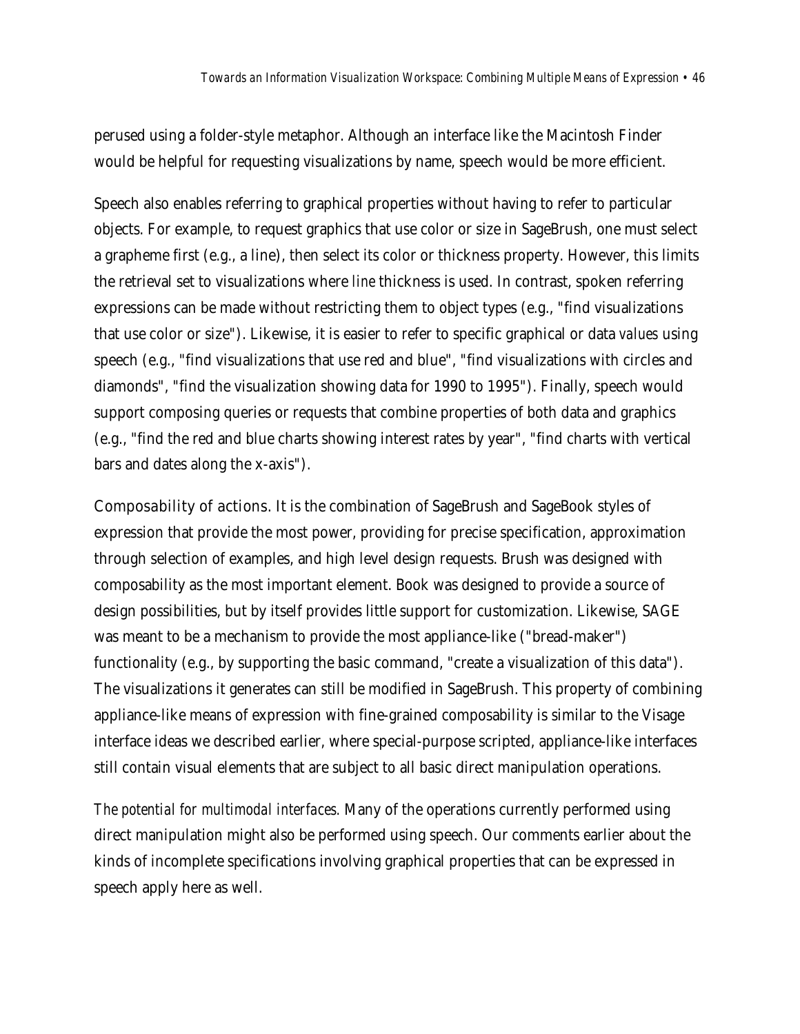perused using a folder-style metaphor. Although an interface like the Macintosh Finder would be helpful for requesting visualizations by name, speech would be more efficient.

Speech also enables referring to graphical properties without having to refer to particular objects. For example, to request graphics that use color or size in SageBrush, one must select a grapheme first (e.g., a line), then select its color or thickness property. However, this limits the retrieval set to visualizations where *line* thickness is used. In contrast, spoken referring expressions can be made without restricting them to object types (e.g., "find visualizations that use color or size"). Likewise, it is easier to refer to specific graphical or data *values* using speech (e.g., "find visualizations that use red and blue", "find visualizations with circles and diamonds", "find the visualization showing data for 1990 to 1995"). Finally, speech would support composing queries or requests that combine properties of both data and graphics (e.g., "find the red and blue charts showing interest rates by year", "find charts with vertical bars and dates along the x-axis").

*Composability of actions.* It is the combination of SageBrush and SageBook styles of expression that provide the most power, providing for precise specification, approximation through selection of examples, and high level design requests. Brush was designed with composability as the most important element. Book was designed to provide a source of design possibilities, but by itself provides little support for customization. Likewise, SAGE was meant to be a mechanism to provide the most appliance-like ("bread-maker") functionality (e.g., by supporting the basic command, "create a visualization of this data"). The visualizations it generates can still be modified in SageBrush. This property of combining appliance-like means of expression with fine-grained composability is similar to the Visage interface ideas we described earlier, where special-purpose scripted, appliance-like interfaces still contain visual elements that are subject to all basic direct manipulation operations.

*The potential for multimodal interfaces.* Many of the operations currently performed using direct manipulation might also be performed using speech. Our comments earlier about the kinds of incomplete specifications involving graphical properties that can be expressed in speech apply here as well.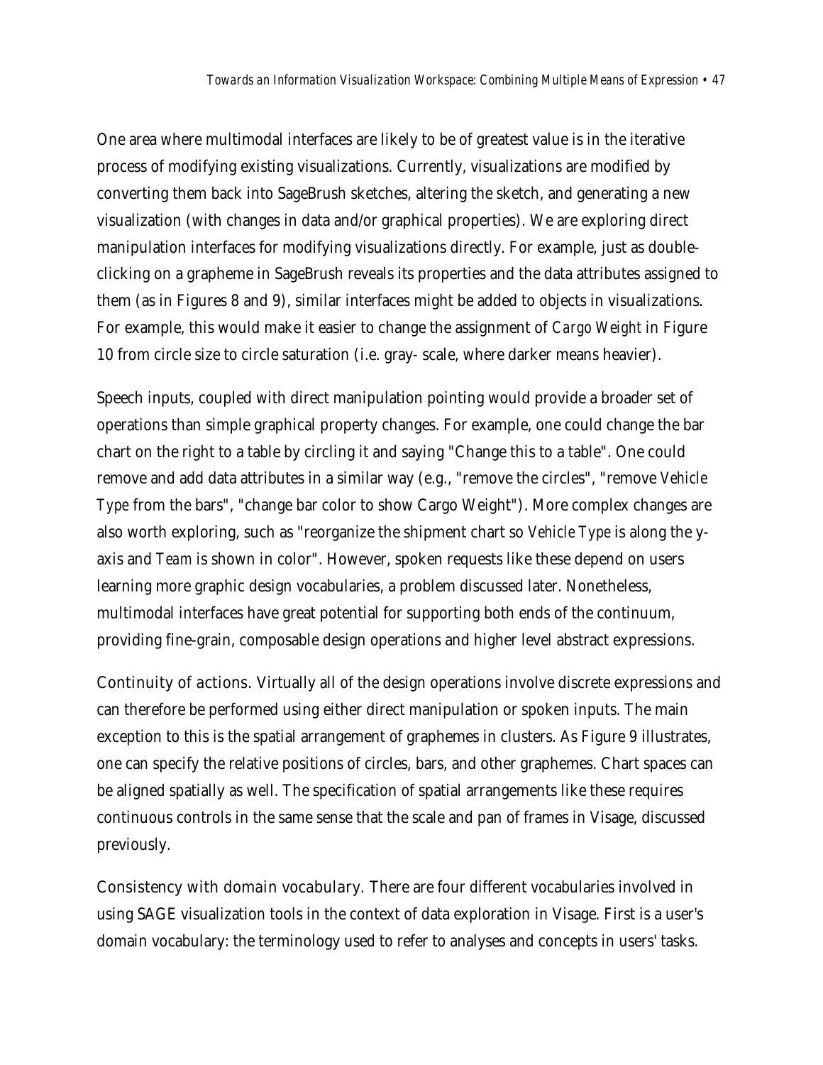One area where multimodal interfaces are likely to be of greatest value is in the iterative process of modifying existing visualizations. Currently, visualizations are modified by converting them back into SageBrush sketches, altering the sketch, and generating a new visualization (with changes in data and/or graphical properties). We are exploring direct manipulation interfaces for modifying visualizations directly. For example, just as double-clicking on a grapheme in SageBrush reveals its properties and the data attributes assigned to them (as in Figures 8 and 9), similar interfaces might be added to objects in visualizations. For example, this would make it easier to change the assignment of *Cargo Weight* in Figure 10 from circle size to circle saturation (i.e. gray- scale, where darker means heavier).

Speech inputs, coupled with direct manipulation pointing would provide a broader set of operations than simple graphical property changes. For example, one could change the bar chart on the right to a table by circling it and saying "Change this to a table". One could remove and add data attributes in a similar way (e.g., "remove the circles", "remove *Vehicle Type* from the bars", "change bar color to show Cargo Weight"). More complex changes are also worth exploring, such as "reorganize the shipment chart so *Vehicle Type* is along the y-axis and *Team* is shown in color". However, spoken requests like these depend on users learning more graphic design vocabularies, a problem discussed later. Nonetheless, multimodal interfaces have great potential for supporting both ends of the continuum, providing fine-grain, composable design operations and higher level abstract expressions.

Continuity of actions. Virtually all of the design operations involve discrete expressions and can therefore be performed using either direct manipulation or spoken inputs. The main exception to this is the spatial arrangement of graphemes in clusters. As Figure 9 illustrates, one can specify the relative positions of circles, bars, and other graphemes. Chart spaces can be aligned spatially as well. The specification of spatial arrangements like these requires continuous controls in the same sense that the scale and pan of frames in Visage, discussed previously.

Consistency with domain vocabulary. There are four different vocabularies involved in using SAGE visualization tools in the context of data exploration in Visage. First is a user's domain vocabulary: the terminology used to refer to analyses and concepts in users' tasks.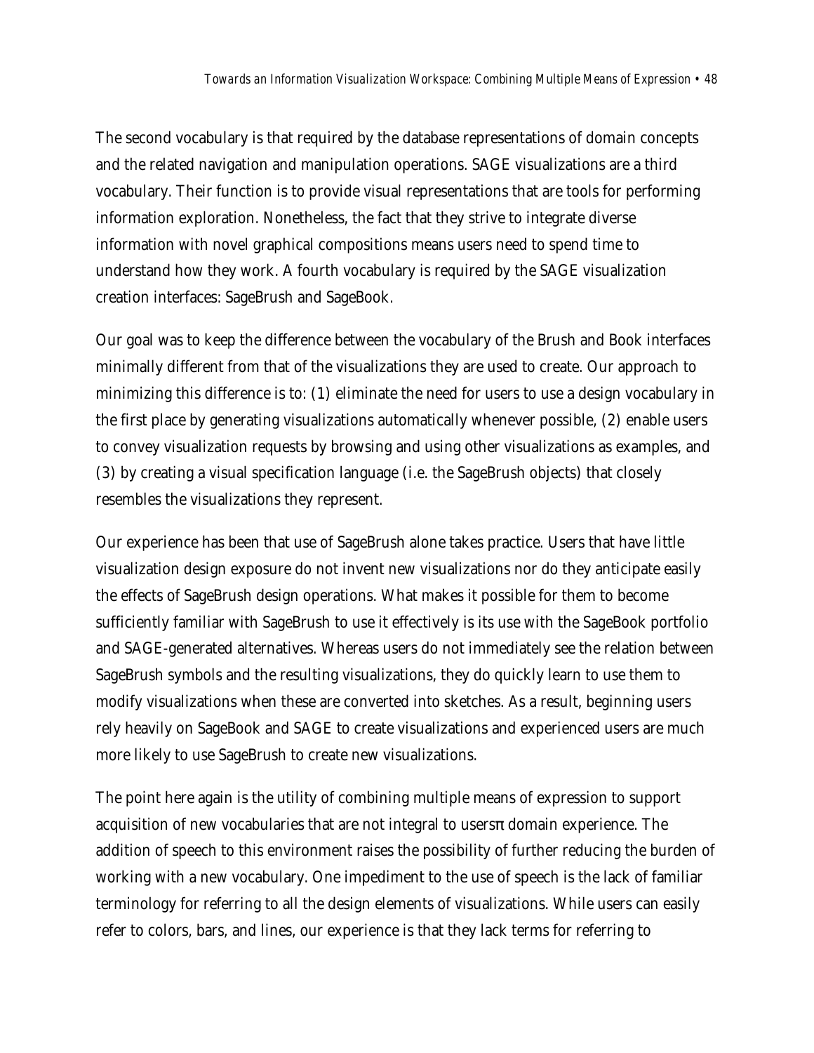The second vocabulary is that required by the database representations of domain concepts and the related navigation and manipulation operations. SAGE visualizations are a third vocabulary. Their function is to provide visual representations that are tools for performing information exploration. Nonetheless, the fact that they strive to integrate diverse information with novel graphical compositions means users need to spend time to understand how they work. A fourth vocabulary is required by the SAGE visualization creation interfaces: SageBrush and SageBook.

Our goal was to keep the difference between the vocabulary of the Brush and Book interfaces minimally different from that of the visualizations they are used to create. Our approach to minimizing this difference is to: (1) eliminate the need for users to use a design vocabulary in the first place by generating visualizations automatically whenever possible, (2) enable users to convey visualization requests by browsing and using other visualizations as examples, and (3) by creating a visual specification language (i.e. the SageBrush objects) that closely resembles the visualizations they represent.

Our experience has been that use of SageBrush alone takes practice. Users that have little visualization design exposure do not invent new visualizations nor do they anticipate easily the effects of SageBrush design operations. What makes it possible for them to become sufficiently familiar with SageBrush to use it effectively is its use with the SageBook portfolio and SAGE-generated alternatives. Whereas users do not immediately see the relation between SageBrush symbols and the resulting visualizations, they do quickly learn to use them to modify visualizations when these are converted into sketches. As a result, beginning users rely heavily on SageBook and SAGE to create visualizations and experienced users are much more likely to use SageBrush to create new visualizations.

The point here again is the utility of combining multiple means of expression to support acquisition of new vocabularies that are not integral to usersπ domain experience. The addition of speech to this environment raises the possibility of further reducing the burden of working with a new vocabulary. One impediment to the use of speech is the lack of familiar terminology for referring to all the design elements of visualizations. While users can easily refer to colors, bars, and lines, our experience is that they lack terms for referring to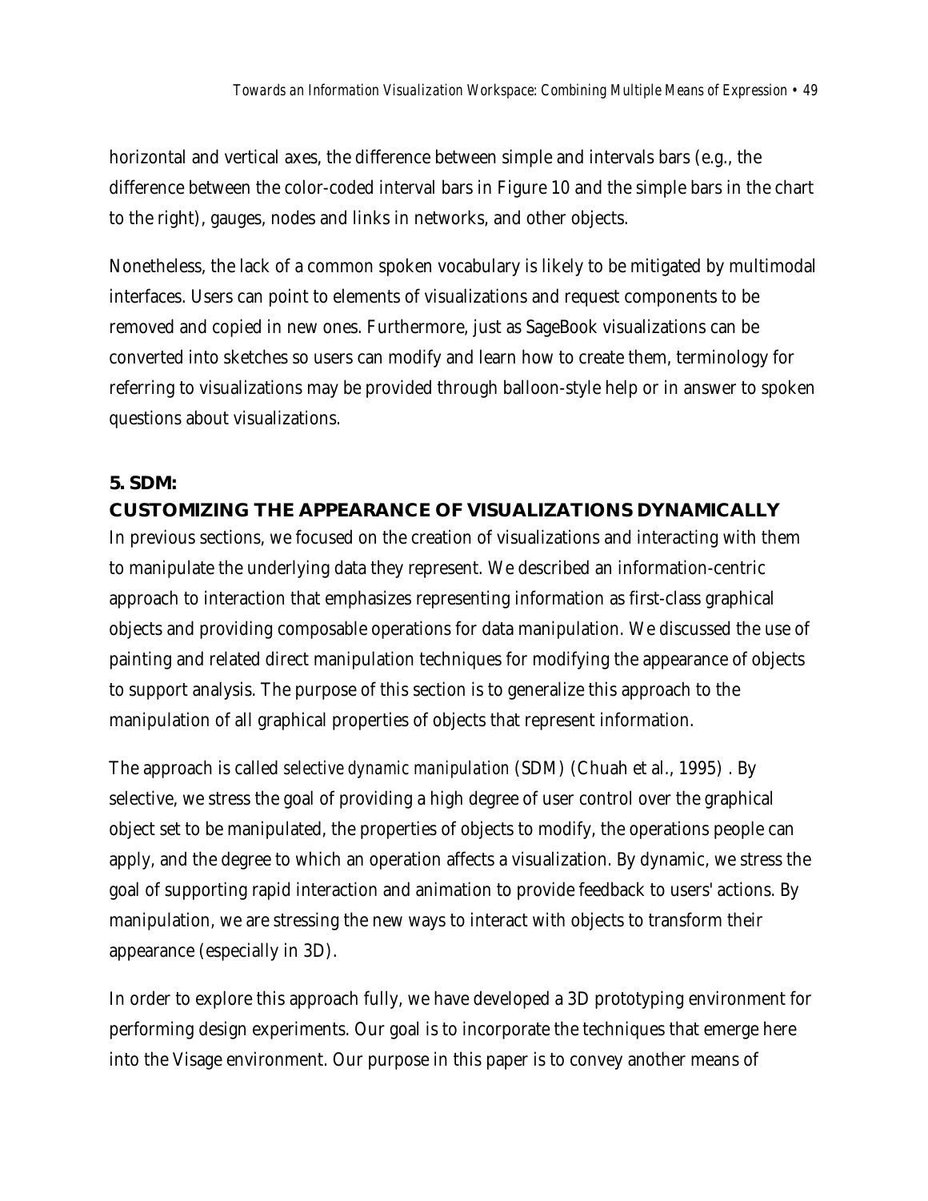horizontal and vertical axes, the difference between simple and intervals bars (e.g., the difference between the color-coded interval bars in Figure 10 and the simple bars in the chart to the right), gauges, nodes and links in networks, and other objects.

Nonetheless, the lack of a common spoken vocabulary is likely to be mitigated by multimodal interfaces. Users can point to elements of visualizations and request components to be removed and copied in new ones. Furthermore, just as SageBook visualizations can be converted into sketches so users can modify and learn how to create them, terminology for referring to visualizations may be provided through balloon-style help or in answer to spoken questions about visualizations.

## 5. SDM: CUSTOMIZING THE APPEARANCE OF VISUALIZATIONS DYNAMICALLY

In previous sections, we focused on the creation of visualizations and interacting with them to manipulate the underlying data they represent. We described an information-centric approach to interaction that emphasizes representing information as first-class graphical objects and providing composable operations for data manipulation. We discussed the use of painting and related direct manipulation techniques for modifying the appearance of objects to support analysis. The purpose of this section is to generalize this approach to the manipulation of all graphical properties of objects that represent information.

The approach is called *selective dynamic manipulation* (SDM) (Chuah et al., 1995) . By selective, we stress the goal of providing a high degree of user control over the graphical object set to be manipulated, the properties of objects to modify, the operations people can apply, and the degree to which an operation affects a visualization. By dynamic, we stress the goal of supporting rapid interaction and animation to provide feedback to users' actions. By manipulation, we are stressing the new ways to interact with objects to transform their appearance (especially in 3D).

In order to explore this approach fully, we have developed a 3D prototyping environment for performing design experiments. Our goal is to incorporate the techniques that emerge here into the Visage environment. Our purpose in this paper is to convey another means of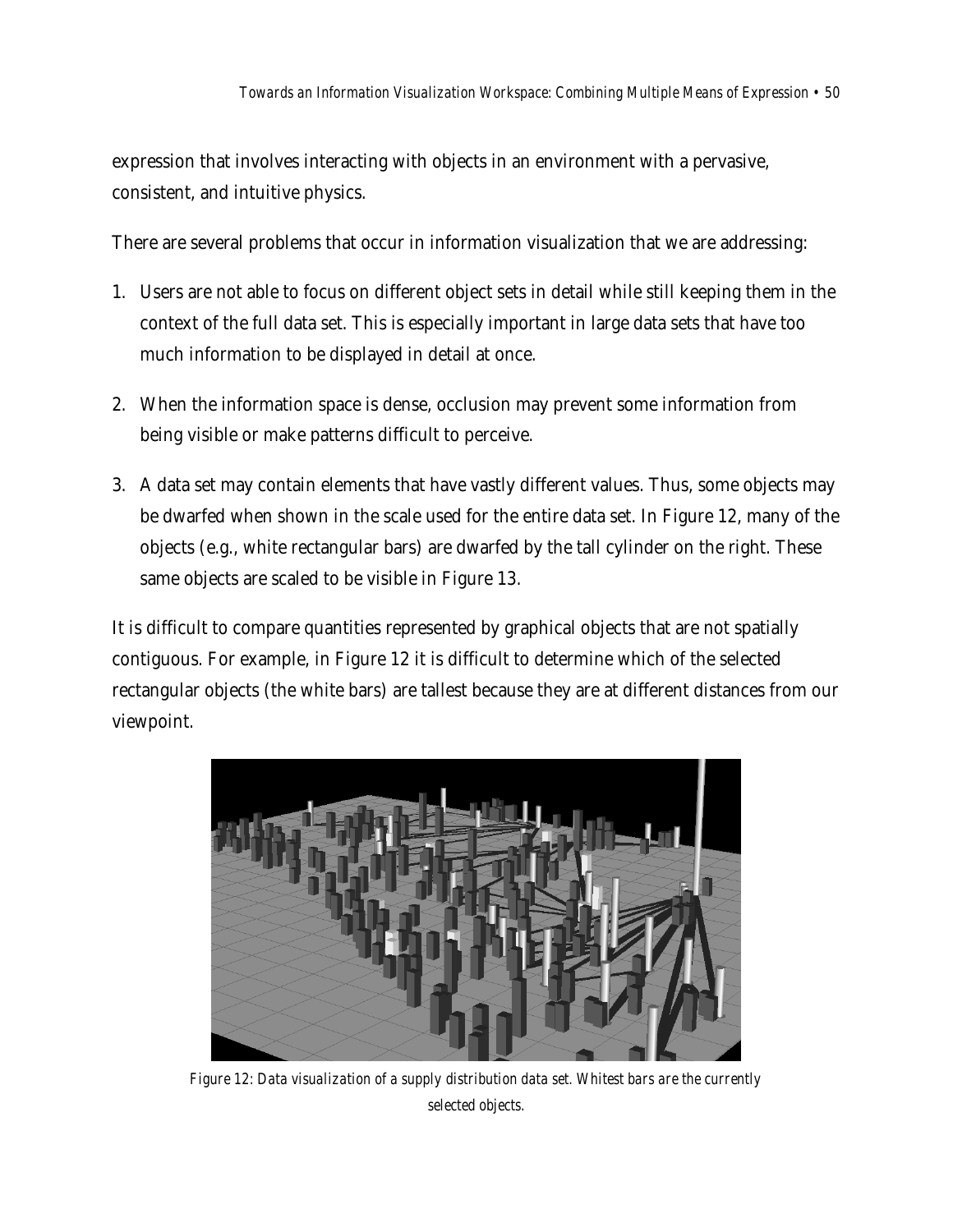expression that involves interacting with objects in an environment with a pervasive, consistent, and intuitive physics.

There are several problems that occur in information visualization that we are addressing:

1. Users are not able to focus on different object sets in detail while still keeping them in the context of the full data set. This is especially important in large data sets that have too much information to be displayed in detail at once.

2. When the information space is dense, occlusion may prevent some information from being visible or make patterns difficult to perceive.

3. A data set may contain elements that have vastly different values. Thus, some objects may be dwarfed when shown in the scale used for the entire data set. In Figure 12, many of the objects (e.g., white rectangular bars) are dwarfed by the tall cylinder on the right. These same objects are scaled to be visible in Figure 13.

It is difficult to compare quantities represented by graphical objects that are not spatially contiguous. For example, in Figure 12 it is difficult to determine which of the selected rectangular objects (the white bars) are tallest because they are at different distances from our viewpoint.

*Figure 12: Data visualization of a supply distribution data set. Whitest bars are the currently selected objects.*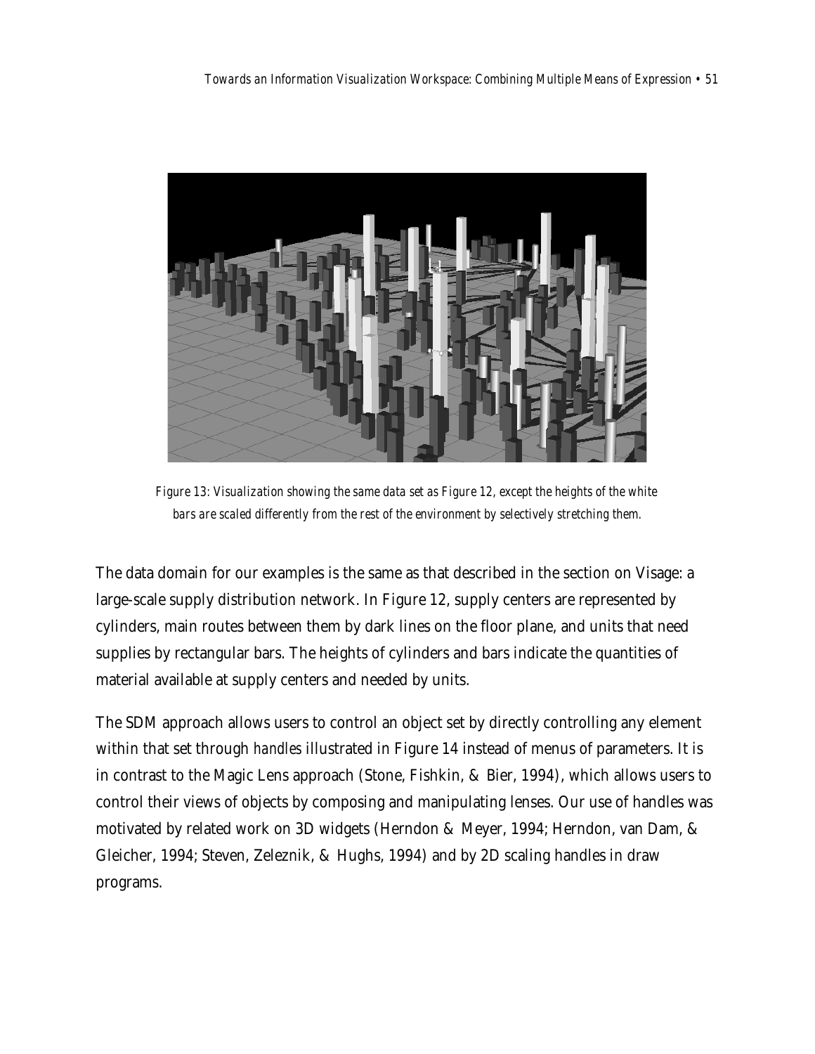*Figure 13: Visualization showing the same data set as Figure 12, except the heights of the white bars are scaled differently from the rest of the environment by selectively stretching them.*

The data domain for our examples is the same as that described in the section on Visage: a large-scale supply distribution network. In Figure 12, supply centers are represented by cylinders, main routes between them by dark lines on the floor plane, and units that need supplies by rectangular bars. The heights of cylinders and bars indicate the quantities of material available at supply centers and needed by units.

The SDM approach allows users to control an object set by directly controlling any element within that set through *handles* illustrated in Figure 14 instead of menus of parameters. It is in contrast to the Magic Lens approach (Stone, Fishkin, & Bier, 1994), which allows users to control their views of objects by composing and manipulating lenses. Our use of handles was motivated by related work on 3D widgets (Herndon & Meyer, 1994; Herndon, van Dam, & Gleicher, 1994; Steven, Zeleznik, & Hughs, 1994) and by 2D scaling handles in draw programs.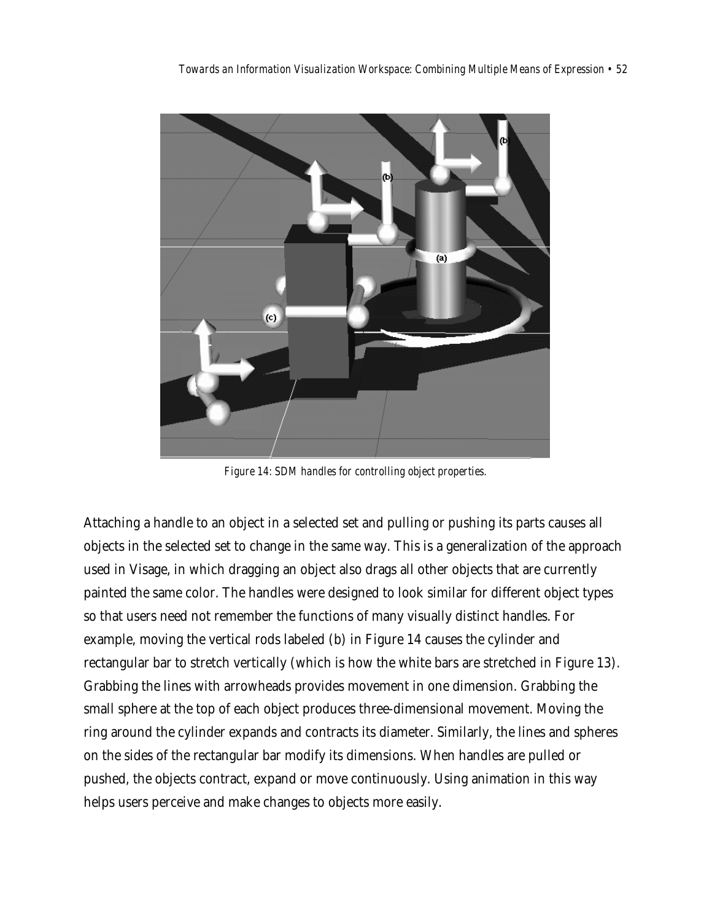Figure 14: SDM handles for controlling object properties.

Attaching a handle to an object in a selected set and pulling or pushing its parts causes all objects in the selected set to change in the same way. This is a generalization of the approach used in Visage, in which dragging an object also drags all other objects that are currently painted the same color. The handles were designed to look similar for different object types so that users need not remember the functions of many visually distinct handles. For example, moving the vertical rods labeled (b) in Figure 14 causes the cylinder and rectangular bar to stretch vertically (which is how the white bars are stretched in Figure 13). Grabbing the lines with arrowheads provides movement in one dimension. Grabbing the small sphere at the top of each object produces three-dimensional movement. Moving the ring around the cylinder expands and contracts its diameter. Similarly, the lines and spheres on the sides of the rectangular bar modify its dimensions. When handles are pulled or pushed, the objects contract, expand or move continuously. Using animation in this way helps users perceive and make changes to objects more easily.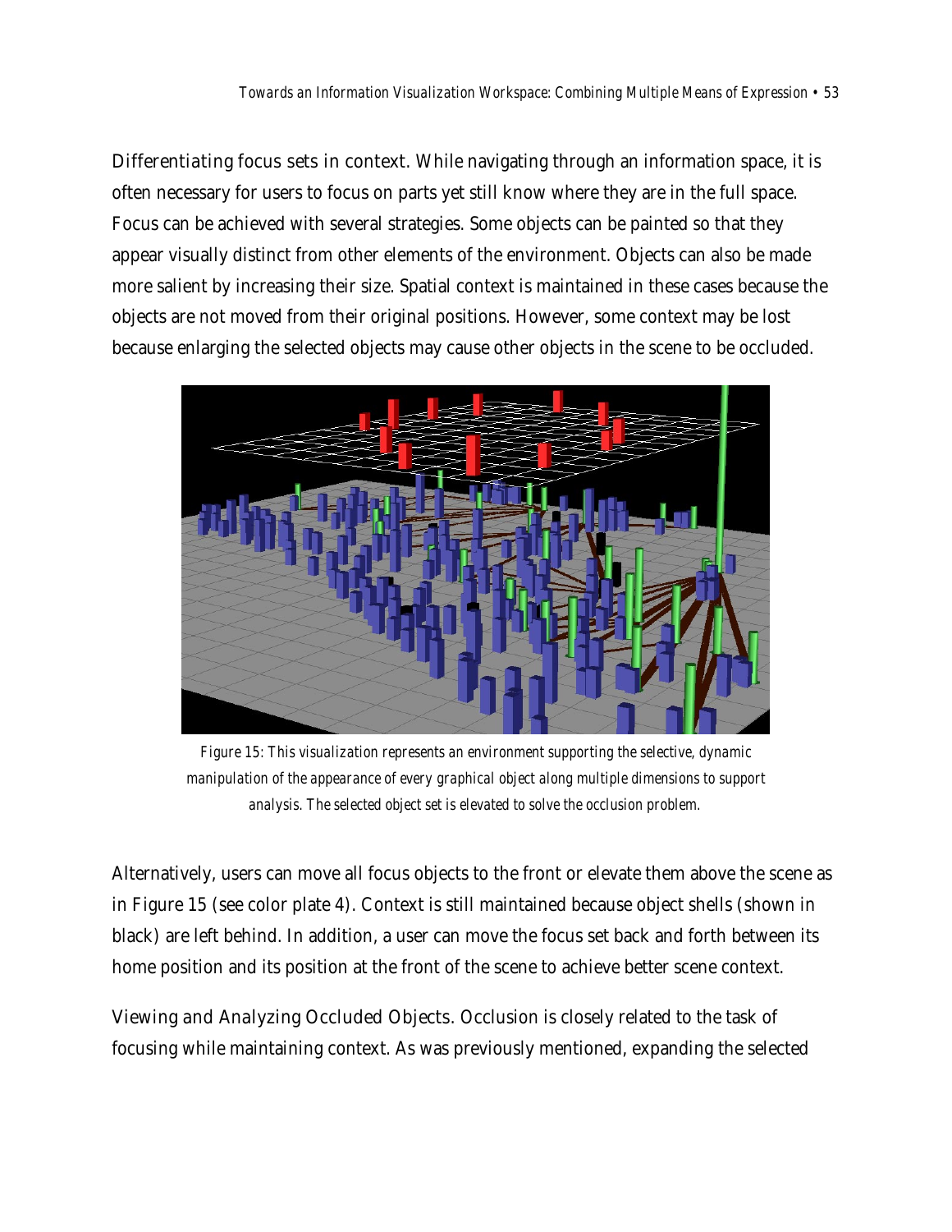Differentiating focus sets in context. While navigating through an information space, it is often necessary for users to focus on parts yet still know where they are in the full space. Focus can be achieved with several strategies. Some objects can be painted so that they appear visually distinct from other elements of the environment. Objects can also be made more salient by increasing their size. Spatial context is maintained in these cases because the objects are not moved from their original positions. However, some context may be lost because enlarging the selected objects may cause other objects in the scene to be occluded.

*Figure 15: This visualization represents an environment supporting the selective, dynamic manipulation of the appearance of every graphical object along multiple dimensions to support analysis. The selected object set is elevated to solve the occlusion problem.*

Alternatively, users can move all focus objects to the front or elevate them above the scene as in Figure 15 (see color plate 4). Context is still maintained because object shells (shown in black) are left behind. In addition, a user can move the focus set back and forth between its home position and its position at the front of the scene to achieve better scene context.

Viewing and Analyzing Occluded Objects. Occlusion is closely related to the task of focusing while maintaining context. As was previously mentioned, expanding the selected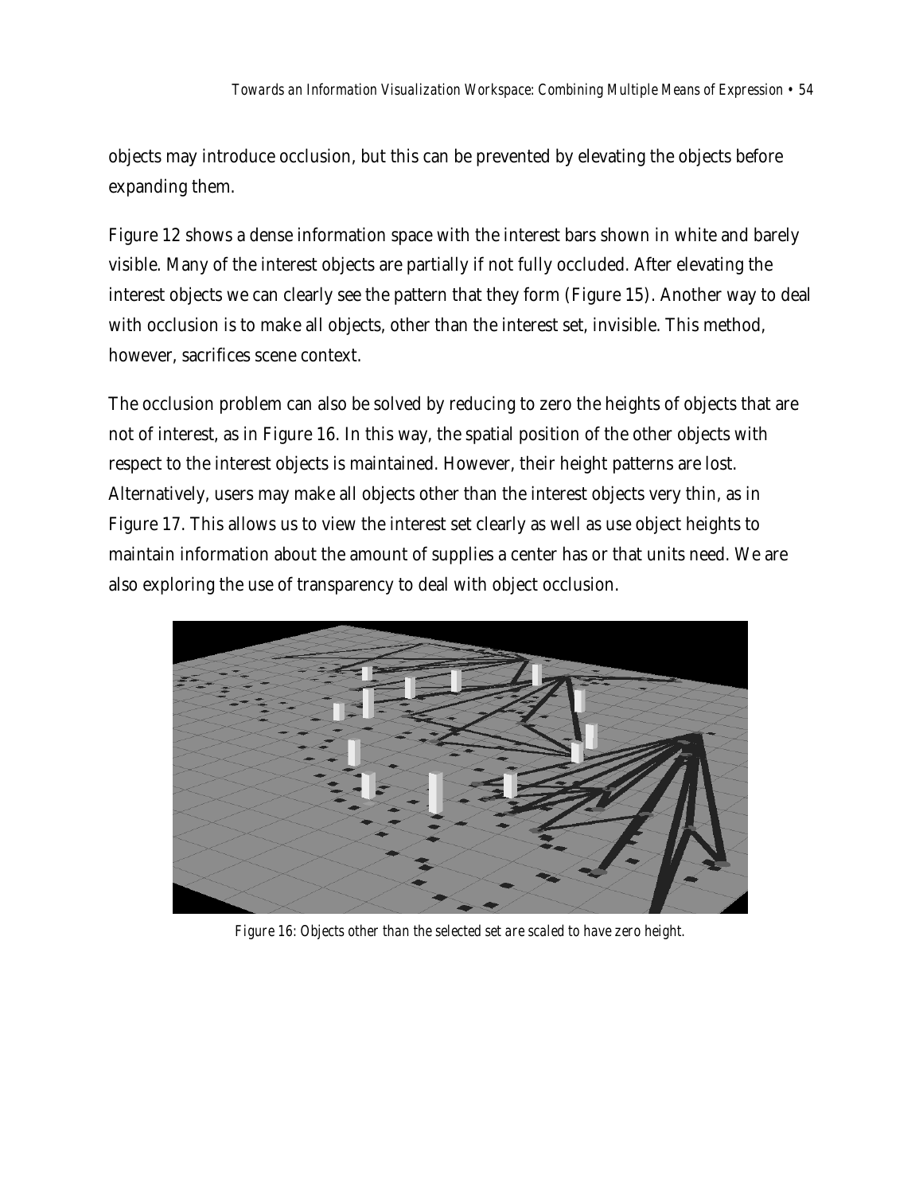objects may introduce occlusion, but this can be prevented by elevating the objects before expanding them.

Figure 12 shows a dense information space with the interest bars shown in white and barely visible. Many of the interest objects are partially if not fully occluded. After elevating the interest objects we can clearly see the pattern that they form (Figure 15). Another way to deal with occlusion is to make all objects, other than the interest set, invisible. This method, however, sacrifices scene context.

The occlusion problem can also be solved by reducing to zero the heights of objects that are not of interest, as in Figure 16. In this way, the spatial position of the other objects with respect to the interest objects is maintained. However, their height patterns are lost. Alternatively, users may make all objects other than the interest objects very thin, as in Figure 17. This allows us to view the interest set clearly as well as use object heights to maintain information about the amount of supplies a center has or that units need. We are also exploring the use of transparency to deal with object occlusion.

*Figure 16: Objects other than the selected set are scaled to have zero height.*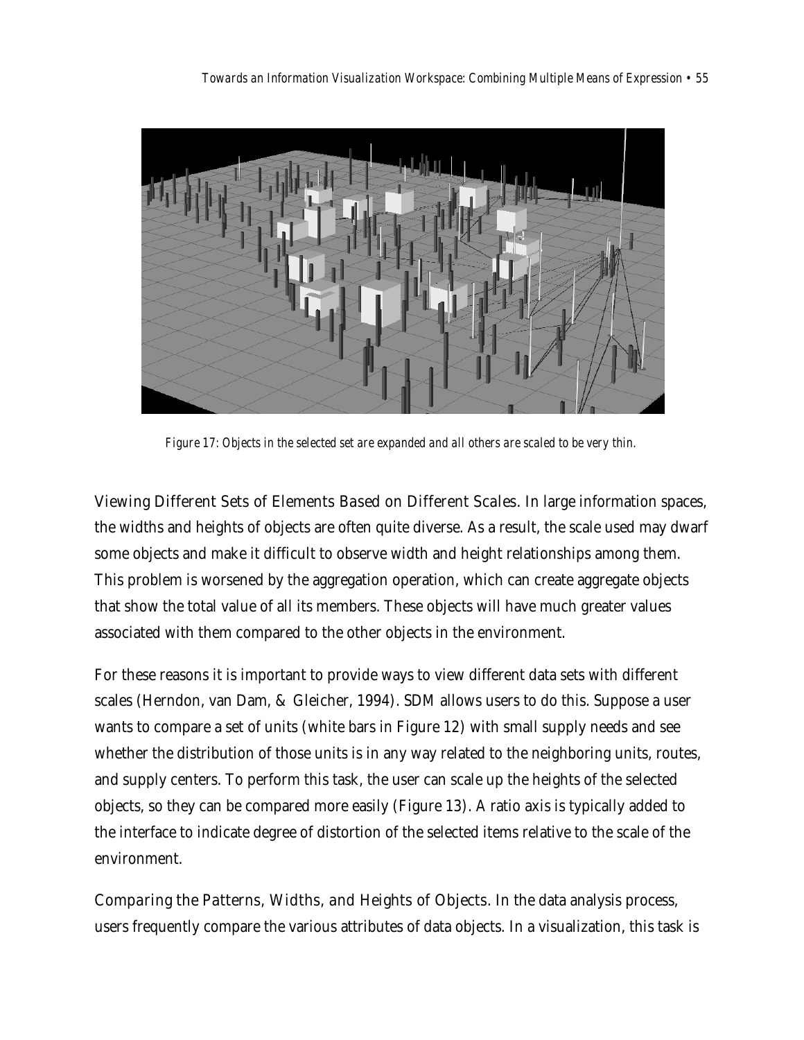*Figure 17: Objects in the selected set are expanded and all others are scaled to be very thin.*

Viewing Different Sets of Elements Based on Different Scales. In large information spaces, the widths and heights of objects are often quite diverse. As a result, the scale used may dwarf some objects and make it difficult to observe width and height relationships among them. This problem is worsened by the aggregation operation, which can create aggregate objects that show the total value of all its members. These objects will have much greater values associated with them compared to the other objects in the environment.

For these reasons it is important to provide ways to view different data sets with different scales (Herndon, van Dam, & Gleicher, 1994). SDM allows users to do this. Suppose a user wants to compare a set of units (white bars in Figure 12) with small supply needs and see whether the distribution of those units is in any way related to the neighboring units, routes, and supply centers. To perform this task, the user can scale up the heights of the selected objects, so they can be compared more easily (Figure 13). A ratio axis is typically added to the interface to indicate degree of distortion of the selected items relative to the scale of the environment.

Comparing the Patterns, Widths, and Heights of Objects. In the data analysis process, users frequently compare the various attributes of data objects. In a visualization, this task is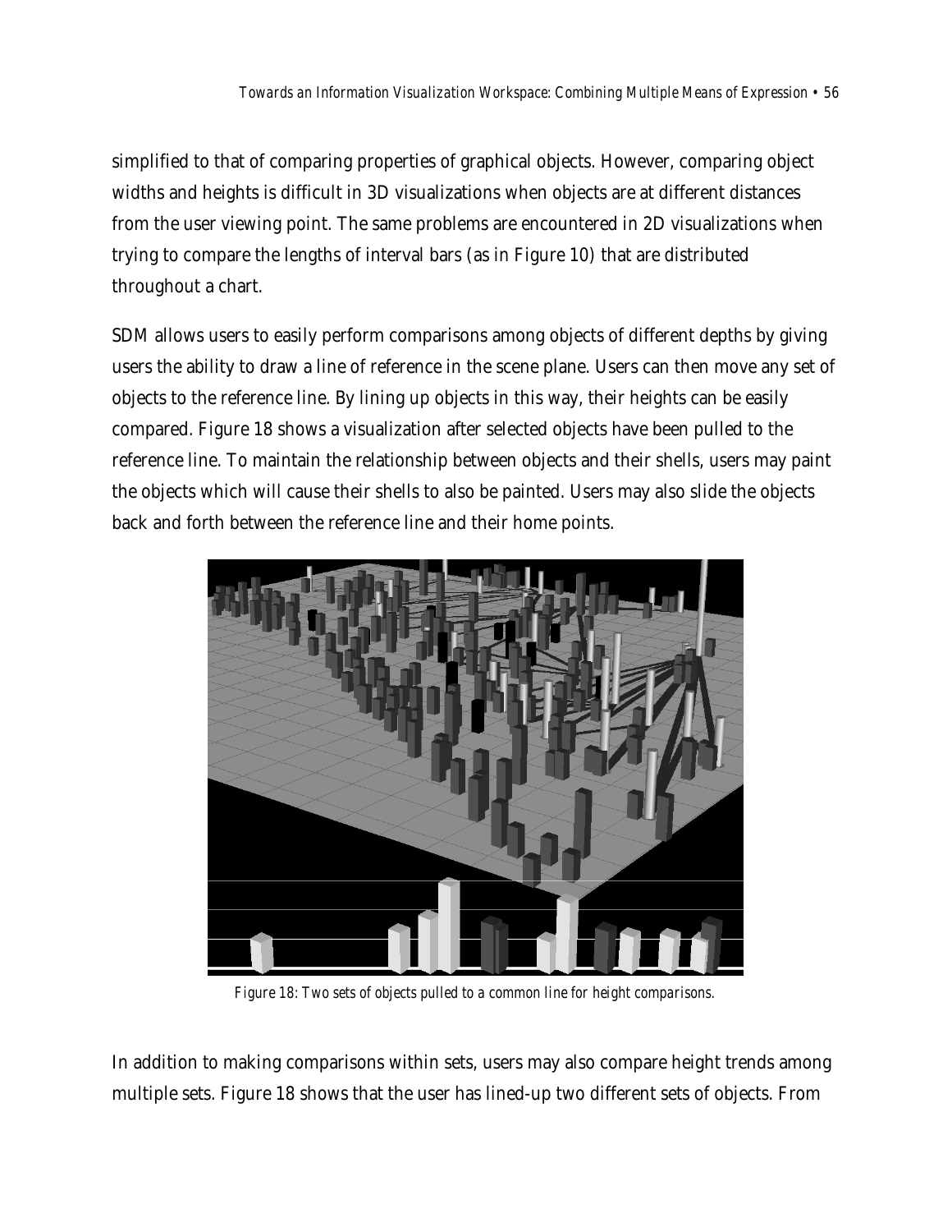simplified to that of comparing properties of graphical objects. However, comparing object widths and heights is difficult in 3D visualizations when objects are at different distances from the user viewing point. The same problems are encountered in 2D visualizations when trying to compare the lengths of interval bars (as in Figure 10) that are distributed throughout a chart.

SDM allows users to easily perform comparisons among objects of different depths by giving users the ability to draw a line of reference in the scene plane. Users can then move any set of objects to the reference line. By lining up objects in this way, their heights can be easily compared. Figure 18 shows a visualization after selected objects have been pulled to the reference line. To maintain the relationship between objects and their shells, users may paint the objects which will cause their shells to also be painted. Users may also slide the objects back and forth between the reference line and their home points.

*Figure 18: Two sets of objects pulled to a common line for height comparisons.*

In addition to making comparisons within sets, users may also compare height trends among multiple sets. Figure 18 shows that the user has lined-up two different sets of objects. From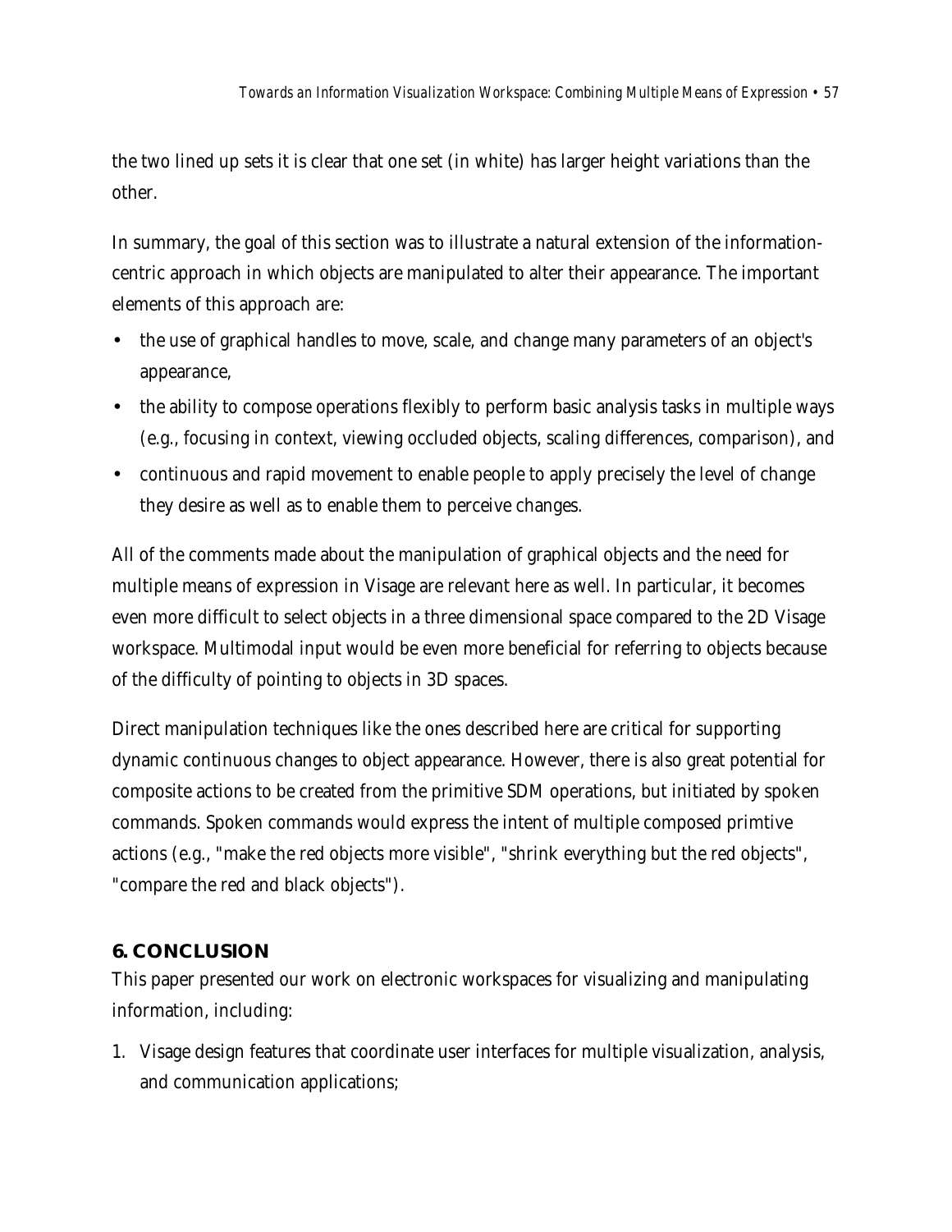the two lined up sets it is clear that one set (in white) has larger height variations than the other.

In summary, the goal of this section was to illustrate a natural extension of the information-centric approach in which objects are manipulated to alter their appearance. The important elements of this approach are:

- the use of graphical handles to move, scale, and change many parameters of an object's appearance,
- the ability to compose operations flexibly to perform basic analysis tasks in multiple ways (e.g., focusing in context, viewing occluded objects, scaling differences, comparison), and
- continuous and rapid movement to enable people to apply precisely the level of change they desire as well as to enable them to perceive changes.

All of the comments made about the manipulation of graphical objects and the need for multiple means of expression in Visage are relevant here as well. In particular, it becomes even more difficult to select objects in a three dimensional space compared to the 2D Visage workspace. Multimodal input would be even more beneficial for referring to objects because of the difficulty of pointing to objects in 3D spaces.

Direct manipulation techniques like the ones described here are critical for supporting dynamic continuous changes to object appearance. However, there is also great potential for composite actions to be created from the primitive SDM operations, but initiated by spoken commands. Spoken commands would express the intent of multiple composed primtive actions (e.g., "make the red objects more visible", "shrink everything but the red objects", "compare the red and black objects").

## 6. CONCLUSION

This paper presented our work on electronic workspaces for visualizing and manipulating information, including:

1. Visage design features that coordinate user interfaces for multiple visualization, analysis, and communication applications;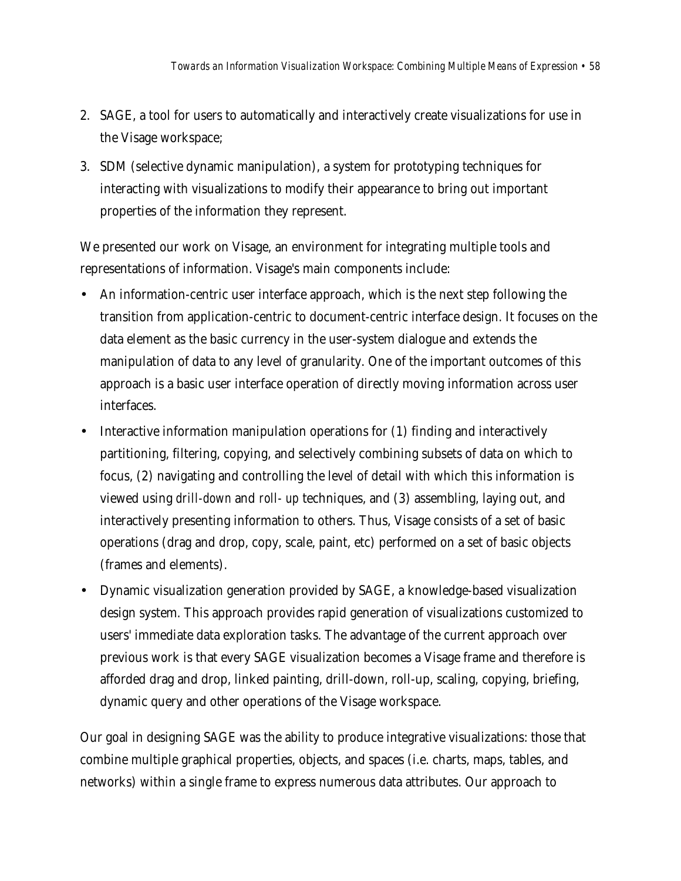2. SAGE, a tool for users to automatically and interactively create visualizations for use in the Visage workspace;
3. SDM (selective dynamic manipulation), a system for prototyping techniques for interacting with visualizations to modify their appearance to bring out important properties of the information they represent.

We presented our work on Visage, an environment for integrating multiple tools and representations of information. Visage's main components include:

- An information-centric user interface approach, which is the next step following the transition from application-centric to document-centric interface design. It focuses on the data element as the basic currency in the user-system dialogue and extends the manipulation of data to any level of granularity. One of the important outcomes of this approach is a basic user interface operation of directly moving information across user interfaces.
- Interactive information manipulation operations for (1) finding and interactively partitioning, filtering, copying, and selectively combining subsets of data on which to focus, (2) navigating and controlling the level of detail with which this information is viewed using *drill-down* and *roll- up* techniques, and (3) assembling, laying out, and interactively presenting information to others. Thus, Visage consists of a set of basic operations (drag and drop, copy, scale, paint, etc) performed on a set of basic objects (frames and elements).
- Dynamic visualization generation provided by SAGE, a knowledge-based visualization design system. This approach provides rapid generation of visualizations customized to users' immediate data exploration tasks. The advantage of the current approach over previous work is that every SAGE visualization becomes a Visage frame and therefore is afforded drag and drop, linked painting, drill-down, roll-up, scaling, copying, briefing, dynamic query and other operations of the Visage workspace.

Our goal in designing SAGE was the ability to produce integrative visualizations: those that combine multiple graphical properties, objects, and spaces (i.e. charts, maps, tables, and networks) within a single frame to express numerous data attributes. Our approach to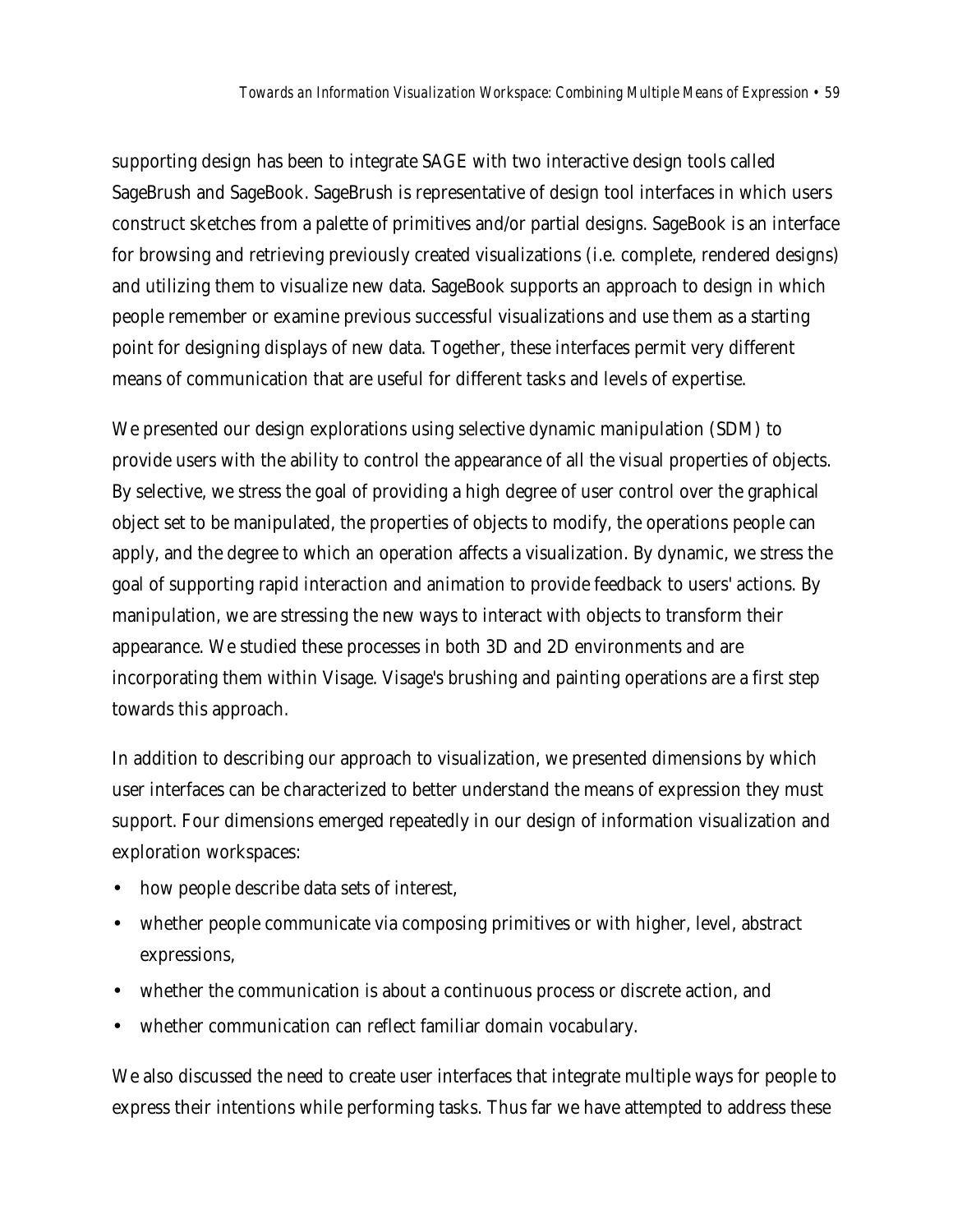supporting design has been to integrate SAGE with two interactive design tools called SageBrush and SageBook. SageBrush is representative of design tool interfaces in which users construct sketches from a palette of primitives and/or partial designs. SageBook is an interface for browsing and retrieving previously created visualizations (i.e. complete, rendered designs) and utilizing them to visualize new data. SageBook supports an approach to design in which people remember or examine previous successful visualizations and use them as a starting point for designing displays of new data. Together, these interfaces permit very different means of communication that are useful for different tasks and levels of expertise.

We presented our design explorations using selective dynamic manipulation (SDM) to provide users with the ability to control the appearance of all the visual properties of objects. By selective, we stress the goal of providing a high degree of user control over the graphical object set to be manipulated, the properties of objects to modify, the operations people can apply, and the degree to which an operation affects a visualization. By dynamic, we stress the goal of supporting rapid interaction and animation to provide feedback to users' actions. By manipulation, we are stressing the new ways to interact with objects to transform their appearance. We studied these processes in both 3D and 2D environments and are incorporating them within Visage. Visage's brushing and painting operations are a first step towards this approach.

In addition to describing our approach to visualization, we presented dimensions by which user interfaces can be characterized to better understand the means of expression they must support. Four dimensions emerged repeatedly in our design of information visualization and exploration workspaces:

- how people describe data sets of interest,
- whether people communicate via composing primitives or with higher, level, abstract expressions,
- whether the communication is about a continuous process or discrete action, and
- whether communication can reflect familiar domain vocabulary.

We also discussed the need to create user interfaces that integrate multiple ways for people to express their intentions while performing tasks. Thus far we have attempted to address these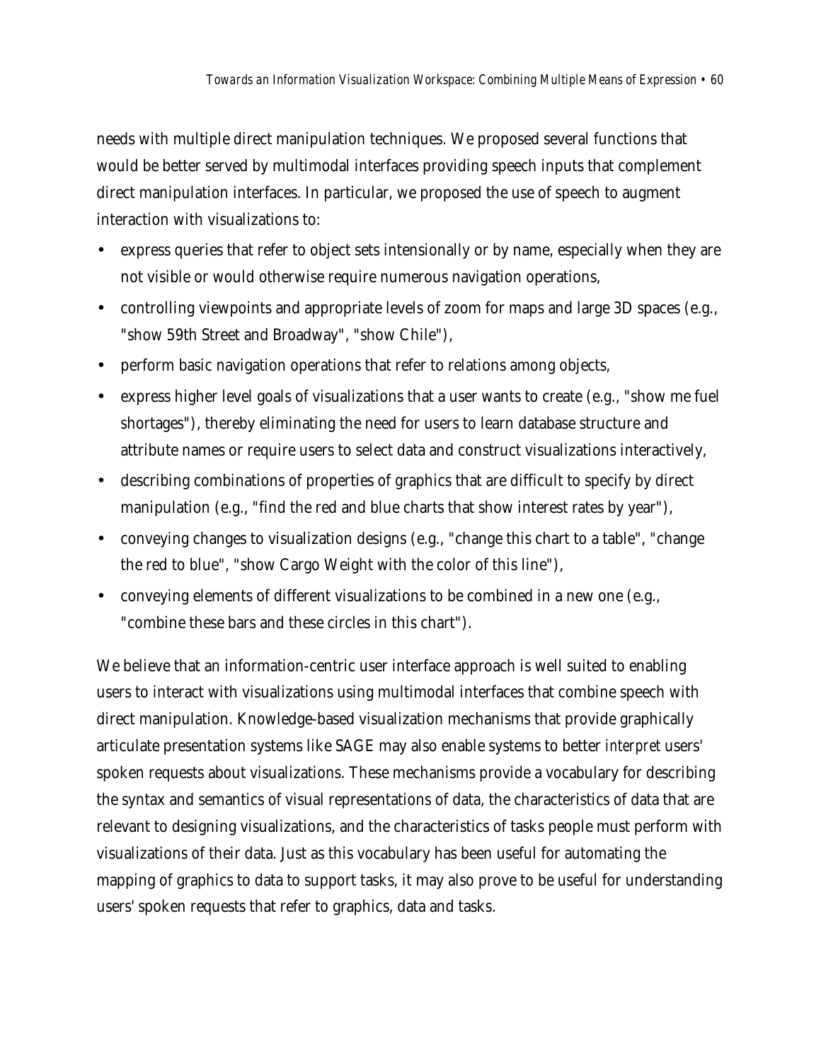needs with multiple direct manipulation techniques. We proposed several functions that would be better served by multimodal interfaces providing speech inputs that complement direct manipulation interfaces. In particular, we proposed the use of speech to augment interaction with visualizations to:

- express queries that refer to object sets intensionally or by name, especially when they are not visible or would otherwise require numerous navigation operations,
- controlling viewpoints and appropriate levels of zoom for maps and large 3D spaces (e.g., "show 59th Street and Broadway", "show Chile"),
- perform basic navigation operations that refer to relations among objects,
- express higher level goals of visualizations that a user wants to create (e.g., "show me fuel shortages"), thereby eliminating the need for users to learn database structure and attribute names or require users to select data and construct visualizations interactively,
- describing combinations of properties of graphics that are difficult to specify by direct manipulation (e.g., "find the red and blue charts that show interest rates by year"),
- conveying changes to visualization designs (e.g., "change this chart to a table", "change the red to blue", "show Cargo Weight with the color of this line"),
- conveying elements of different visualizations to be combined in a new one (e.g., "combine these bars and these circles in this chart").

We believe that an information-centric user interface approach is well suited to enabling users to interact with visualizations using multimodal interfaces that combine speech with direct manipulation. Knowledge-based visualization mechanisms that provide graphically articulate presentation systems like SAGE may also enable systems to better *interpret* users' spoken requests about visualizations. These mechanisms provide a vocabulary for describing the syntax and semantics of visual representations of data, the characteristics of data that are relevant to designing visualizations, and the characteristics of tasks people must perform with visualizations of their data. Just as this vocabulary has been useful for automating the mapping of graphics to data to support tasks, it may also prove to be useful for understanding users' spoken requests that refer to graphics, data and tasks.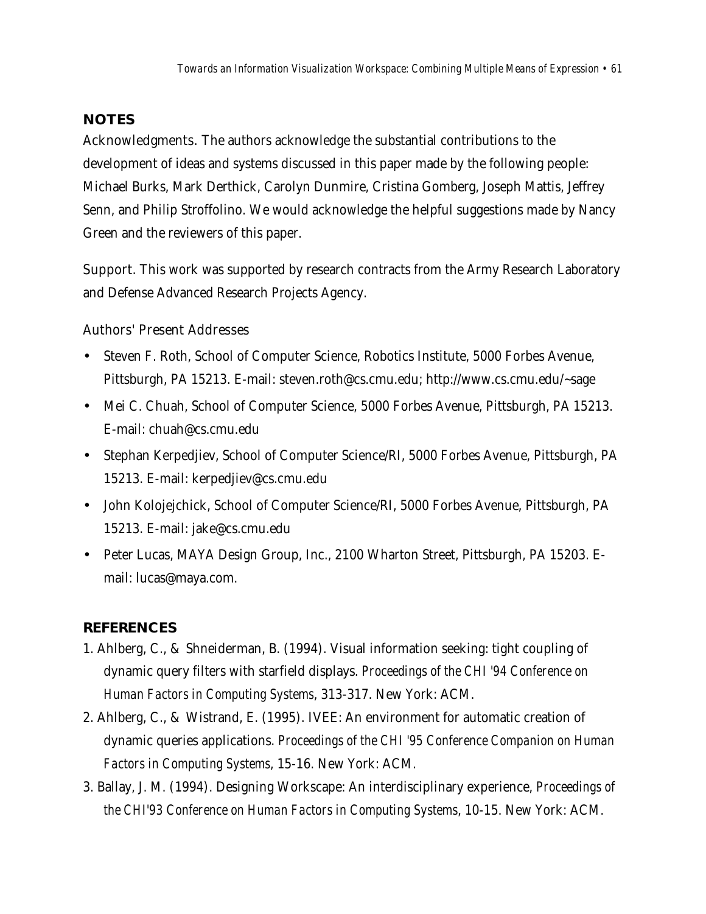## NOTES

Acknowledgments. The authors acknowledge the substantial contributions to the development of ideas and systems discussed in this paper made by the following people: Michael Burks, Mark Derthick, Carolyn Dunmire, Cristina Gomberg, Joseph Mattis, Jeffrey Senn, and Philip Stroffolino. We would acknowledge the helpful suggestions made by Nancy Green and the reviewers of this paper.

Support. This work was supported by research contracts from the Army Research Laboratory and Defense Advanced Research Projects Agency.

Authors' Present Addresses

- Steven F. Roth, School of Computer Science, Robotics Institute, 5000 Forbes Avenue, Pittsburgh, PA 15213. E-mail: steven.roth@cs.cmu.edu; http://www.cs.cmu.edu/~sage
- Mei C. Chuah, School of Computer Science, 5000 Forbes Avenue, Pittsburgh, PA 15213. E-mail: chuah@cs.cmu.edu
- Stephan Kerpedjiev, School of Computer Science/RI, 5000 Forbes Avenue, Pittsburgh, PA 15213. E-mail: kerpedjiev@cs.cmu.edu
- John Kolojejchick, School of Computer Science/RI, 5000 Forbes Avenue, Pittsburgh, PA 15213. E-mail: jake@cs.cmu.edu
- Peter Lucas, MAYA Design Group, Inc., 2100 Wharton Street, Pittsburgh, PA 15203. E-mail: lucas@maya.com.

## REFERENCES

1. Ahlberg, C., & Shneiderman, B. (1994). Visual information seeking: tight coupling of dynamic query filters with starfield displays. *Proceedings of the CHI '94 Conference on Human Factors in Computing Systems*, 313-317. New York: ACM.
2. Ahlberg, C., & Wistrand, E. (1995). IVEE: An environment for automatic creation of dynamic queries applications. *Proceedings of the CHI '95 Conference Companion on Human Factors in Computing Systems*, 15-16. New York: ACM.
3. Ballay, J. M. (1994). Designing Workscape: An interdisciplinary experience, *Proceedings of the CHI'93 Conference on Human Factors in Computing Systems*, 10-15. New York: ACM.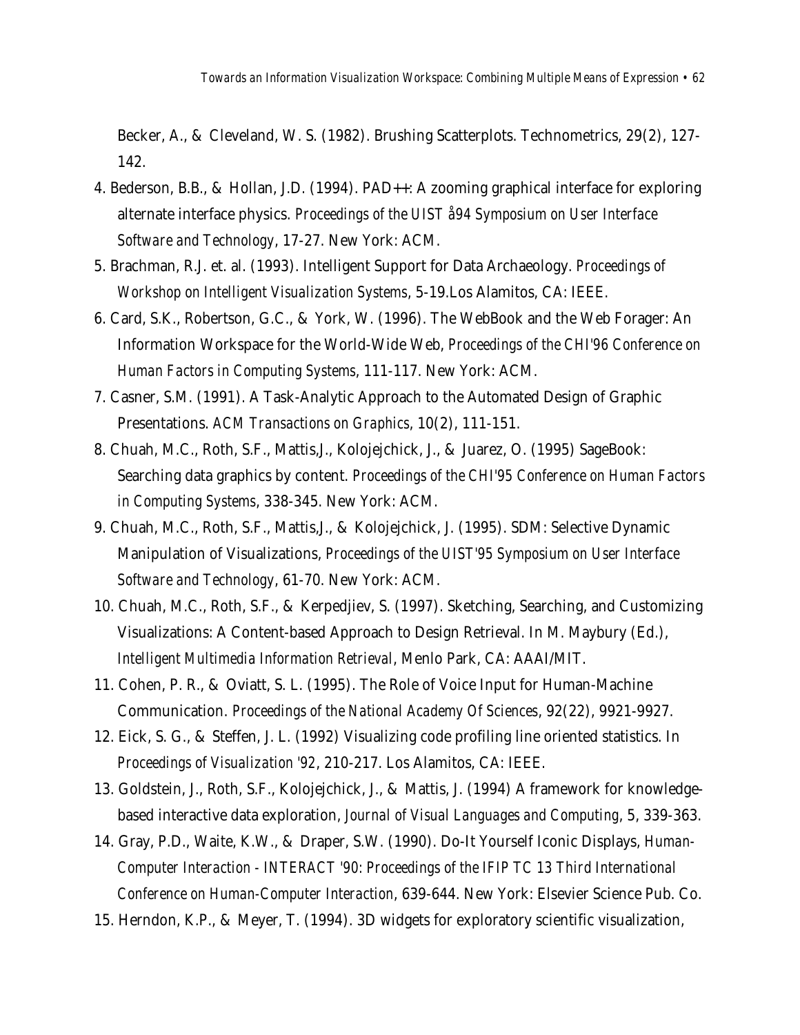Becker, A., & Cleveland, W. S. (1982). Brushing Scatterplots. Technometrics, 29(2), 127-142.

4. Bederson, B.B., & Hollan, J.D. (1994). PAD++: A zooming graphical interface for exploring alternate interface physics. *Proceedings of the UIST å94 Symposium on User Interface Software and Technology*, 17-27. New York: ACM.

5. Brachman, R.J. et. al. (1993). Intelligent Support for Data Archaeology. *Proceedings of Workshop on Intelligent Visualization Systems*, 5-19.Los Alamitos, CA: IEEE.

6. Card, S.K., Robertson, G.C., & York, W. (1996). The WebBook and the Web Forager: An Information Workspace for the World-Wide Web, *Proceedings of the CHI'96 Conference on Human Factors in Computing Systems*, 111-117. New York: ACM.

7. Casner, S.M. (1991). A Task-Analytic Approach to the Automated Design of Graphic Presentations. *ACM Transactions on Graphics*, 10(2), 111-151.

8. Chuah, M.C., Roth, S.F., Mattis,J., Kolojejchick, J., & Juarez, O. (1995) SageBook: Searching data graphics by content. *Proceedings of the CHI'95 Conference on Human Factors in Computing Systems*, 338-345. New York: ACM.

9. Chuah, M.C., Roth, S.F., Mattis,J., & Kolojejchick, J. (1995). SDM: Selective Dynamic Manipulation of Visualizations, *Proceedings of the UIST'95 Symposium on User Interface Software and Technology*, 61-70. New York: ACM.

10. Chuah, M.C., Roth, S.F., & Kerpedjiev, S. (1997). Sketching, Searching, and Customizing Visualizations: A Content-based Approach to Design Retrieval. In M. Maybury (Ed.), *Intelligent Multimedia Information Retrieval*, Menlo Park, CA: AAAI/MIT.

11. Cohen, P. R., & Oviatt, S. L. (1995). The Role of Voice Input for Human-Machine Communication. *Proceedings of the National Academy Of Sciences*, 92(22), 9921-9927.

12. Eick, S. G., & Steffen, J. L. (1992) Visualizing code profiling line oriented statistics. In *Proceedings of Visualization '92*, 210-217. Los Alamitos, CA: IEEE.

13. Goldstein, J., Roth, S.F., Kolojejchick, J., & Mattis, J. (1994) A framework for knowledge-based interactive data exploration, *Journal of Visual Languages and Computing*, 5, 339-363.

14. Gray, P.D., Waite, K.W., & Draper, S.W. (1990). Do-It Yourself Iconic Displays, *Human-Computer Interaction - INTERACT '90: Proceedings of the IFIP TC 13 Third International Conference on Human-Computer Interaction*, 639-644. New York: Elsevier Science Pub. Co.

15. Herndon, K.P., & Meyer, T. (1994). 3D widgets for exploratory scientific visualization,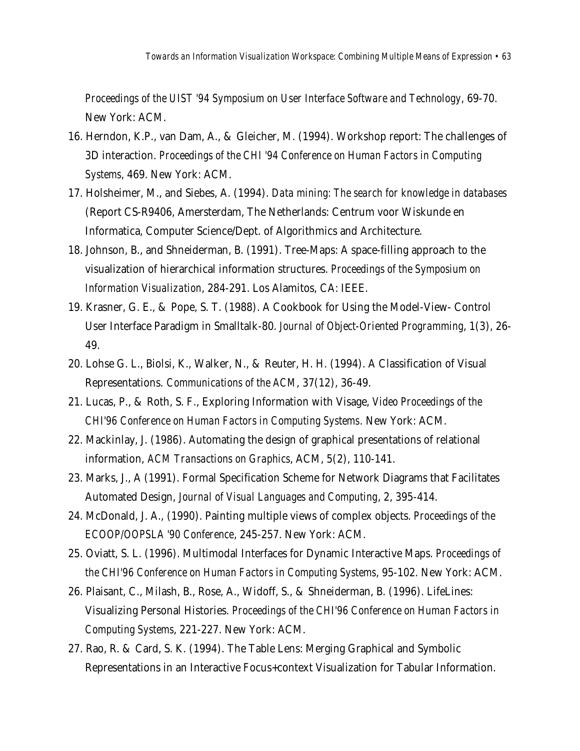*Proceedings of the UIST '94 Symposium on User Interface Software and Technology*, 69-70. New York: ACM.

16. Herndon, K.P., van Dam, A., & Gleicher, M. (1994). Workshop report: The challenges of 3D interaction. *Proceedings of the CHI '94 Conference on Human Factors in Computing Systems*, 469. New York: ACM.
17. Holsheimer, M., and Siebes, A. (1994). *Data mining: The search for knowledge in databases* (Report CS-R9406, Amersterdam, The Netherlands: Centrum voor Wiskunde en Informatica, Computer Science/Dept. of Algorithmics and Architecture.
18. Johnson, B., and Shneiderman, B. (1991). Tree-Maps: A space-filling approach to the visualization of hierarchical information structures. *Proceedings of the Symposium on Information Visualization*, 284-291. Los Alamitos, CA: IEEE.
19. Krasner, G. E., & Pope, S. T. (1988). A Cookbook for Using the Model-View- Control User Interface Paradigm in Smalltalk-80. *Journal of Object-Oriented Programming*, 1(3), 26-49.
20. Lohse G. L., Biolsi, K., Walker, N., & Reuter, H. H. (1994). A Classification of Visual Representations. *Communications of the ACM*, 37(12), 36-49.
21. Lucas, P., & Roth, S. F., Exploring Information with Visage, *Video Proceedings of the CHI'96 Conference on Human Factors in Computing Systems*. New York: ACM.
22. Mackinlay, J. (1986). Automating the design of graphical presentations of relational information, *ACM Transactions on Graphics*, ACM, 5(2), 110-141.
23. Marks, J., A (1991). Formal Specification Scheme for Network Diagrams that Facilitates Automated Design, *Journal of Visual Languages and Computing*, 2, 395-414.
24. McDonald, J. A., (1990). Painting multiple views of complex objects. *Proceedings of the ECOOP/OOPSLA '90 Conference*, 245-257. New York: ACM.
25. Oviatt, S. L. (1996). Multimodal Interfaces for Dynamic Interactive Maps. *Proceedings of the CHI'96 Conference on Human Factors in Computing Systems*, 95-102. New York: ACM.
26. Plaisant, C., Milash, B., Rose, A., Widoff, S., & Shneiderman, B. (1996). LifeLines: Visualizing Personal Histories. *Proceedings of the CHI'96 Conference on Human Factors in Computing Systems*, 221-227. New York: ACM.
27. Rao, R. & Card, S. K. (1994). The Table Lens: Merging Graphical and Symbolic Representations in an Interactive Focus+context Visualization for Tabular Information.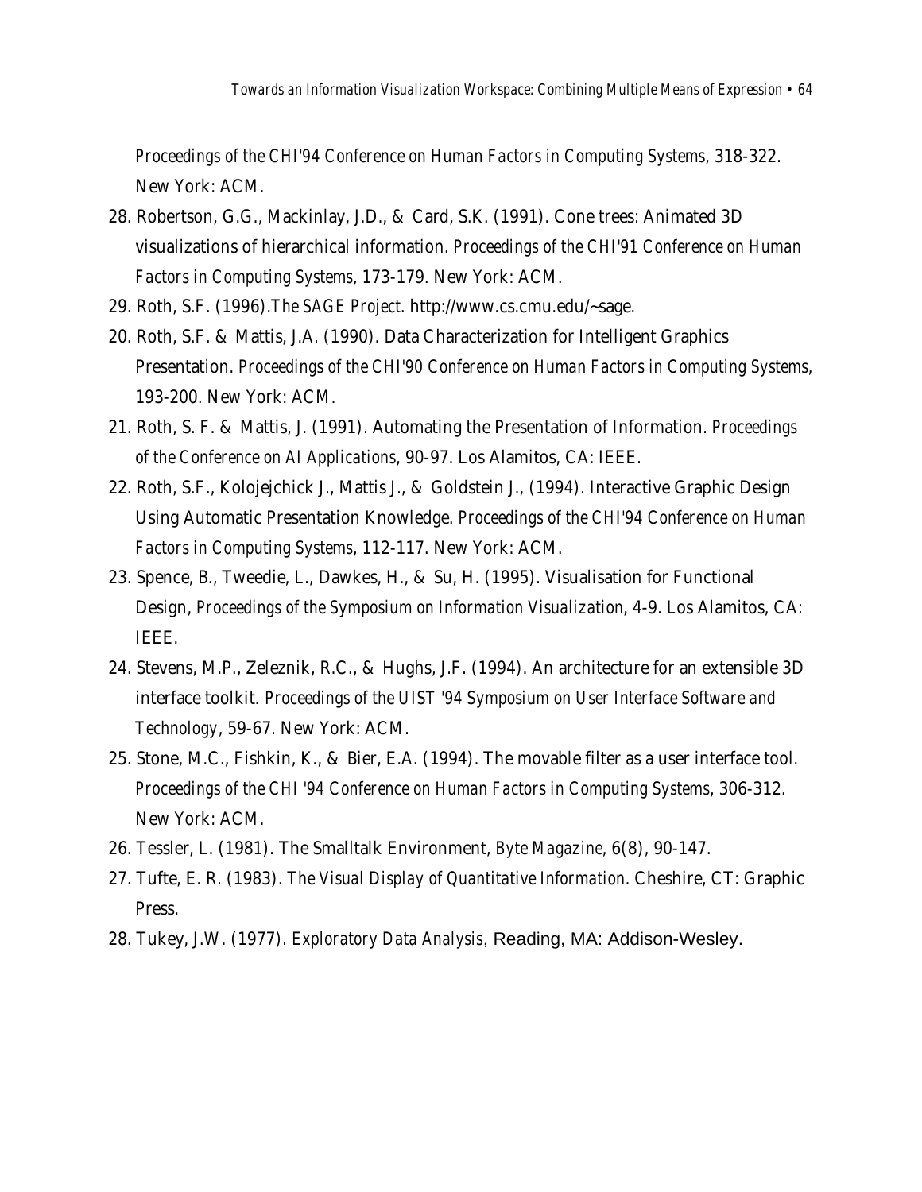*Proceedings of the CHI'94 Conference on Human Factors in Computing Systems*, 318-322. New York: ACM.

28. Robertson, G.G., Mackinlay, J.D., & Card, S.K. (1991). Cone trees: Animated 3D visualizations of hierarchical information. *Proceedings of the CHI'91 Conference on Human Factors in Computing Systems*, 173-179. New York: ACM.
29. Roth, S.F. (1996).*The SAGE Project*. http://www.cs.cmu.edu/~sage.
20. Roth, S.F. & Mattis, J.A. (1990). Data Characterization for Intelligent Graphics Presentation. *Proceedings of the CHI'90 Conference on Human Factors in Computing Systems*, 193-200. New York: ACM.
21. Roth, S. F. & Mattis, J. (1991). Automating the Presentation of Information. *Proceedings of the Conference on AI Applications*, 90-97. Los Alamitos, CA: IEEE.
22. Roth, S.F., Kolojejchick J., Mattis J., & Goldstein J., (1994). Interactive Graphic Design Using Automatic Presentation Knowledge. *Proceedings of the CHI'94 Conference on Human Factors in Computing Systems*, 112-117. New York: ACM.
23. Spence, B., Tweedie, L., Dawkes, H., & Su, H. (1995). Visualisation for Functional Design, *Proceedings of the Symposium on Information Visualization*, 4-9. Los Alamitos, CA: IEEE.
24. Stevens, M.P., Zeleznik, R.C., & Hughs, J.F. (1994). An architecture for an extensible 3D interface toolkit. *Proceedings of the UIST '94 Symposium on User Interface Software and Technology*, 59-67. New York: ACM.
25. Stone, M.C., Fishkin, K., & Bier, E.A. (1994). The movable filter as a user interface tool. *Proceedings of the CHI '94 Conference on Human Factors in Computing Systems*, 306-312. New York: ACM.
26. Tessler, L. (1981). The Smalltalk Environment, *Byte Magazine*, 6(8), 90-147.
27. Tufte, E. R. (1983). *The Visual Display of Quantitative Information*. Cheshire, CT: Graphic Press.
28. Tukey, J.W. (1977). *Exploratory Data Analysis*, Reading, MA: Addison-Wesley.